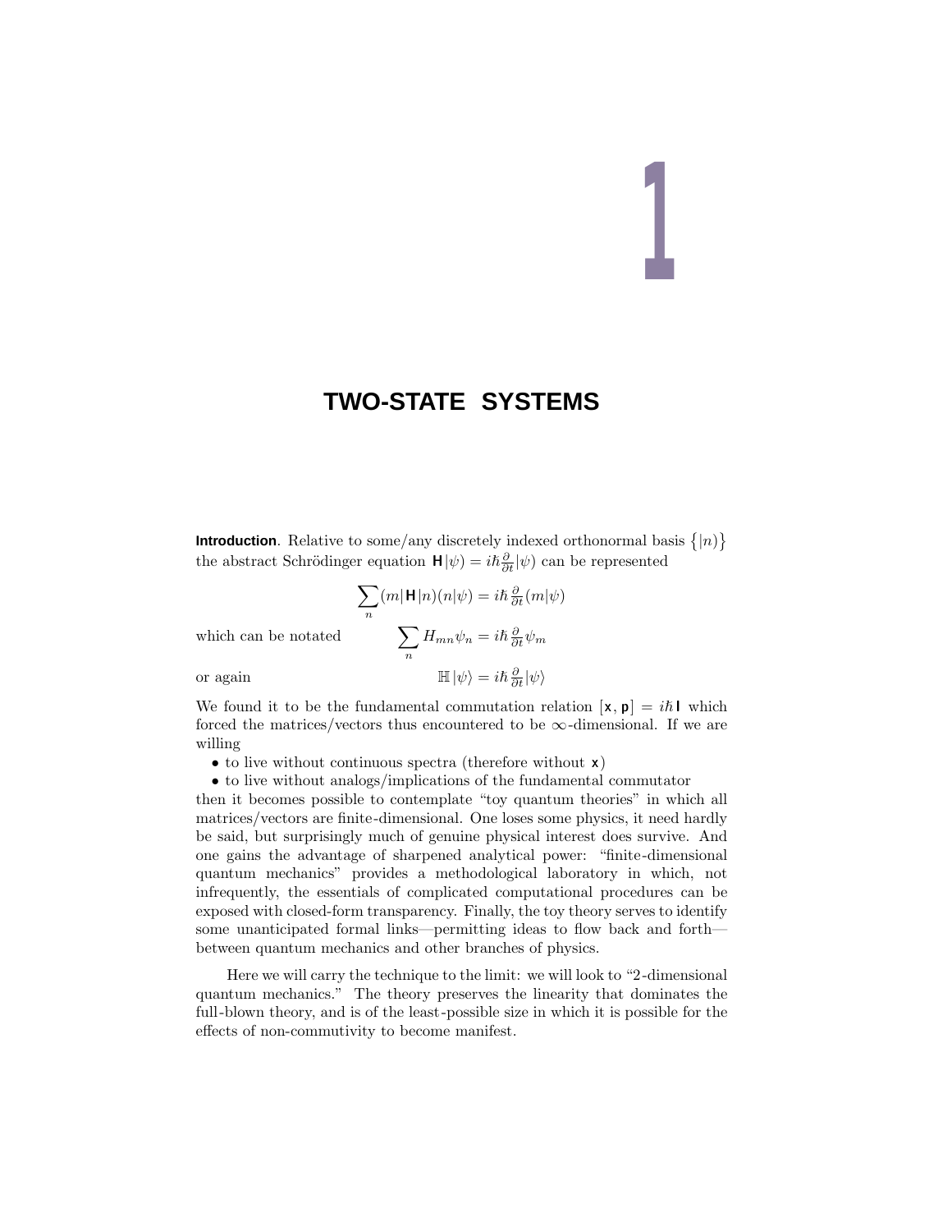# 1

## TWO-STATE SYSTEMS

**Introduction**. Relative to some/any discretely indexed orthonormal basis $\{|n)\}$ the abstract Schrödinger equation $\mathbf{H}|\psi) = i\hbar\frac{\partial}{\partial t}|\psi)$ can be represented

$$\sum_n (m|\mathbf{H}|n)(n|\psi) = i\hbar\tfrac{\partial}{\partial t}(m|\psi)$$

which can be notated

$$\sum_n H_{mn}\psi_n = i\hbar\tfrac{\partial}{\partial t}\psi_m$$

or again

$$\mathbb{H}\,|\psi\rangle = i\hbar\tfrac{\partial}{\partial t}|\psi\rangle$$

We found it to be the fundamental commutation relation $[\mathbf{x},\mathbf{p}] = i\hbar\,\mathbf{I}$ which forced the matrices/vectors thus encountered to be $\infty$-dimensional. If we are willing

- to live without continuous spectra (therefore without $\mathbf{x}$)
- to live without analogs/implications of the fundamental commutator

then it becomes possible to contemplate "toy quantum theories" in which all matrices/vectors are finite-dimensional. One loses some physics, it need hardly be said, but surprisingly much of genuine physical interest does survive. And one gains the advantage of sharpened analytical power: "finite-dimensional quantum mechanics" provides a methodological laboratory in which, not infrequently, the essentials of complicated computational procedures can be exposed with closed-form transparency. Finally, the toy theory serves to identify some unanticipated formal links—permitting ideas to flow back and forth—between quantum mechanics and other branches of physics.

Here we will carry the technique to the limit: we will look to "2-dimensional quantum mechanics." The theory preserves the linearity that dominates the full-blown theory, and is of the least-possible size in which it is possible for the effects of non-commutivity to become manifest.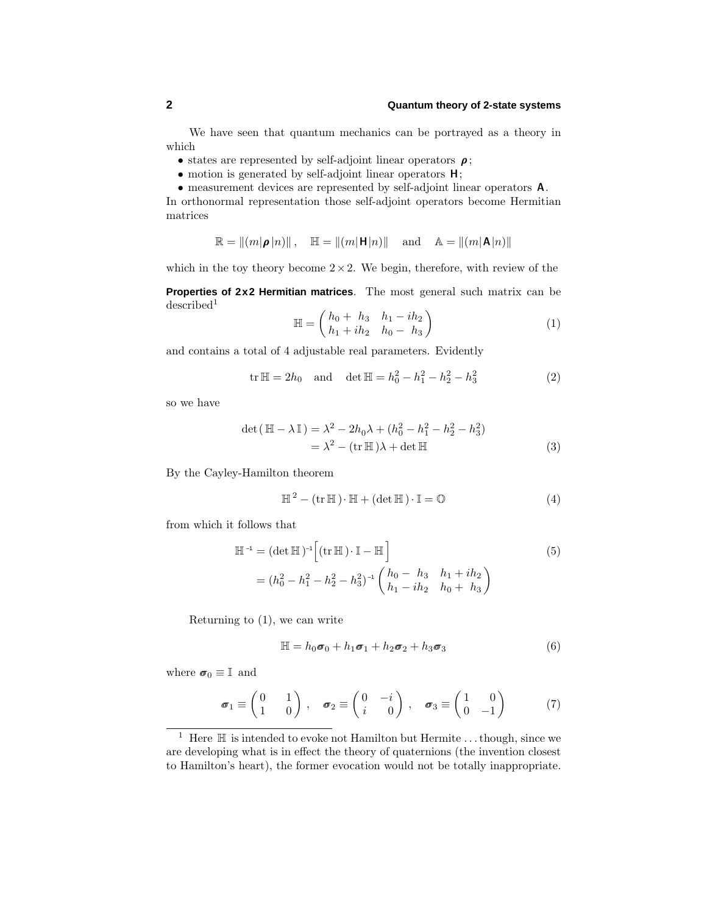We have seen that quantum mechanics can be portrayed as a theory in which

- states are represented by self-adjoint linear operators $\boldsymbol{\rho}$;
- motion is generated by self-adjoint linear operators $\mathbf{H}$;
- measurement devices are represented by self-adjoint linear operators $\mathbf{A}$.

In orthonormal representation those self-adjoint operators become Hermitian matrices

$$\mathbb{R} = \|(m|\boldsymbol{\rho}|n)\|\,, \quad \mathbb{H} = \|(m|\mathbf{H}|n)\| \quad \text{and} \quad \mathbb{A} = \|(m|\mathbf{A}|n)\|$$

which in the toy theory become $2\times 2$. We begin, therefore, with review of the

**Properties of 2x2 Hermitian matrices**. The most general such matrix can be described[1]

$$\mathbb{H} = \begin{pmatrix} h_0 + h_3 & h_1 - ih_2 \\ h_1 + ih_2 & h_0 - h_3 \end{pmatrix} \tag{1}$$

and contains a total of 4 adjustable real parameters. Evidently

$$\operatorname{tr}\mathbb{H} = 2h_0 \quad \text{and} \quad \det\mathbb{H} = h_0^2 - h_1^2 - h_2^2 - h_3^2 \tag{2}$$

so we have

$$\begin{aligned} \det(\mathbb{H} - \lambda\,\mathbb{I}) &= \lambda^2 - 2h_0\lambda + (h_0^2 - h_1^2 - h_2^2 - h_3^2) \\ &= \lambda^2 - (\operatorname{tr}\mathbb{H})\lambda + \det\mathbb{H} \end{aligned} \tag{3}$$

By the Cayley-Hamilton theorem

$$\mathbb{H}^2 - (\operatorname{tr}\mathbb{H})\cdot\mathbb{H} + (\det\mathbb{H})\cdot\mathbb{I} = \mathbb{O} \tag{4}$$

from which it follows that

$$\begin{aligned} \mathbb{H}^{-1} &= (\det\mathbb{H})^{-1}\Big[(\operatorname{tr}\mathbb{H})\cdot\mathbb{I} - \mathbb{H}\Big] \\ &= (h_0^2 - h_1^2 - h_2^2 - h_3^2)^{-1}\begin{pmatrix} h_0 - h_3 & h_1 + ih_2 \\ h_1 - ih_2 & h_0 + h_3 \end{pmatrix} \end{aligned} \tag{5}$$

Returning to (1), we can write

$$\mathbb{H} = h_0\boldsymbol{\sigma}_0 + h_1\boldsymbol{\sigma}_1 + h_2\boldsymbol{\sigma}_2 + h_3\boldsymbol{\sigma}_3 \tag{6}$$

where $\boldsymbol{\sigma}_0 \equiv \mathbb{I}$ and

$$\boldsymbol{\sigma}_1 \equiv \begin{pmatrix} 0 & 1 \\ 1 & 0 \end{pmatrix}, \quad \boldsymbol{\sigma}_2 \equiv \begin{pmatrix} 0 & -i \\ i & 0 \end{pmatrix}, \quad \boldsymbol{\sigma}_3 \equiv \begin{pmatrix} 1 & 0 \\ 0 & -1 \end{pmatrix} \tag{7}$$

---

[1] Here $\mathbb{H}$ is intended to evoke not Hamilton but Hermite ... though, since we are developing what is in effect the theory of quaternions (the invention closest to Hamilton's heart), the former evocation would not be totally inappropriate.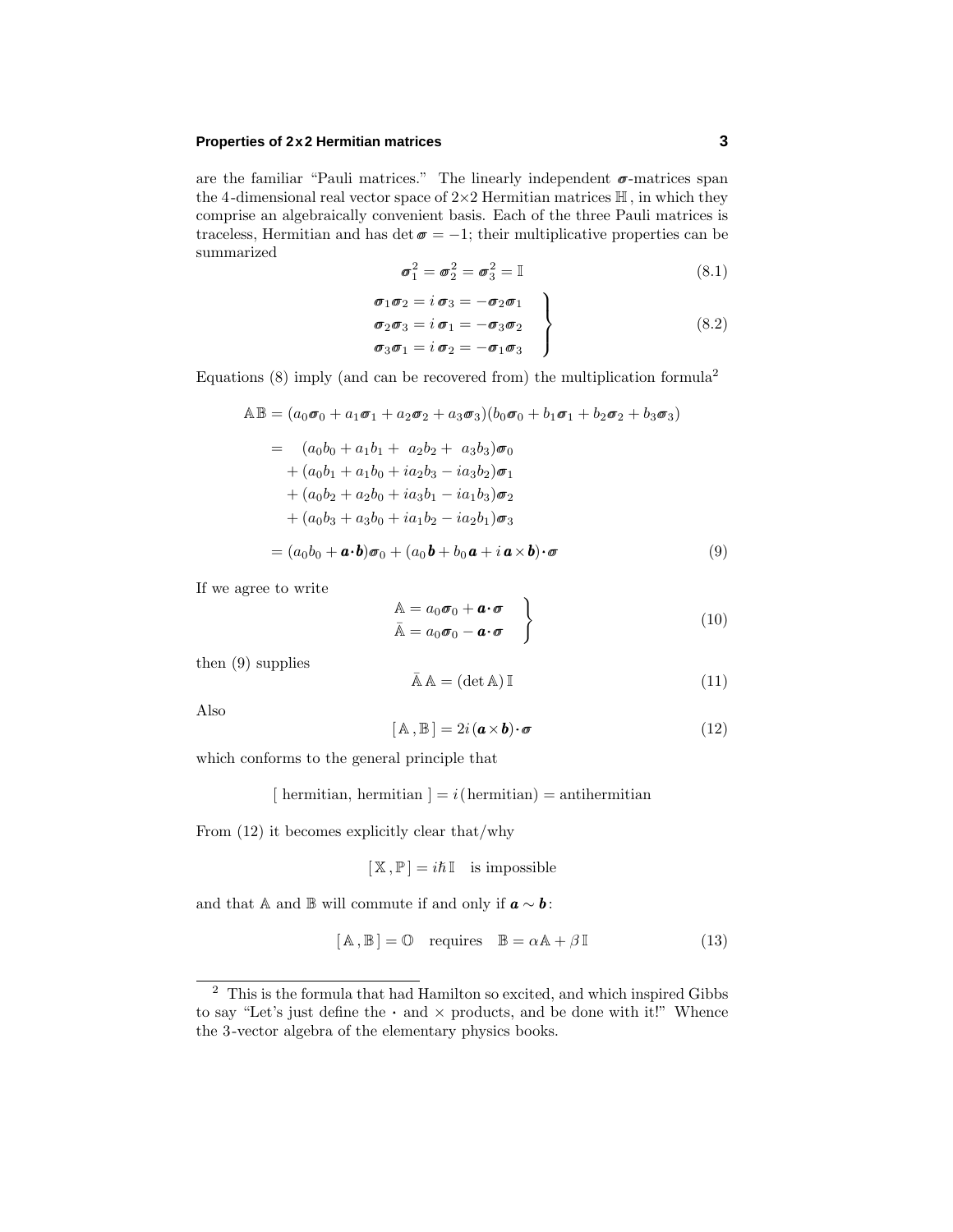are the familiar "Pauli matrices." The linearly independent $\boldsymbol{\sigma}$-matrices span the 4-dimensional real vector space of 2×2 Hermitian matrices $\mathbb{H}$, in which they comprise an algebraically convenient basis. Each of the three Pauli matrices is traceless, Hermitian and has $\det \boldsymbol{\sigma} = -1$; their multiplicative properties can be summarized

$$\boldsymbol{\sigma}_1^2 = \boldsymbol{\sigma}_2^2 = \boldsymbol{\sigma}_3^2 = \mathbb{I} \tag{8.1}$$

$$\left.\begin{aligned} \boldsymbol{\sigma}_1\boldsymbol{\sigma}_2 &= i\,\boldsymbol{\sigma}_3 = -\boldsymbol{\sigma}_2\boldsymbol{\sigma}_1 \\ \boldsymbol{\sigma}_2\boldsymbol{\sigma}_3 &= i\,\boldsymbol{\sigma}_1 = -\boldsymbol{\sigma}_3\boldsymbol{\sigma}_2 \\ \boldsymbol{\sigma}_3\boldsymbol{\sigma}_1 &= i\,\boldsymbol{\sigma}_2 = -\boldsymbol{\sigma}_1\boldsymbol{\sigma}_3 \end{aligned}\right\} \tag{8.2}$$

Equations (8) imply (and can be recovered from) the multiplication formula[2]

$$\begin{aligned} \mathbb{A}\mathbb{B} &= (a_0\boldsymbol{\sigma}_0 + a_1\boldsymbol{\sigma}_1 + a_2\boldsymbol{\sigma}_2 + a_3\boldsymbol{\sigma}_3)(b_0\boldsymbol{\sigma}_0 + b_1\boldsymbol{\sigma}_1 + b_2\boldsymbol{\sigma}_2 + b_3\boldsymbol{\sigma}_3) \\ &= \quad (a_0b_0 + a_1b_1 + \ a_2b_2 + \ a_3b_3)\boldsymbol{\sigma}_0 \\ &\quad + (a_0b_1 + a_1b_0 + ia_2b_3 - ia_3b_2)\boldsymbol{\sigma}_1 \\ &\quad + (a_0b_2 + a_2b_0 + ia_3b_1 - ia_1b_3)\boldsymbol{\sigma}_2 \\ &\quad + (a_0b_3 + a_3b_0 + ia_1b_2 - ia_2b_1)\boldsymbol{\sigma}_3 \\ &= (a_0b_0 + \boldsymbol{a}\boldsymbol{\cdot}\boldsymbol{b})\boldsymbol{\sigma}_0 + (a_0\,\boldsymbol{b} + b_0\,\boldsymbol{a} + i\,\boldsymbol{a}\times\boldsymbol{b})\boldsymbol{\cdot}\boldsymbol{\sigma} \end{aligned} \tag{9}$$

If we agree to write

$$\left.\begin{aligned} \mathbb{A} &= a_0\boldsymbol{\sigma}_0 + \boldsymbol{a}\boldsymbol{\cdot}\boldsymbol{\sigma} \\ \bar{\mathbb{A}} &= a_0\boldsymbol{\sigma}_0 - \boldsymbol{a}\boldsymbol{\cdot}\boldsymbol{\sigma} \end{aligned}\right\} \tag{10}$$

then (9) supplies

$$\bar{\mathbb{A}}\,\mathbb{A} = (\det\mathbb{A})\,\mathbb{I} \tag{11}$$

Also

$$[\,\mathbb{A}\,,\mathbb{B}\,] = 2i\,(\boldsymbol{a}\times\boldsymbol{b})\boldsymbol{\cdot}\boldsymbol{\sigma} \tag{12}$$

which conforms to the general principle that

$$[\text{ hermitian, hermitian }] = i\,(\text{hermitian}) = \text{antihermitian}$$

From (12) it becomes explicitly clear that/why

$$[\,\mathbb{X}\,,\mathbb{P}\,] = i\hbar\,\mathbb{I} \quad \text{is impossible}$$

and that $\mathbb{A}$ and $\mathbb{B}$ will commute if and only if $\boldsymbol{a} \sim \boldsymbol{b}$:

$$[\,\mathbb{A}\,,\mathbb{B}\,] = \mathbb{O} \quad \text{requires} \quad \mathbb{B} = \alpha\mathbb{A} + \beta\,\mathbb{I} \tag{13}$$

---

[2] This is the formula that had Hamilton so excited, and which inspired Gibbs to say "Let's just define the $\cdot$ and $\times$ products, and be done with it!" Whence the 3-vector algebra of the elementary physics books.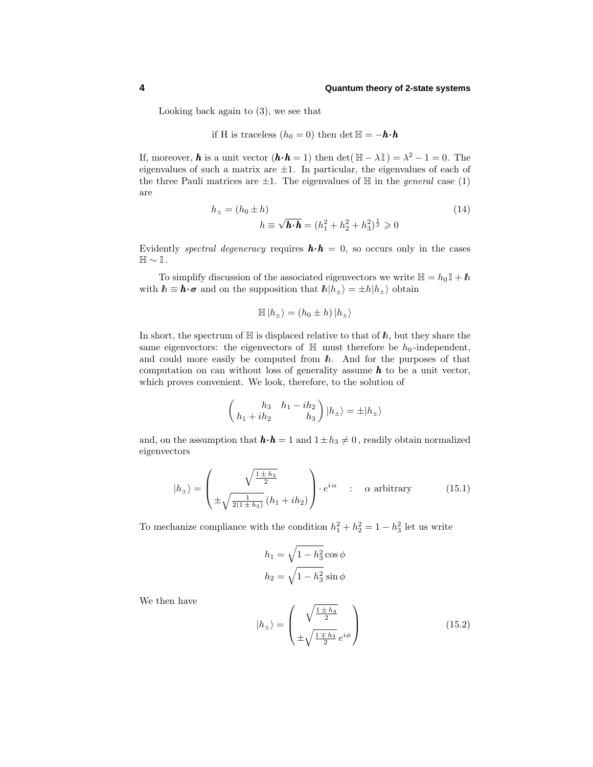Looking back again to (3), we see that

$$\text{if H is traceless } (h_0 = 0) \text{ then } \det \mathbb{H} = -\boldsymbol{h}\cdot\boldsymbol{h}$$

If, moreover, $\boldsymbol{h}$ is a unit vector ($\boldsymbol{h}\cdot\boldsymbol{h} = 1$) then $\det(\mathbb{H} - \lambda\mathbb{I}) = \lambda^2 - 1 = 0$. The eigenvalues of such a matrix are $\pm 1$. In particular, the eigenvalues of each of the three Pauli matrices are $\pm 1$. The eigenvalues of $\mathbb{H}$ in the *general* case (1) are

$$\begin{aligned} h_\pm &= (h_0 \pm h) \\ h &\equiv \sqrt{\boldsymbol{h}\cdot\boldsymbol{h}} = (h_1^2 + h_2^2 + h_3^2)^{\frac{1}{2}} \geqslant 0 \end{aligned} \tag{14}$$

Evidently *spectral degeneracy* requires $\boldsymbol{h}\cdot\boldsymbol{h} = 0$, so occurs only in the cases $\mathbb{H} \sim \mathbb{I}$.

To simplify discussion of the associated eigenvectors we write $\mathbb{H} = h_0\,\mathbb{I} + \mathbb{h}$ with $\mathbb{h} \equiv \boldsymbol{h}\cdot\boldsymbol{\sigma}$ and on the supposition that $\mathbb{h}|h_\pm\rangle = \pm h|h_\pm\rangle$ obtain

$$\mathbb{H}\,|h_\pm\rangle = (h_0 \pm h)\,|h_\pm\rangle$$

In short, the spectrum of $\mathbb{H}$ is displaced relative to that of $\mathbb{h}$, but they share the same eigenvectors: the eigenvectors of $\mathbb{H}$ must therefore be $h_0$-independent, and could more easily be computed from $\mathbb{h}$. And for the purposes of that computation on can without loss of generality assume $\boldsymbol{h}$ to be a unit vector, which proves convenient. We look, therefore, to the solution of

$$\begin{pmatrix} h_3 & h_1 - ih_2 \\ h_1 + ih_2 & h_3 \end{pmatrix} |h_\pm\rangle = \pm|h_\pm\rangle$$

and, on the assumption that $\boldsymbol{h}\cdot\boldsymbol{h} = 1$ and $1 \pm h_3 \neq 0$, readily obtain normalized eigenvectors

$$|h_\pm\rangle = \begin{pmatrix} \sqrt{\frac{1\,\pm\,h_3}{2}} \\ \pm\sqrt{\frac{1}{2(1\,\pm\,h_3)}}\,(h_1 + ih_2) \end{pmatrix} \cdot e^{i\,\alpha} \quad : \quad \alpha \text{ arbitrary} \tag{15.1}$$

To mechanize compliance with the condition $h_1^2 + h_2^2 = 1 - h_3^2$ let us write

$$\begin{aligned} h_1 &= \sqrt{1 - h_3^2}\cos\phi \\ h_2 &= \sqrt{1 - h_3^2}\sin\phi \end{aligned}$$

We then have

$$|h_\pm\rangle = \begin{pmatrix} \sqrt{\frac{1\,\pm\,h_3}{2}} \\ \pm\sqrt{\frac{1\,\mp\,h_3}{2}}\;e^{i\phi} \end{pmatrix} \tag{15.2}$$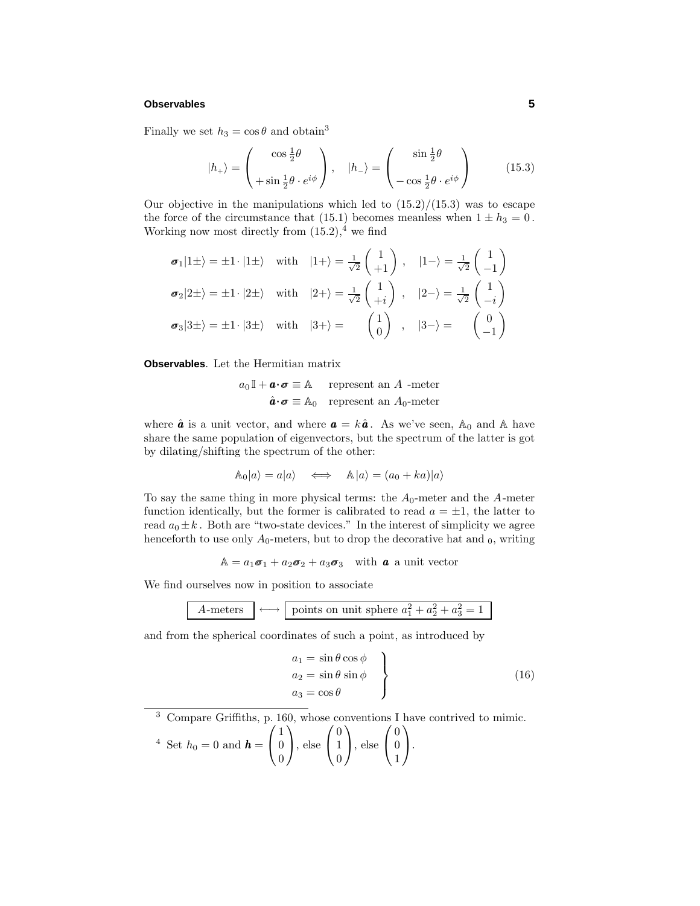Finally we set $h_3 = \cos\theta$ and obtain[3]

$$
|h_+\rangle = \begin{pmatrix} \cos\frac{1}{2}\theta \\ \\ +\sin\frac{1}{2}\theta\cdot e^{i\phi} \end{pmatrix}, \quad |h_-\rangle = \begin{pmatrix} \sin\frac{1}{2}\theta \\ \\ -\cos\frac{1}{2}\theta\cdot e^{i\phi} \end{pmatrix} \tag{15.3}
$$

Our objective in the manipulations which led to (15.2)/(15.3) was to escape the force of the circumstance that (15.1) becomes meanless when $1 \pm h_3 = 0$. Working now most directly from (15.2),[4] we find

$$
\begin{aligned}
\boldsymbol{\sigma}_1|1\pm\rangle &= \pm 1\cdot|1\pm\rangle \quad \text{with} \quad |1+\rangle = \tfrac{1}{\sqrt{2}}\begin{pmatrix} 1 \\ +1 \end{pmatrix}, \quad |1-\rangle = \tfrac{1}{\sqrt{2}}\begin{pmatrix} 1 \\ -1 \end{pmatrix} \\
\boldsymbol{\sigma}_2|2\pm\rangle &= \pm 1\cdot|2\pm\rangle \quad \text{with} \quad |2+\rangle = \tfrac{1}{\sqrt{2}}\begin{pmatrix} 1 \\ +i \end{pmatrix}, \quad |2-\rangle = \tfrac{1}{\sqrt{2}}\begin{pmatrix} 1 \\ -i \end{pmatrix} \\
\boldsymbol{\sigma}_3|3\pm\rangle &= \pm 1\cdot|3\pm\rangle \quad \text{with} \quad |3+\rangle = \begin{pmatrix} 1 \\ 0 \end{pmatrix}, \quad |3-\rangle = \begin{pmatrix} 0 \\ -1 \end{pmatrix}
\end{aligned}
$$

**Observables**. Let the Hermitian matrix

$$
\begin{aligned}
a_0\mathbb{I} + \boldsymbol{a}\cdot\boldsymbol{\sigma} &\equiv \mathbb{A} \quad \text{represent an } A\text{-meter} \\
\hat{\boldsymbol{a}}\cdot\boldsymbol{\sigma} &\equiv \mathbb{A}_0 \quad \text{represent an } A_0\text{-meter}
\end{aligned}
$$

where $\hat{\boldsymbol{a}}$ is a unit vector, and where $\boldsymbol{a} = k\hat{\boldsymbol{a}}$. As we've seen, $\mathbb{A}_0$ and $\mathbb{A}$ have share the same population of eigenvectors, but the spectrum of the latter is got by dilating/shifting the spectrum of the other:

$$
\mathbb{A}_0|a\rangle = a|a\rangle \quad \Longleftrightarrow \quad \mathbb{A}|a\rangle = (a_0 + ka)|a\rangle
$$

To say the same thing in more physical terms: the $A_0$-meter and the $A$-meter function identically, but the former is calibrated to read $a = \pm 1$, the latter to read $a_0 \pm k$. Both are "two-state devices." In the interest of simplicity we agree henceforth to use only $A_0$-meters, but to drop the decorative hat and $_0$, writing

$$
\mathbb{A} = a_1\boldsymbol{\sigma}_1 + a_2\boldsymbol{\sigma}_2 + a_3\boldsymbol{\sigma}_3 \quad \text{with } \boldsymbol{a} \text{ a unit vector}
$$

We find ourselves now in position to associate

$$
\boxed{A\text{-meters}} \longleftrightarrow \boxed{\text{points on unit sphere } a_1^2 + a_2^2 + a_3^2 = 1}
$$

and from the spherical coordinates of such a point, as introduced by

$$
\left.\begin{aligned}
a_1 &= \sin\theta\cos\phi \\
a_2 &= \sin\theta\sin\phi \\
a_3 &= \cos\theta
\end{aligned}\right\} \tag{16}
$$

---

[3] Compare Griffiths, p. 160, whose conventions I have contrived to mimic.

[4] Set $h_0 = 0$ and $\boldsymbol{h} = \begin{pmatrix} 1 \\ 0 \\ 0 \end{pmatrix}$, else $\begin{pmatrix} 0 \\ 1 \\ 0 \end{pmatrix}$, else $\begin{pmatrix} 0 \\ 0 \\ 1 \end{pmatrix}$.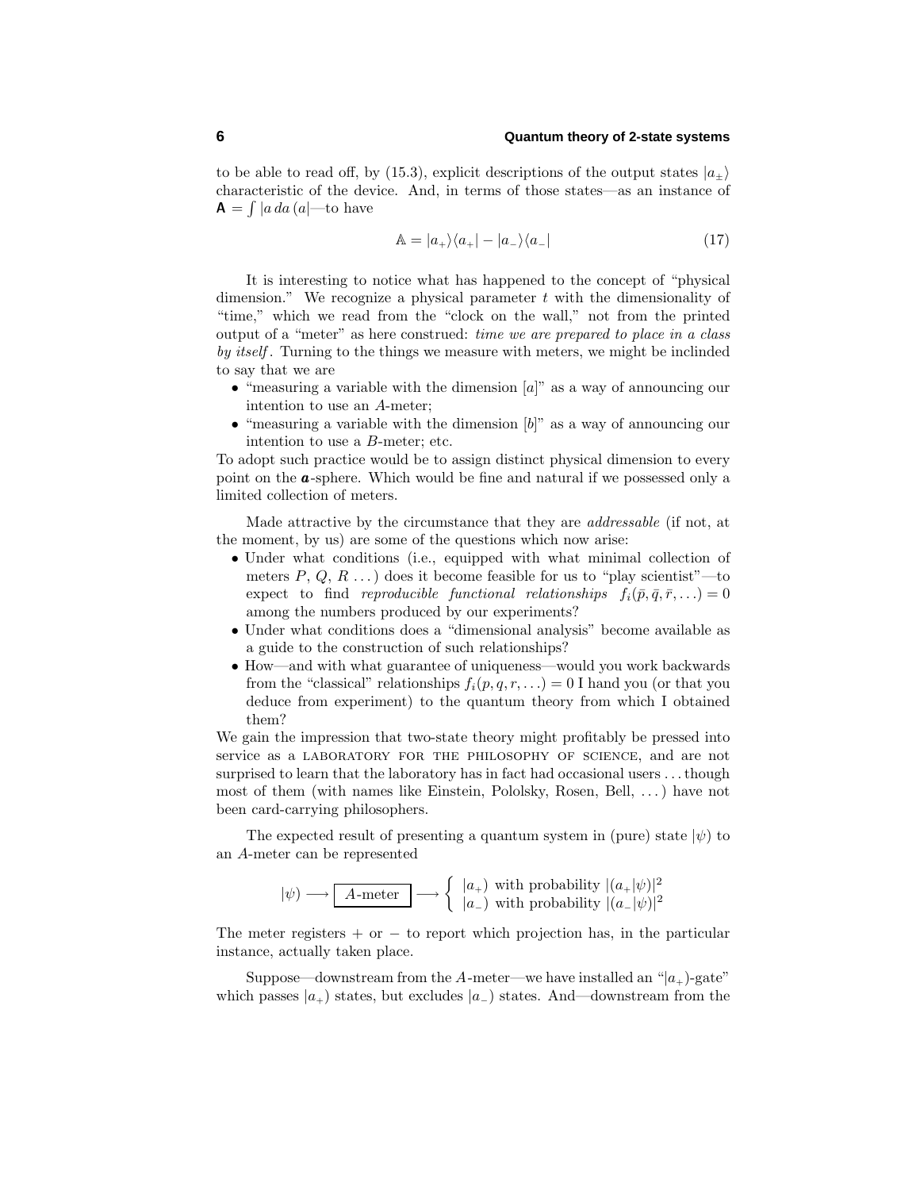to be able to read off, by (15.3), explicit descriptions of the output states $|a_\pm)$ characteristic of the device. And, in terms of those states—as an instance of $\mathbf{A} = \int |a\,da\,(a|$—to have

$$\mathbb{A} = |a_+)(a_+| - |a_-)(a_-| \tag{17}$$

It is interesting to notice what has happened to the concept of "physical dimension." We recognize a physical parameter $t$ with the dimensionality of "time," which we read from the "clock on the wall," not from the printed output of a "meter" as here construed: *time we are prepared to place in a class by itself*. Turning to the things we measure with meters, we might be inclinded to say that we are

- "measuring a variable with the dimension $[a]$" as a way of announcing our intention to use an $A$-meter;
- "measuring a variable with the dimension $[b]$" as a way of announcing our intention to use a $B$-meter; etc.

To adopt such practice would be to assign distinct physical dimension to every point on the $\boldsymbol{a}$-sphere. Which would be fine and natural if we possessed only a limited collection of meters.

Made attractive by the circumstance that they are *addressable* (if not, at the moment, by us) are some of the questions which now arise:

- Under what conditions (i.e., equipped with what minimal collection of meters $P$, $Q$, $R$ ...) does it become feasible for us to "play scientist"—to expect to find *reproducible functional relationships* $f_i(\bar{p}, \bar{q}, \bar{r}, \ldots) = 0$ among the numbers produced by our experiments?
- Under what conditions does a "dimensional analysis" become available as a guide to the construction of such relationships?
- How—and with what guarantee of uniqueness—would you work backwards from the "classical" relationships $f_i(p, q, r, \ldots) = 0$ I hand you (or that you deduce from experiment) to the quantum theory from which I obtained them?

We gain the impression that two-state theory might profitably be pressed into service as a LABORATORY FOR THE PHILOSOPHY OF SCIENCE, and are not surprised to learn that the laboratory has in fact had occasional users ... though most of them (with names like Einstein, Pololsky, Rosen, Bell, ...) have not been card-carrying philosophers.

The expected result of presenting a quantum system in (pure) state $|\psi)$ to an $A$-meter can be represented

$$|\psi) \longrightarrow \boxed{A\text{-meter}} \longrightarrow \begin{cases} |a_+) \text{ with probability } |(a_+|\psi)|^2 \\ |a_-) \text{ with probability } |(a_-|\psi)|^2 \end{cases}$$

The meter registers $+$ or $-$ to report which projection has, in the particular instance, actually taken place.

Suppose—downstream from the $A$-meter—we have installed an "$|a_+)$-gate" which passes $|a_+)$ states, but excludes $|a_-)$ states. And—downstream from the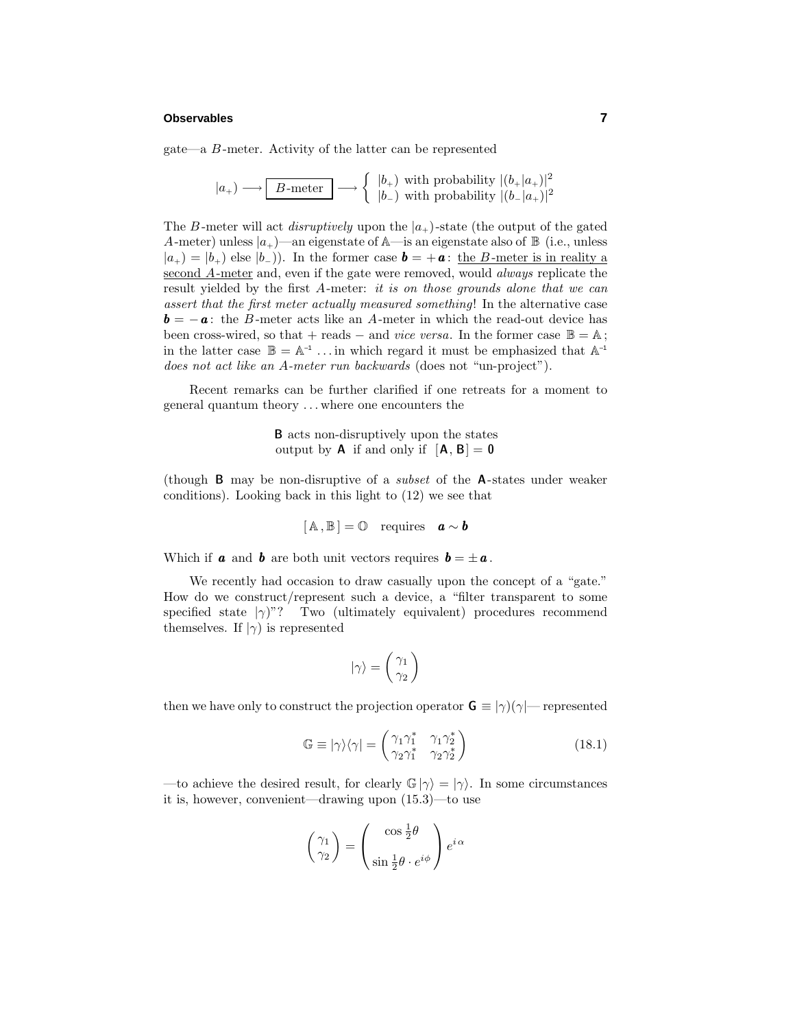gate—a $B$-meter. Activity of the latter can be represented

$$|a_+) \longrightarrow \boxed{B\text{-meter}} \longrightarrow \begin{cases} |b_+) \text{ with probability } |(b_+|a_+)|^2 \\ |b_-) \text{ with probability } |(b_-|a_+)|^2 \end{cases}$$

The $B$-meter will act *disruptively* upon the $|a_+)$-state (the output of the gated $A$-meter) unless $|a_+)$—an eigenstate of $\mathbb{A}$—is an eigenstate also of $\mathbb{B}$ (i.e., unless $|a_+) = |b_+)$ else $|b_-)$). In the former case $\boldsymbol{b} = +\boldsymbol{a}$: <u>the $B$-meter is in reality a second $A$-meter</u> and, even if the gate were removed, would *always* replicate the result yielded by the first $A$-meter: *it is on those grounds alone that we can assert that the first meter actually measured something*! In the alternative case $\boldsymbol{b} = -\boldsymbol{a}$: the $B$-meter acts like an $A$-meter in which the read-out device has been cross-wired, so that + reads − and *vice versa*. In the former case $\mathbb{B} = \mathbb{A}$; in the latter case $\mathbb{B} = \mathbb{A}^{-1}$ ... in which regard it must be emphasized that $\mathbb{A}^{-1}$ *does not act like an A-meter run backwards* (does not "un-project").

Recent remarks can be further clarified if one retreats for a moment to general quantum theory ... where one encounters the

$$\begin{array}{c}\mathbf{B} \text{ acts non-disruptively upon the states} \\ \text{output by } \mathbf{A} \text{ if and only if } [\mathbf{A}, \mathbf{B}] = \mathbf{0}\end{array}$$

(though $\mathbf{B}$ may be non-disruptive of a *subset* of the $\mathbf{A}$-states under weaker conditions). Looking back in this light to (12) we see that

$$[\,\mathbb{A}\,, \mathbb{B}\,] = \mathbb{O} \quad \text{requires} \quad \boldsymbol{a} \sim \boldsymbol{b}$$

Which if $\boldsymbol{a}$ and $\boldsymbol{b}$ are both unit vectors requires $\boldsymbol{b} = \pm\,\boldsymbol{a}$.

We recently had occasion to draw casually upon the concept of a "gate." How do we construct/represent such a device, a "filter transparent to some specified state $|\gamma)$"? Two (ultimately equivalent) procedures recommend themselves. If $|\gamma)$ is represented

$$|\gamma\rangle = \begin{pmatrix} \gamma_1 \\ \gamma_2 \end{pmatrix}$$

then we have only to construct the projection operator $\mathbf{G} \equiv |\gamma)(\gamma|$— represented

$$\mathbb{G} \equiv |\gamma\rangle\langle\gamma| = \begin{pmatrix} \gamma_1\gamma_1^* & \gamma_1\gamma_2^* \\ \gamma_2\gamma_1^* & \gamma_2\gamma_2^* \end{pmatrix} \tag{18.1}$$

—to achieve the desired result, for clearly $\mathbb{G}\,|\gamma\rangle = |\gamma\rangle$. In some circumstances it is, however, convenient—drawing upon (15.3)—to use

$$\begin{pmatrix} \gamma_1 \\ \gamma_2 \end{pmatrix} = \begin{pmatrix} \cos\frac{1}{2}\theta \\ \\ \sin\frac{1}{2}\theta \cdot e^{i\phi} \end{pmatrix} e^{i\,\alpha}$$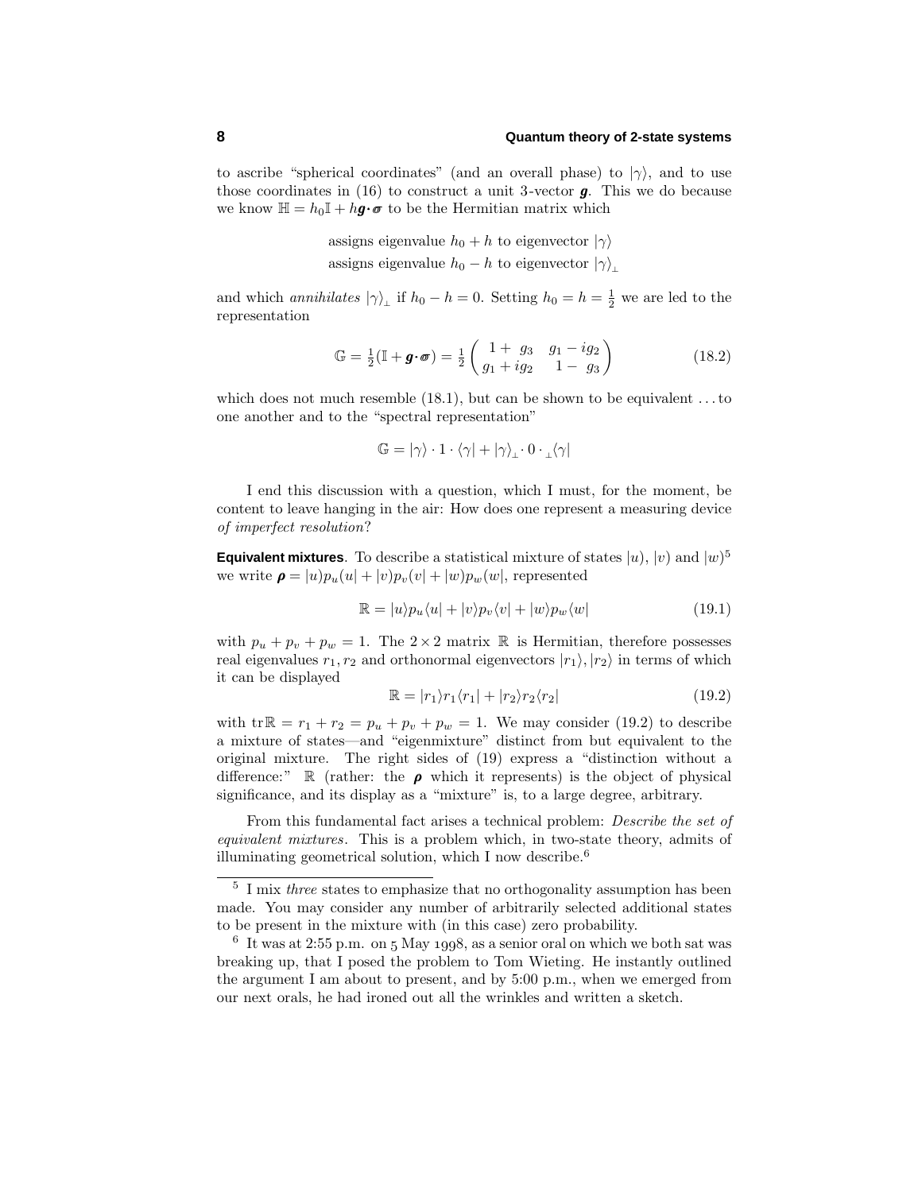to ascribe "spherical coordinates" (and an overall phase) to $|\gamma\rangle$, and to use those coordinates in (16) to construct a unit 3-vector $\boldsymbol{g}$. This we do because we know $\mathbb{H} = h_0\mathbb{I} + h\boldsymbol{g}\boldsymbol{\cdot}\boldsymbol{\sigma}$ to be the Hermitian matrix which

assigns eigenvalue $h_0 + h$ to eigenvector $|\gamma\rangle$
assigns eigenvalue $h_0 - h$ to eigenvector $|\gamma\rangle_\perp$

and which *annihilates* $|\gamma\rangle_\perp$ if $h_0 - h = 0$. Setting $h_0 = h = \frac{1}{2}$ we are led to the representation

$$\mathbb{G} = \tfrac{1}{2}(\mathbb{I} + \boldsymbol{g}\boldsymbol{\cdot}\boldsymbol{\sigma}) = \tfrac{1}{2}\begin{pmatrix} 1 + g_3 & g_1 - ig_2 \\ g_1 + ig_2 & 1 - g_3 \end{pmatrix} \tag{18.2}$$

which does not much resemble (18.1), but can be shown to be equivalent ... to one another and to the "spectral representation"

$$\mathbb{G} = |\gamma\rangle \cdot 1 \cdot \langle\gamma| + |\gamma\rangle_\perp \cdot 0 \cdot {}_\perp\langle\gamma|$$

I end this discussion with a question, which I must, for the moment, be content to leave hanging in the air: How does one represent a measuring device *of imperfect resolution*?

**Equivalent mixtures**. To describe a statistical mixture of states $|u)$, $|v)$ and $|w)$[5] we write $\boldsymbol{\rho} = |u)p_u(u| + |v)p_v(v| + |w)p_w(w|$, represented

$$\mathbb{R} = |u\rangle p_u\langle u| + |v\rangle p_v\langle v| + |w\rangle p_w\langle w| \tag{19.1}$$

with $p_u + p_v + p_w = 1$. The $2\times 2$ matrix $\mathbb{R}$ is Hermitian, therefore possesses real eigenvalues $r_1, r_2$ and orthonormal eigenvectors $|r_1\rangle, |r_2\rangle$ in terms of which it can be displayed

$$\mathbb{R} = |r_1\rangle r_1\langle r_1| + |r_2\rangle r_2\langle r_2| \tag{19.2}$$

with $\text{tr}\,\mathbb{R} = r_1 + r_2 = p_u + p_v + p_w = 1$. We may consider (19.2) to describe a mixture of states—and "eigenmixture" distinct from but equivalent to the original mixture. The right sides of (19) express a "distinction without a difference:" $\mathbb{R}$ (rather: the $\boldsymbol{\rho}$ which it represents) is the object of physical significance, and its display as a "mixture" is, to a large degree, arbitrary.

From this fundamental fact arises a technical problem: *Describe the set of equivalent mixtures*. This is a problem which, in two-state theory, admits of illuminating geometrical solution, which I now describe.[6]

---

[5] I mix *three* states to emphasize that no orthogonality assumption has been made. You may consider any number of arbitrarily selected additional states to be present in the mixture with (in this case) zero probability.

[6] It was at 2:55 p.m. on 5 May 1998, as a senior oral on which we both sat was breaking up, that I posed the problem to Tom Wieting. He instantly outlined the argument I am about to present, and by 5:00 p.m., when we emerged from our next orals, he had ironed out all the wrinkles and written a sketch.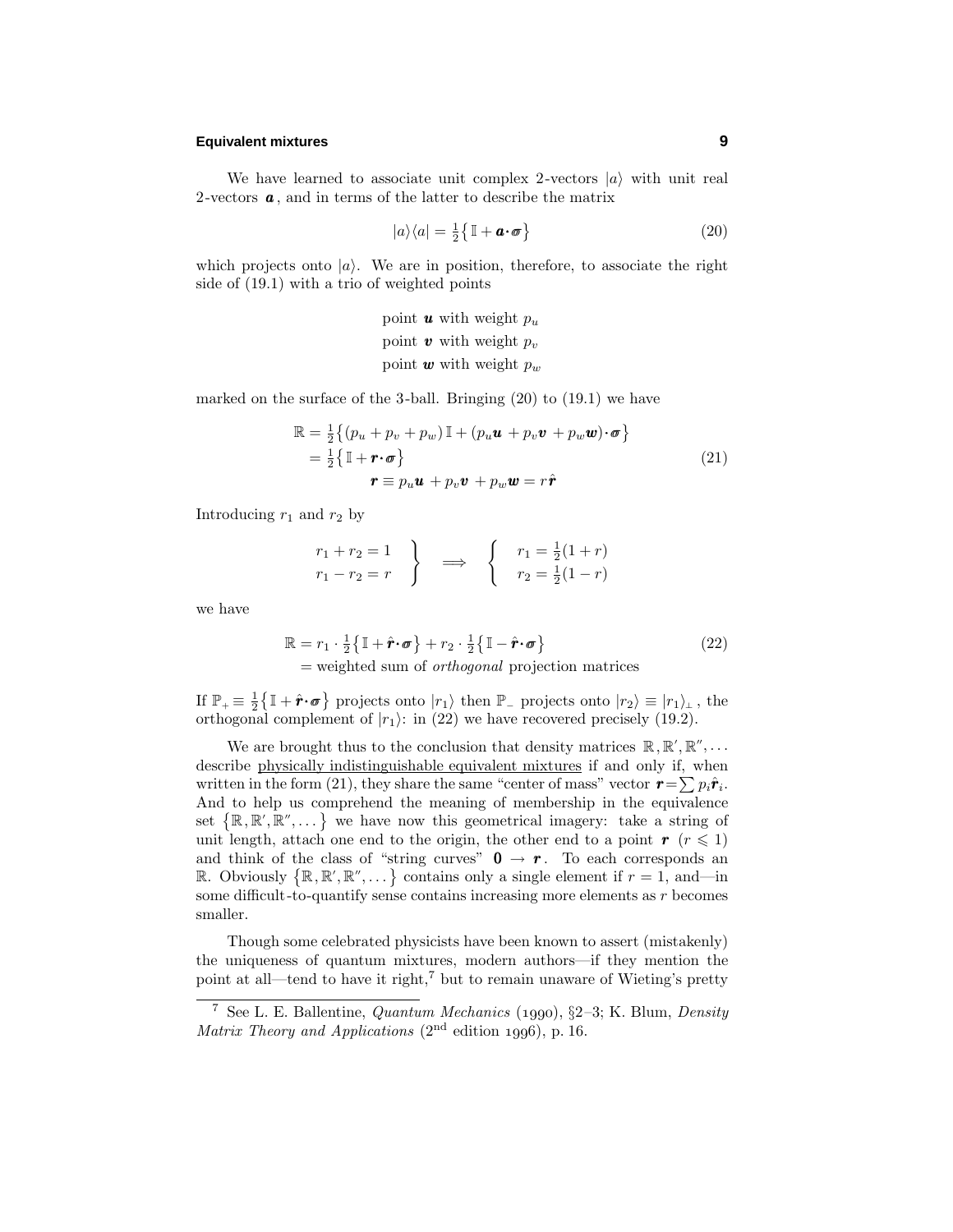We have learned to associate unit complex 2-vectors $|a\rangle$ with unit real 2-vectors $\boldsymbol{a}$, and in terms of the latter to describe the matrix

$$|a\rangle\langle a| = \tfrac{1}{2}\big\{\,\mathbb{I} + \boldsymbol{a}\boldsymbol{\cdot}\boldsymbol{\sigma}\big\} \tag{20}$$

which projects onto $|a\rangle$. We are in position, therefore, to associate the right side of (19.1) with a trio of weighted points

$$\begin{aligned}
&\text{point } \boldsymbol{u} \text{ with weight } p_u\\
&\text{point } \boldsymbol{v} \text{ with weight } p_v\\
&\text{point } \boldsymbol{w} \text{ with weight } p_w
\end{aligned}$$

marked on the surface of the 3-ball. Bringing (20) to (19.1) we have

$$\begin{aligned}
\mathbb{R} &= \tfrac{1}{2}\big\{(p_u+p_v+p_w)\,\mathbb{I} + (p_u\boldsymbol{u} + p_v\boldsymbol{v} + p_w\boldsymbol{w})\boldsymbol{\cdot}\boldsymbol{\sigma}\big\}\\
&= \tfrac{1}{2}\big\{\,\mathbb{I} + \boldsymbol{r}\boldsymbol{\cdot}\boldsymbol{\sigma}\big\}\\
&\qquad\quad \boldsymbol{r} \equiv p_u\boldsymbol{u} + p_v\boldsymbol{v} + p_w\boldsymbol{w} = r\hat{\boldsymbol{r}}
\end{aligned} \tag{21}$$

Introducing $r_1$ and $r_2$ by

$$\left.\begin{aligned} r_1 + r_2 &= 1\\ r_1 - r_2 &= r\end{aligned}\right\} \implies \left\{\begin{aligned} r_1 &= \tfrac{1}{2}(1+r)\\ r_2 &= \tfrac{1}{2}(1-r)\end{aligned}\right.$$

we have

$$\begin{aligned}
\mathbb{R} &= r_1\cdot\tfrac{1}{2}\big\{\,\mathbb{I} + \hat{\boldsymbol{r}}\boldsymbol{\cdot}\boldsymbol{\sigma}\big\} + r_2\cdot\tfrac{1}{2}\big\{\,\mathbb{I} - \hat{\boldsymbol{r}}\boldsymbol{\cdot}\boldsymbol{\sigma}\big\}\\
&= \text{weighted sum of } \textit{orthogonal} \text{ projection matrices}
\end{aligned} \tag{22}$$

If $\mathbb{P}_+ \equiv \tfrac{1}{2}\big\{\,\mathbb{I} + \hat{\boldsymbol{r}}\boldsymbol{\cdot}\boldsymbol{\sigma}\big\}$ projects onto $|r_1\rangle$ then $\mathbb{P}_-$ projects onto $|r_2\rangle \equiv |r_1\rangle_\perp$, the orthogonal complement of $|r_1\rangle$: in (22) we have recovered precisely (19.2).

We are brought thus to the conclusion that density matrices $\mathbb{R}, \mathbb{R}', \mathbb{R}'', \dots$ describe <u>physically indistinguishable equivalent mixtures</u> if and only if, when written in the form (21), they share the same "center of mass" vector $\boldsymbol{r} = \sum p_i\hat{\boldsymbol{r}}_i$. And to help us comprehend the meaning of membership in the equivalence set $\big\{\mathbb{R}, \mathbb{R}', \mathbb{R}'', \dots\big\}$ we have now this geometrical imagery: take a string of unit length, attach one end to the origin, the other end to a point $\boldsymbol{r}$ $(r \leqslant 1)$ and think of the class of "string curves" $\boldsymbol{0} \rightarrow \boldsymbol{r}$. To each corresponds an $\mathbb{R}$. Obviously $\big\{\mathbb{R}, \mathbb{R}', \mathbb{R}'', \dots\big\}$ contains only a single element if $r = 1$, and—in some difficult-to-quantify sense contains increasing more elements as $r$ becomes smaller.

Though some celebrated physicists have been known to assert (mistakenly) the uniqueness of quantum mixtures, modern authors—if they mention the point at all—tend to have it right,[7] but to remain unaware of Wieting's pretty

---

[7] See L. E. Ballentine, *Quantum Mechanics* (1990), §2–3; K. Blum, *Density Matrix Theory and Applications* (2nd edition 1996), p. 16.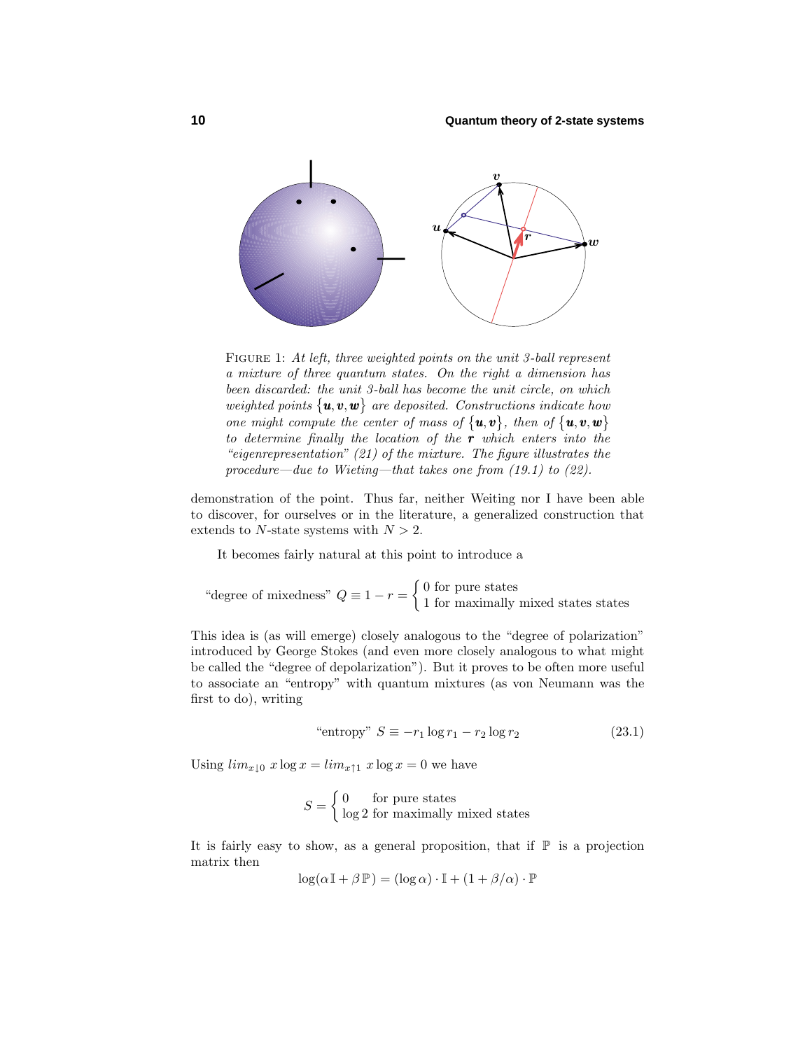FIGURE 1: *At left, three weighted points on the unit 3-ball represent a mixture of three quantum states. On the right a dimension has been discarded: the unit 3-ball has become the unit circle, on which weighted points* $\{\boldsymbol{u}, \boldsymbol{v}, \boldsymbol{w}\}$ *are deposited. Constructions indicate how one might compute the center of mass of* $\{\boldsymbol{u}, \boldsymbol{v}\}$*, then of* $\{\boldsymbol{u}, \boldsymbol{v}, \boldsymbol{w}\}$ *to determine finally the location of the* $\boldsymbol{r}$ *which enters into the "eigenrepresentation" (21) of the mixture. The figure illustrates the procedure—due to Wieting—that takes one from (19.1) to (22).*

demonstration of the point. Thus far, neither Weiting nor I have been able to discover, for ourselves or in the literature, a generalized construction that extends to $N$-state systems with $N > 2$.

It becomes fairly natural at this point to introduce a

$$\text{"degree of mixedness" } Q \equiv 1 - r = \begin{cases} 0 \text{ for pure states} \\ 1 \text{ for maximally mixed states states} \end{cases}$$

This idea is (as will emerge) closely analogous to the "degree of polarization" introduced by George Stokes (and even more closely analogous to what might be called the "degree of depolarization"). But it proves to be often more useful to associate an "entropy" with quantum mixtures (as von Neumann was the first to do), writing

$$\text{"entropy" } S \equiv -r_1 \log r_1 - r_2 \log r_2 \tag{23.1}$$

Using $lim_{x\downarrow 0}\; x \log x = lim_{x\uparrow 1}\; x \log x = 0$ we have

$$S = \begin{cases} 0 & \text{for pure states} \\ \log 2 & \text{for maximally mixed states} \end{cases}$$

It is fairly easy to show, as a general proposition, that if $\mathbb{P}$ is a projection matrix then

$$\log(\alpha\,\mathbb{I} + \beta\,\mathbb{P}) = (\log\alpha)\cdot\mathbb{I} + (1 + \beta/\alpha)\cdot\mathbb{P}$$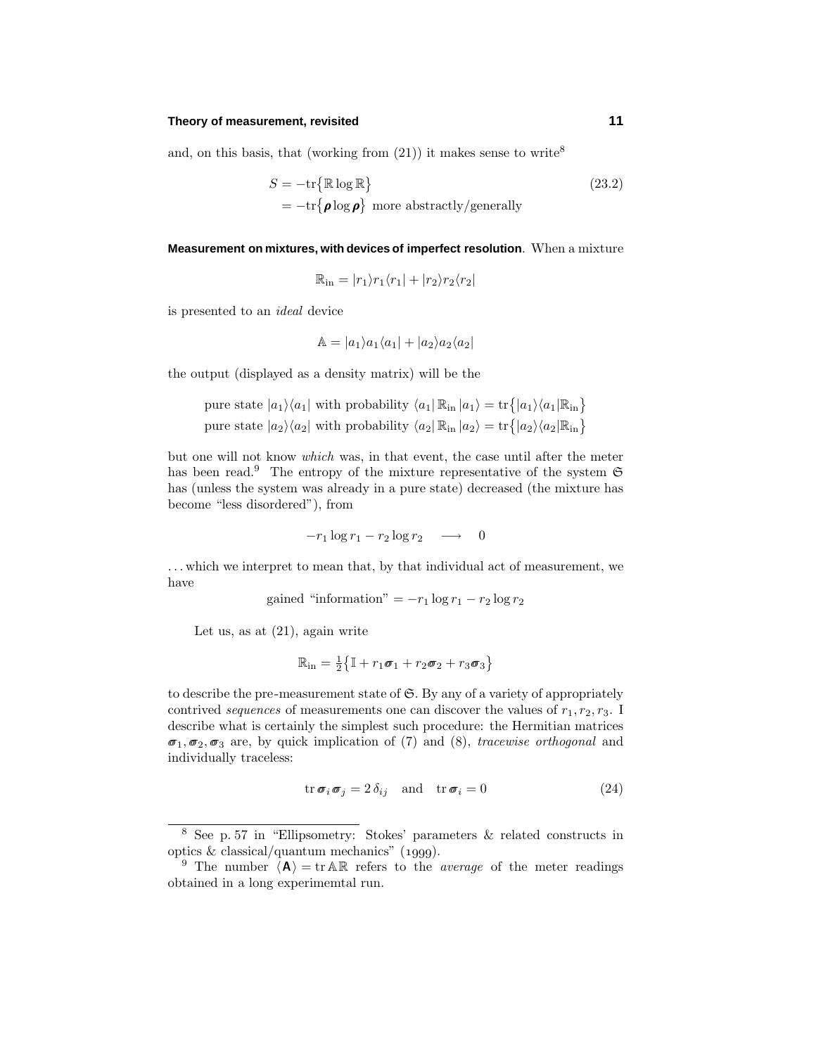and, on this basis, that (working from (21)) it makes sense to write[8]

$$
\begin{aligned}
S &= -\mathrm{tr}\big\{\mathbb{R}\log\mathbb{R}\big\} \qquad\qquad (23.2)\\
&= -\mathrm{tr}\big\{\boldsymbol{\rho}\log\boldsymbol{\rho}\big\} \text{ more abstractly/generally}
\end{aligned}
$$

**Measurement on mixtures, with devices of imperfect resolution**. When a mixture

$$
\mathbb{R}_{\text{in}} = |r_1)r_1(r_1| + |r_2)r_2(r_2|
$$

is presented to an *ideal* device

$$
\mathbb{A} = |a_1)a_1(a_1| + |a_2)a_2(a_2|
$$

the output (displayed as a density matrix) will be the

pure state $|a_1)(a_1|$ with probability $(a_1|\,\mathbb{R}_{\text{in}}\,|a_1) = \mathrm{tr}\big\{|a_1)(a_1|\mathbb{R}_{\text{in}}\big\}$
pure state $|a_2)(a_2|$ with probability $(a_2|\,\mathbb{R}_{\text{in}}\,|a_2) = \mathrm{tr}\big\{|a_2)(a_2|\mathbb{R}_{\text{in}}\big\}$

but one will not know *which* was, in that event, the case until after the meter has been read.[9] The entropy of the mixture representative of the system $\mathfrak{S}$ has (unless the system was already in a pure state) decreased (the mixture has become "less disordered"), from

$$
-r_1\log r_1 - r_2\log r_2 \quad\longrightarrow\quad 0
$$

...which we interpret to mean that, by that individual act of measurement, we have

$$
\text{gained "information"} = -r_1\log r_1 - r_2\log r_2
$$

Let us, as at (21), again write

$$
\mathbb{R}_{\text{in}} = \tfrac{1}{2}\big\{\mathbb{I} + r_1\boldsymbol{\sigma}_1 + r_2\boldsymbol{\sigma}_2 + r_3\boldsymbol{\sigma}_3\big\}
$$

to describe the pre-measurement state of $\mathfrak{S}$. By any of a variety of appropriately contrived *sequences* of measurements one can discover the values of $r_1, r_2, r_3$. I describe what is certainly the simplest such procedure: the Hermitian matrices $\boldsymbol{\sigma}_1, \boldsymbol{\sigma}_2, \boldsymbol{\sigma}_3$ are, by quick implication of (7) and (8), *tracewise orthogonal* and individually traceless:

$$
\mathrm{tr}\,\boldsymbol{\sigma}_i\boldsymbol{\sigma}_j = 2\,\delta_{ij} \quad\text{and}\quad \mathrm{tr}\,\boldsymbol{\sigma}_i = 0 \qquad (24)
$$

---

[8] See p. 57 in "Ellipsometry: Stokes' parameters & related constructs in optics & classical/quantum mechanics" (1999).

[9] The number $\langle \mathbf{A}\rangle = \mathrm{tr}\,\mathbb{A}\mathbb{R}$ refers to the *average* of the meter readings obtained in a long experimemtal run.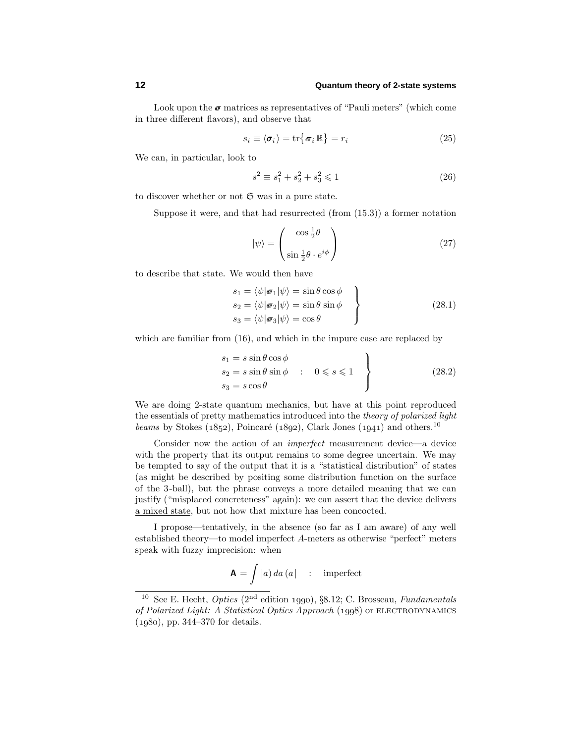Look upon the $\boldsymbol{\sigma}$ matrices as representatives of "Pauli meters" (which come in three different flavors), and observe that

$$s_i \equiv \langle \boldsymbol{\sigma}_i \rangle = \text{tr}\{\boldsymbol{\sigma}_i \,\mathbb{R}\} = r_i \tag{25}$$

We can, in particular, look to

$$s^2 \equiv s_1^2 + s_2^2 + s_3^2 \leqslant 1 \tag{26}$$

to discover whether or not $\mathfrak{S}$ was in a pure state.

Suppose it were, and that had resurrected (from (15.3)) a former notation

$$|\psi) = \begin{pmatrix} \cos\frac{1}{2}\theta \\ \sin\frac{1}{2}\theta \cdot e^{i\phi} \end{pmatrix} \tag{27}$$

to describe that state. We would then have

$$\left.\begin{aligned} s_1 &= (\psi|\boldsymbol{\sigma}_1|\psi) = \sin\theta\cos\phi \\ s_2 &= (\psi|\boldsymbol{\sigma}_2|\psi) = \sin\theta\sin\phi \\ s_3 &= (\psi|\boldsymbol{\sigma}_3|\psi) = \cos\theta \end{aligned}\right\} \tag{28.1}$$

which are familiar from (16), and which in the impure case are replaced by

$$\left.\begin{aligned} s_1 &= s\,\sin\theta\cos\phi \\ s_2 &= s\,\sin\theta\sin\phi \quad : \quad 0 \leqslant s \leqslant 1 \\ s_3 &= s\cos\theta \end{aligned}\right\} \tag{28.2}$$

We are doing 2-state quantum mechanics, but have at this point reproduced the essentials of pretty mathematics introduced into the *theory of polarized light beams* by Stokes (1852), Poincaré (1892), Clark Jones (1941) and others.[10]

Consider now the action of an *imperfect* measurement device—a device with the property that its output remains to some degree uncertain. We may be tempted to say of the output that it is a "statistical distribution" of states (as might be described by positing some distribution function on the surface of the 3-ball), but the phrase conveys a more detailed meaning that we can justify ("misplaced concreteness" again): we can assert that the device delivers a mixed state, but not how that mixture has been concocted.

I propose—tentatively, in the absence (so far as I am aware) of any well established theory—to model imperfect $A$-meters as otherwise "perfect" meters speak with fuzzy imprecision: when

$$\mathbf{A} = \int |a)\, da\, (a| \quad : \quad \text{imperfect}$$

[10] See E. Hecht, *Optics* (2nd edition 1990), §8.12; C. Brosseau, *Fundamentals of Polarized Light: A Statistical Optics Approach* (1998) or ELECTRODYNAMICS (1980), pp. 344–370 for details.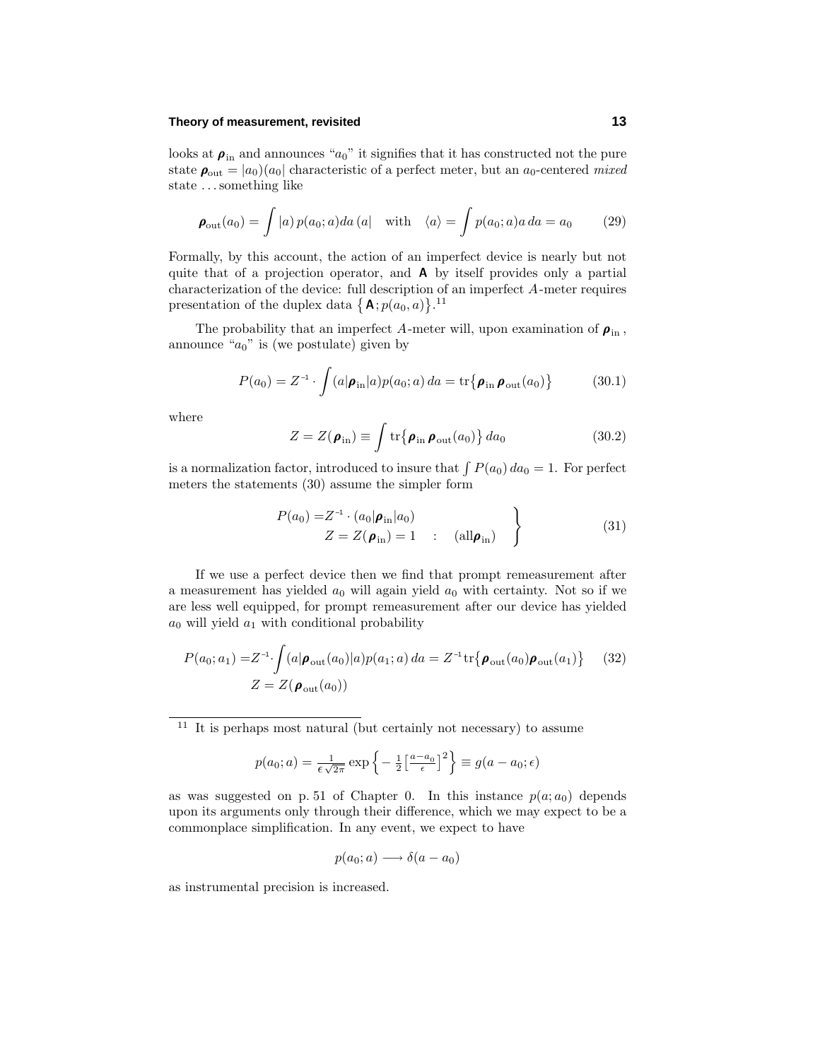looks at $\boldsymbol{\rho}_{\rm in}$ and announces "$a_0$" it signifies that it has constructed not the pure state $\boldsymbol{\rho}_{\rm out} = |a_0)(a_0|$ characteristic of a perfect meter, but an $a_0$-centered *mixed* state . . . something like

$$\boldsymbol{\rho}_{\rm out}(a_0) = \int |a)\, p(a_0; a) da\, (a| \quad \text{with} \quad \langle a \rangle = \int p(a_0; a) a\, da = a_0 \tag{29}$$

Formally, by this account, the action of an imperfect device is nearly but not quite that of a projection operator, and $\mathbf{A}$ by itself provides only a partial characterization of the device: full description of an imperfect $A$-meter requires presentation of the duplex data $\{\mathbf{A}; p(a_0, a)\}$.[11]

The probability that an imperfect $A$-meter will, upon examination of $\boldsymbol{\rho}_{\rm in}$, announce "$a_0$" is (we postulate) given by

$$P(a_0) = Z^{-1} \cdot \int (a|\boldsymbol{\rho}_{\rm in}|a) p(a_0; a)\, da = \text{tr}\{\boldsymbol{\rho}_{\rm in}\, \boldsymbol{\rho}_{\rm out}(a_0)\} \tag{30.1}$$

where

$$Z = Z(\boldsymbol{\rho}_{\rm in}) \equiv \int \text{tr}\{\boldsymbol{\rho}_{\rm in}\, \boldsymbol{\rho}_{\rm out}(a_0)\}\, da_0 \tag{30.2}$$

is a normalization factor, introduced to insure that $\int P(a_0)\, da_0 = 1$. For perfect meters the statements (30) assume the simpler form

$$\left.\begin{aligned} P(a_0) =& Z^{-1} \cdot (a_0|\boldsymbol{\rho}_{\rm in}|a_0) \\ & Z = Z(\boldsymbol{\rho}_{\rm in}) = 1 \quad : \quad (\text{all}\boldsymbol{\rho}_{\rm in}) \end{aligned}\right\} \tag{31}$$

If we use a perfect device then we find that prompt remeasurement after a measurement has yielded $a_0$ will again yield $a_0$ with certainty. Not so if we are less well equipped, for prompt remeasurement after our device has yielded $a_0$ will yield $a_1$ with conditional probability

$$\begin{aligned} P(a_0; a_1) =& Z^{-1} \cdot \int (a|\boldsymbol{\rho}_{\rm out}(a_0)|a) p(a_1; a)\, da = Z^{-1} \text{tr}\{\boldsymbol{\rho}_{\rm out}(a_0) \boldsymbol{\rho}_{\rm out}(a_1)\} \\ & Z = Z(\boldsymbol{\rho}_{\rm out}(a_0)) \end{aligned} \tag{32}$$

---

[11] It is perhaps most natural (but certainly not necessary) to assume

$$p(a_0; a) = \frac{1}{\epsilon\sqrt{2\pi}} \exp\left\{-\tfrac{1}{2}\left[\tfrac{a - a_0}{\epsilon}\right]^2\right\} \equiv g(a - a_0; \epsilon)$$

as was suggested on p. 51 of Chapter 0. In this instance $p(a; a_0)$ depends upon its arguments only through their difference, which we may expect to be a commonplace simplification. In any event, we expect to have

$$p(a_0; a) \longrightarrow \delta(a - a_0)$$

as instrumental precision is increased.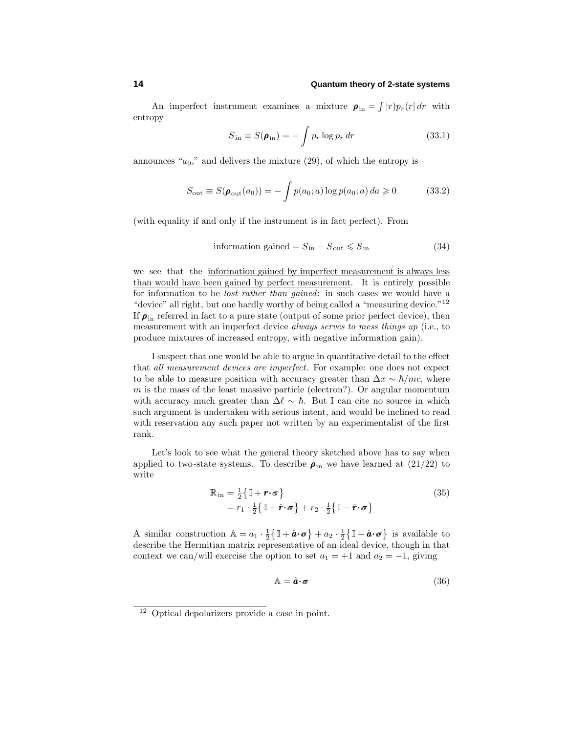An imperfect instrument examines a mixture $\boldsymbol{\rho}_{\text{in}} = \int |r)p_r(r|\,dr$ with entropy

$$S_{\text{in}} \equiv S(\boldsymbol{\rho}_{\text{in}}) = -\int p_r \log p_r \, dr \tag{33.1}$$

announces "$a_0$," and delivers the mixture (29), of which the entropy is

$$S_{\text{out}} \equiv S(\boldsymbol{\rho}_{\text{out}}(a_0)) = -\int p(a_0; a) \log p(a_0; a)\, da \geqslant 0 \tag{33.2}$$

(with equality if and only if the instrument is in fact perfect). From

$$\text{information gained} = S_{\text{in}} - S_{\text{out}} \leqslant S_{\text{in}} \tag{34}$$

we see that the <u>information gained by imperfect measurement is always less than would have been gained by perfect measurement</u>. It is entirely possible for information to be *lost rather than gained*: in such cases we would have a "device" all right, but one hardly worthy of being called a "measuring device."[12] If $\boldsymbol{\rho}_{\text{in}}$ referred in fact to a pure state (output of some prior perfect device), then measurement with an imperfect device *always serves to mess things up* (i.e., to produce mixtures of increased entropy, with negative information gain).

I suspect that one would be able to argue in quantitative detail to the effect that *all measurement devices are imperfect*. For example: one does not expect to be able to measure position with accuracy greater than $\Delta x \sim \hbar/mc$, where $m$ is the mass of the least massive particle (electron?). Or angular momentum with accuracy much greater than $\Delta\ell \sim \hbar$. But I can cite no source in which such argument is undertaken with serious intent, and would be inclined to read with reservation any such paper not written by an experimentalist of the first rank.

Let's look to see what the general theory sketched above has to say when applied to two-state systems. To describe $\boldsymbol{\rho}_{\text{in}}$ we have learned at (21/22) to write

$$\begin{aligned} \mathbb{R}_{\text{in}} &= \tfrac{1}{2}\big\{\,\mathbb{I} + \boldsymbol{r}\boldsymbol{\cdot}\boldsymbol{\sigma}\big\} \\ &= r_1 \cdot \tfrac{1}{2}\big\{\,\mathbb{I} + \hat{\boldsymbol{r}}\boldsymbol{\cdot}\boldsymbol{\sigma}\big\} + r_2 \cdot \tfrac{1}{2}\big\{\,\mathbb{I} - \hat{\boldsymbol{r}}\boldsymbol{\cdot}\boldsymbol{\sigma}\big\} \end{aligned} \tag{35}$$

A similar construction $\mathbb{A} = a_1 \cdot \frac{1}{2}\big\{\,\mathbb{I} + \hat{\boldsymbol{a}}\boldsymbol{\cdot}\boldsymbol{\sigma}\big\} + a_2 \cdot \frac{1}{2}\big\{\,\mathbb{I} - \hat{\boldsymbol{a}}\boldsymbol{\cdot}\boldsymbol{\sigma}\big\}$ is available to describe the Hermitian matrix representative of an ideal device, though in that context we can/will exercise the option to set $a_1 = +1$ and $a_2 = -1$, giving

$$\mathbb{A} = \hat{\boldsymbol{a}}\boldsymbol{\cdot}\boldsymbol{\sigma} \tag{36}$$

[12] Optical depolarizers provide a case in point.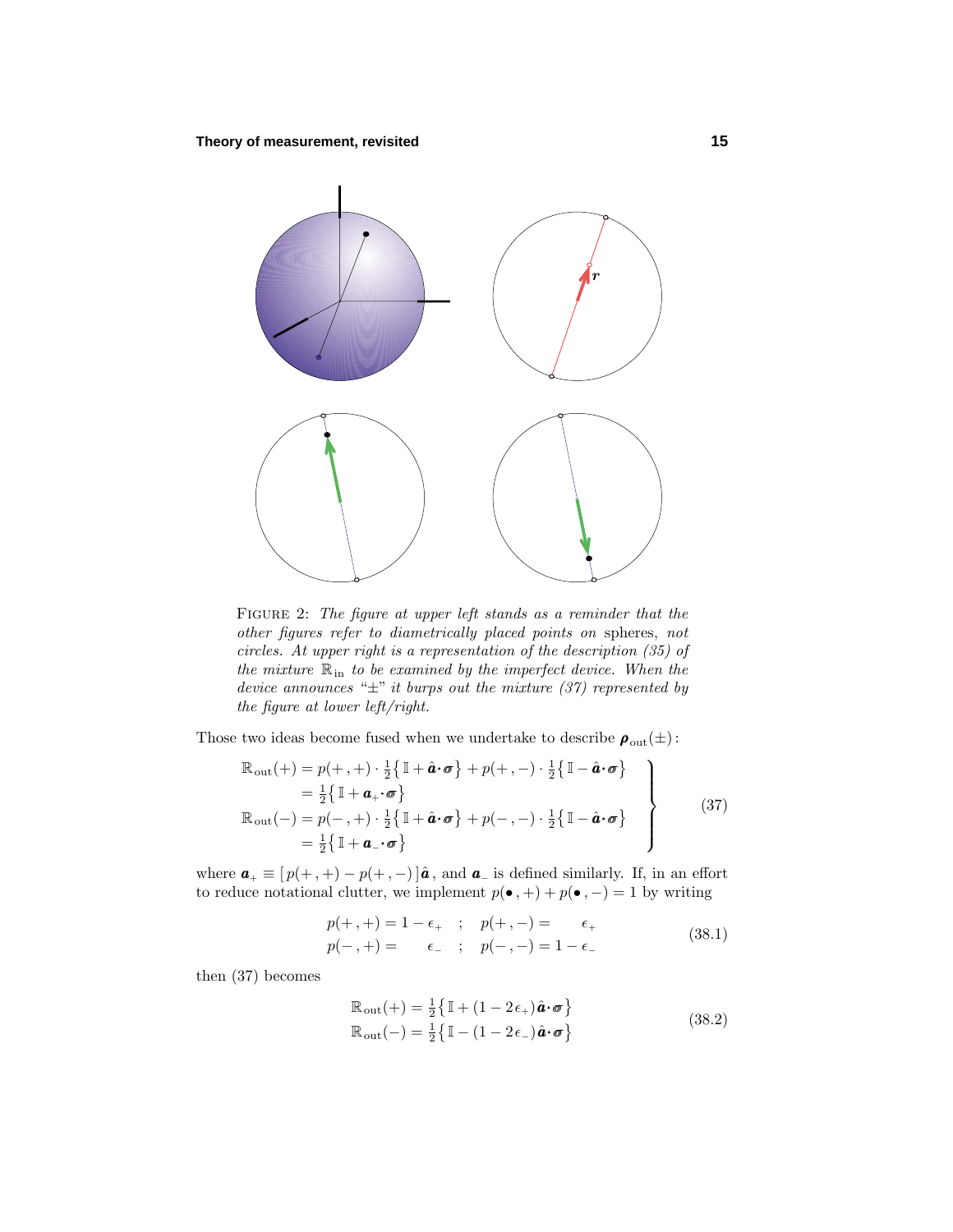FIGURE 2: *The figure at upper left stands as a reminder that the other figures refer to diametrically placed points on* spheres, *not circles. At upper right is a representation of the description (35) of the mixture $\mathbb{R}_{\text{in}}$ to be examined by the imperfect device. When the device announces "±" it burps out the mixture (37) represented by the figure at lower left/right.*

Those two ideas become fused when we undertake to describe $\boldsymbol{\rho}_{\text{out}}(\pm)$:

$$
\left.
\begin{aligned}
\mathbb{R}_{\text{out}}(+) &= p(+,+)\cdot\tfrac{1}{2}\big\{\,\mathbb{I}+\hat{\boldsymbol{a}}\boldsymbol{\cdot}\boldsymbol{\sigma}\big\} + p(+,-)\cdot\tfrac{1}{2}\big\{\,\mathbb{I}-\hat{\boldsymbol{a}}\boldsymbol{\cdot}\boldsymbol{\sigma}\big\}\\
&= \tfrac{1}{2}\big\{\,\mathbb{I}+\boldsymbol{a}_{+}\boldsymbol{\cdot}\boldsymbol{\sigma}\big\}\\
\mathbb{R}_{\text{out}}(-) &= p(-,+)\cdot\tfrac{1}{2}\big\{\,\mathbb{I}+\hat{\boldsymbol{a}}\boldsymbol{\cdot}\boldsymbol{\sigma}\big\} + p(-,-)\cdot\tfrac{1}{2}\big\{\,\mathbb{I}-\hat{\boldsymbol{a}}\boldsymbol{\cdot}\boldsymbol{\sigma}\big\}\\
&= \tfrac{1}{2}\big\{\,\mathbb{I}+\boldsymbol{a}_{-}\boldsymbol{\cdot}\boldsymbol{\sigma}\big\}
\end{aligned}
\right\}\tag{37}
$$

where $\boldsymbol{a}_{+}\equiv[\,p(+,+)-p(+,-)\,]\,\hat{\boldsymbol{a}}$, and $\boldsymbol{a}_{-}$ is defined similarly. If, in an effort to reduce notational clutter, we implement $p(\bullet\,,+)+p(\bullet\,,-)=1$ by writing

$$
\begin{aligned}
p(+,+) &= 1-\epsilon_{+} \quad ; \quad p(+,-) = \epsilon_{+}\\
p(-,+) &= \epsilon_{-} \quad ; \quad p(-,-) = 1-\epsilon_{-}
\end{aligned}\tag{38.1}
$$

then (37) becomes

$$
\begin{aligned}
\mathbb{R}_{\text{out}}(+) &= \tfrac{1}{2}\big\{\,\mathbb{I}+(1-2\epsilon_{+})\hat{\boldsymbol{a}}\boldsymbol{\cdot}\boldsymbol{\sigma}\big\}\\
\mathbb{R}_{\text{out}}(-) &= \tfrac{1}{2}\big\{\,\mathbb{I}-(1-2\epsilon_{-})\hat{\boldsymbol{a}}\boldsymbol{\cdot}\boldsymbol{\sigma}\big\}
\end{aligned}\tag{38.2}
$$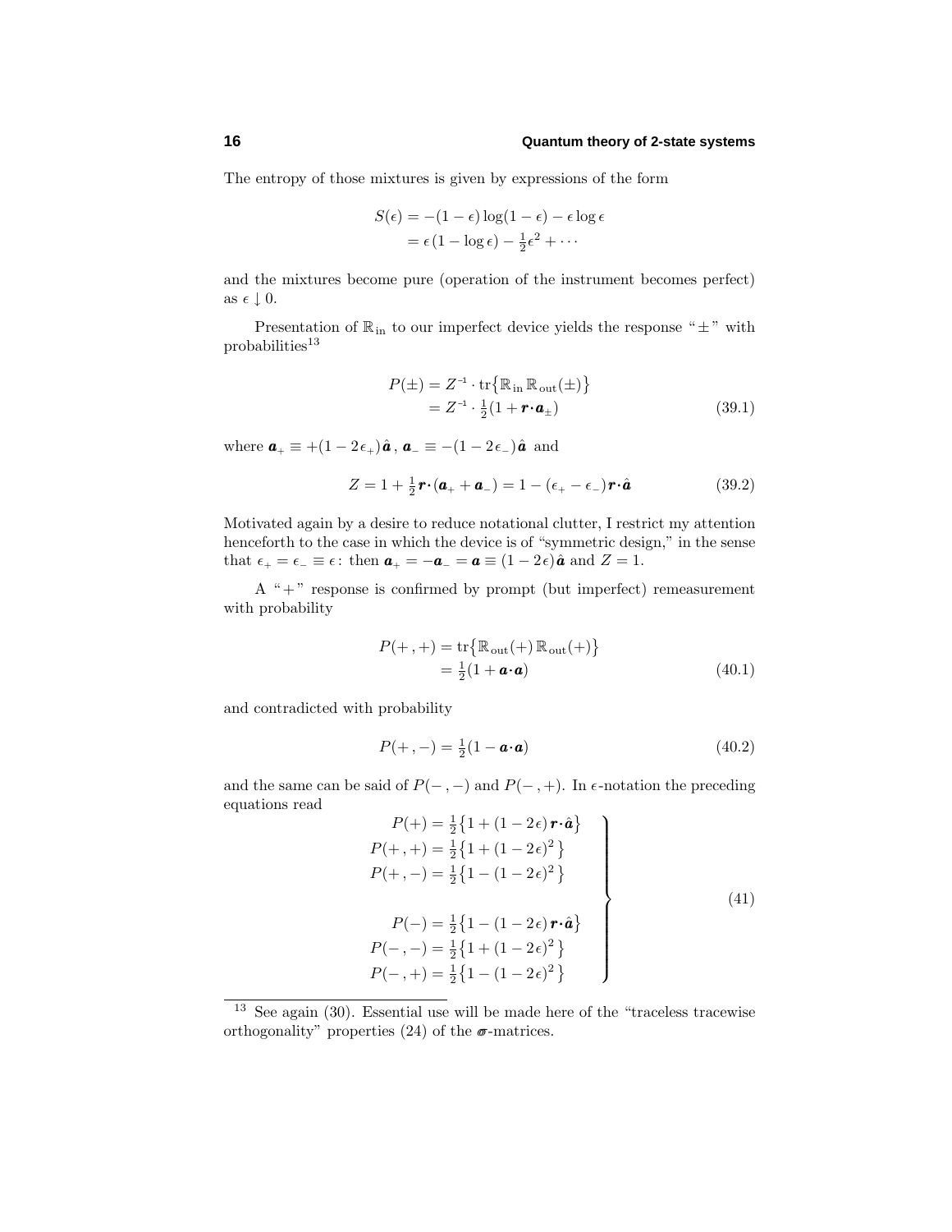The entropy of those mixtures is given by expressions of the form

$$
\begin{aligned}
S(\epsilon) &= -(1-\epsilon)\log(1-\epsilon) - \epsilon\log\epsilon \\
&= \epsilon(1-\log\epsilon) - \tfrac{1}{2}\epsilon^2 + \cdots
\end{aligned}
$$

and the mixtures become pure (operation of the instrument becomes perfect) as $\epsilon \downarrow 0$.

Presentation of $\mathbb{R}_{\text{in}}$ to our imperfect device yields the response "$\pm$" with probabilities[13]

$$
\begin{aligned}
P(\pm) &= Z^{-1}\cdot \text{tr}\big\{\mathbb{R}_{\text{in}}\,\mathbb{R}_{\text{out}}(\pm)\big\} \\
&= Z^{-1}\cdot \tfrac{1}{2}(1+\boldsymbol{r}\cdot\boldsymbol{a}_\pm)
\end{aligned}
\tag{39.1}
$$

where $\boldsymbol{a}_+ \equiv +(1-2\epsilon_+)\hat{\boldsymbol{a}}$, $\boldsymbol{a}_- \equiv -(1-2\epsilon_-)\hat{\boldsymbol{a}}$ and

$$
Z = 1 + \tfrac{1}{2}\boldsymbol{r}\cdot(\boldsymbol{a}_+ + \boldsymbol{a}_-) = 1 - (\epsilon_+ - \epsilon_-)\boldsymbol{r}\cdot\hat{\boldsymbol{a}}
\tag{39.2}
$$

Motivated again by a desire to reduce notational clutter, I restrict my attention henceforth to the case in which the device is of "symmetric design," in the sense that $\epsilon_+ = \epsilon_- \equiv \epsilon$: then $\boldsymbol{a}_+ = -\boldsymbol{a}_- = \boldsymbol{a} \equiv (1-2\epsilon)\hat{\boldsymbol{a}}$ and $Z = 1$.

A "+" response is confirmed by prompt (but imperfect) remeasurement with probability

$$
\begin{aligned}
P(+,+) &= \text{tr}\big\{\mathbb{R}_{\text{out}}(+)\,\mathbb{R}_{\text{out}}(+)\big\} \\
&= \tfrac{1}{2}(1+\boldsymbol{a}\cdot\boldsymbol{a})
\end{aligned}
\tag{40.1}
$$

and contradicted with probability

$$
P(+,-) = \tfrac{1}{2}(1-\boldsymbol{a}\cdot\boldsymbol{a})
\tag{40.2}
$$

and the same can be said of $P(-,-)$ and $P(-,+)$. In $\epsilon$-notation the preceding equations read

$$
\left.
\begin{aligned}
P(+) &= \tfrac{1}{2}\big\{1+(1-2\epsilon)\,\boldsymbol{r}\cdot\hat{\boldsymbol{a}}\big\} \\
P(+,+) &= \tfrac{1}{2}\big\{1+(1-2\epsilon)^2\big\} \\
P(+,-) &= \tfrac{1}{2}\big\{1-(1-2\epsilon)^2\big\} \\
\\
P(-) &= \tfrac{1}{2}\big\{1-(1-2\epsilon)\,\boldsymbol{r}\cdot\hat{\boldsymbol{a}}\big\} \\
P(-,-) &= \tfrac{1}{2}\big\{1+(1-2\epsilon)^2\big\} \\
P(-,+) &= \tfrac{1}{2}\big\{1-(1-2\epsilon)^2\big\}
\end{aligned}
\right\}
\tag{41}
$$

---

[13] See again (30). Essential use will be made here of the "traceless tracewise orthogonality" properties (24) of the $\boldsymbol{\sigma}$-matrices.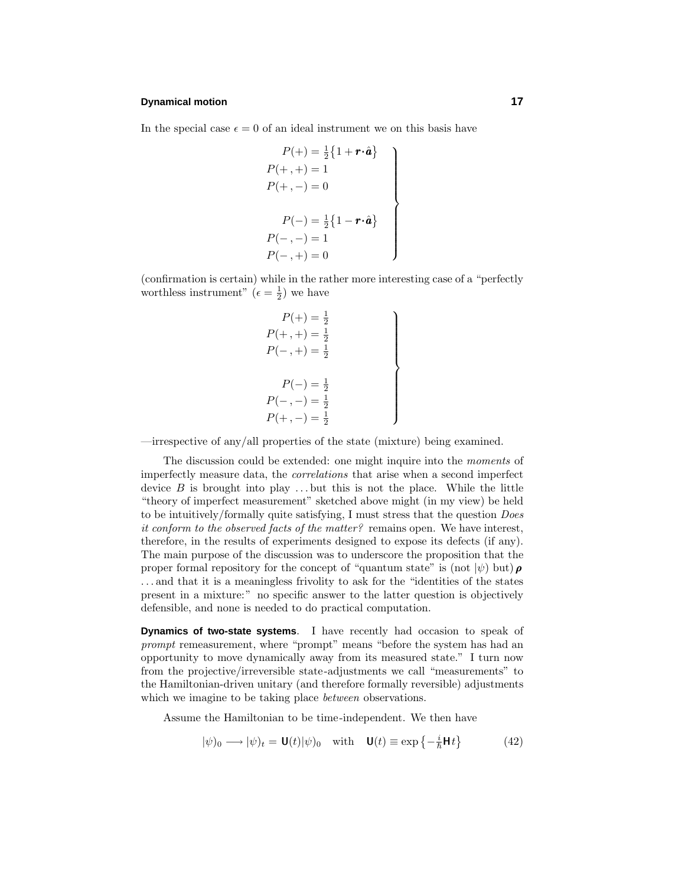In the special case $\epsilon = 0$ of an ideal instrument we on this basis have

$$\left.\begin{aligned}
P(+) &= \tfrac{1}{2}\big\{1 + \boldsymbol{r}\cdot\hat{\boldsymbol{a}}\big\}\\
P(+,+) &= 1\\
P(+,-) &= 0\\
\\
P(-) &= \tfrac{1}{2}\big\{1 - \boldsymbol{r}\cdot\hat{\boldsymbol{a}}\big\}\\
P(-,-) &= 1\\
P(-,+) &= 0
\end{aligned}\right\}$$

(confirmation is certain) while in the rather more interesting case of a "perfectly worthless instrument" ($\epsilon = \frac{1}{2}$) we have

$$\left.\begin{aligned}
P(+) &= \tfrac{1}{2}\\
P(+,+) &= \tfrac{1}{2}\\
P(-,+) &= \tfrac{1}{2}\\
\\
P(-) &= \tfrac{1}{2}\\
P(-,-) &= \tfrac{1}{2}\\
P(+,-) &= \tfrac{1}{2}
\end{aligned}\right\}$$

—irrespective of any/all properties of the state (mixture) being examined.

The discussion could be extended: one might inquire into the *moments* of imperfectly measure data, the *correlations* that arise when a second imperfect device $B$ is brought into play ... but this is not the place. While the little "theory of imperfect measurement" sketched above might (in my view) be held to be intuitively/formally quite satisfying, I must stress that the question *Does it conform to the observed facts of the matter?* remains open. We have interest, therefore, in the results of experiments designed to expose its defects (if any). The main purpose of the discussion was to underscore the proposition that the proper formal repository for the concept of "quantum state" is (not $|\psi)$ but) $\boldsymbol{\rho}$ ... and that it is a meaningless frivolity to ask for the "identities of the states present in a mixture:" no specific answer to the latter question is objectively defensible, and none is needed to do practical computation.

**Dynamics of two-state systems**. I have recently had occasion to speak of *prompt* remeasurement, where "prompt" means "before the system has had an opportunity to move dynamically away from its measured state." I turn now from the projective/irreversible state-adjustments we call "measurements" to the Hamiltonian-driven unitary (and therefore formally reversible) adjustments which we imagine to be taking place *between* observations.

Assume the Hamiltonian to be time-independent. We then have

$$|\psi)_0 \longrightarrow |\psi)_t = \mathsf{U}(t)|\psi)_0 \quad \text{with} \quad \mathsf{U}(t) \equiv \exp\big\{-\tfrac{i}{\hbar}\mathsf{H}t\big\} \tag{42}$$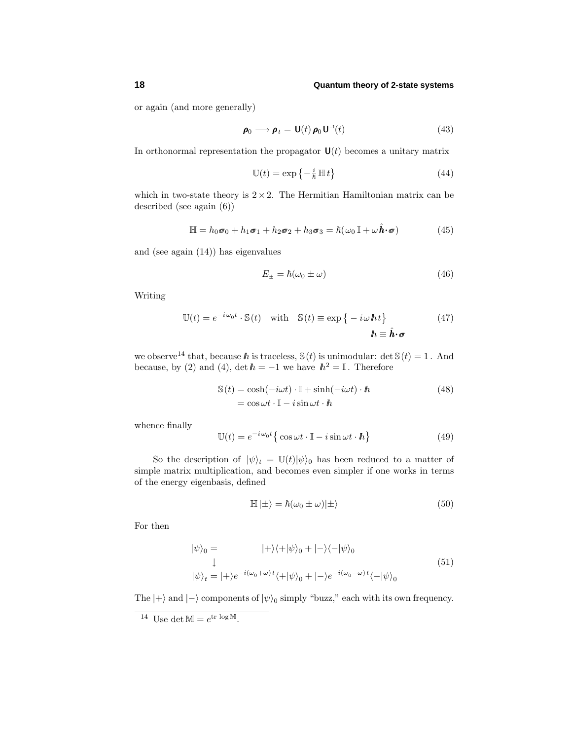or again (and more generally)

$$\boldsymbol{\rho}_0 \longrightarrow \boldsymbol{\rho}_t = \mathsf{U}(t)\,\boldsymbol{\rho}_0\,\mathsf{U}^{-1}(t) \tag{43}$$

In orthonormal representation the propagator $\mathsf{U}(t)$ becomes a unitary matrix

$$\mathbb{U}(t) = \exp\left\{-\tfrac{i}{\hbar}\,\mathbb{H}\,t\right\} \tag{44}$$

which in two-state theory is $2\times 2$. The Hermitian Hamiltonian matrix can be described (see again (6))

$$\mathbb{H} = h_0\boldsymbol{\sigma}_0 + h_1\boldsymbol{\sigma}_1 + h_2\boldsymbol{\sigma}_2 + h_3\boldsymbol{\sigma}_3 = \hbar(\omega_0\,\mathbb{I} + \omega\,\hat{\boldsymbol{h}}\boldsymbol{\cdot}\boldsymbol{\sigma}) \tag{45}$$

and (see again (14)) has eigenvalues

$$E_\pm = \hbar(\omega_0 \pm \omega) \tag{46}$$

Writing

$$\mathbb{U}(t) = e^{-i\,\omega_0 t}\cdot\mathbb{S}(t) \quad\text{with}\quad \mathbb{S}(t) \equiv \exp\left\{-i\,\omega\,\mathbb{h}\,t\right\} \qquad \mathbb{h} \equiv \hat{\boldsymbol{h}}\boldsymbol{\cdot}\boldsymbol{\sigma} \tag{47}$$

we observe[14] that, because $\mathbb{h}$ is traceless, $\mathbb{S}(t)$ is unimodular: $\det\mathbb{S}(t) = 1$. And because, by (2) and (4), $\det\mathbb{h} = -1$ we have $\mathbb{h}^2 = \mathbb{I}$. Therefore

$$\begin{aligned}\mathbb{S}(t) &= \cosh(-i\omega t)\cdot\mathbb{I} + \sinh(-i\omega t)\cdot\mathbb{h} \\ &= \cos\omega t\cdot\mathbb{I} - i\sin\omega t\cdot\mathbb{h}\end{aligned} \tag{48}$$

whence finally

$$\mathbb{U}(t) = e^{-i\,\omega_0 t}\left\{\cos\omega t\cdot\mathbb{I} - i\sin\omega t\cdot\mathbb{h}\right\} \tag{49}$$

So the description of $|\psi)_t = \mathbb{U}(t)|\psi)_0$ has been reduced to a matter of simple matrix multiplication, and becomes even simpler if one works in terms of the energy eigenbasis, defined

$$\mathbb{H}\,|\pm) = \hbar(\omega_0 \pm \omega)|\pm) \tag{50}$$

For then

$$\begin{aligned}|\psi)_0 &= \qquad\qquad |+)(+|\psi)_0 + |-)(-|\psi)_0 \\ &\downarrow \\ |\psi)_t &= |+)e^{-i(\omega_0+\omega)\,t}(+|\psi)_0 + |-)e^{-i(\omega_0-\omega)\,t}(-|\psi)_0\end{aligned} \tag{51}$$

The $|+)$ and $|-)$ components of $|\psi)_0$ simply "buzz," each with its own frequency.

[14] Use $\det\mathbb{M} = e^{\operatorname{tr}\,\log\mathbb{M}}$.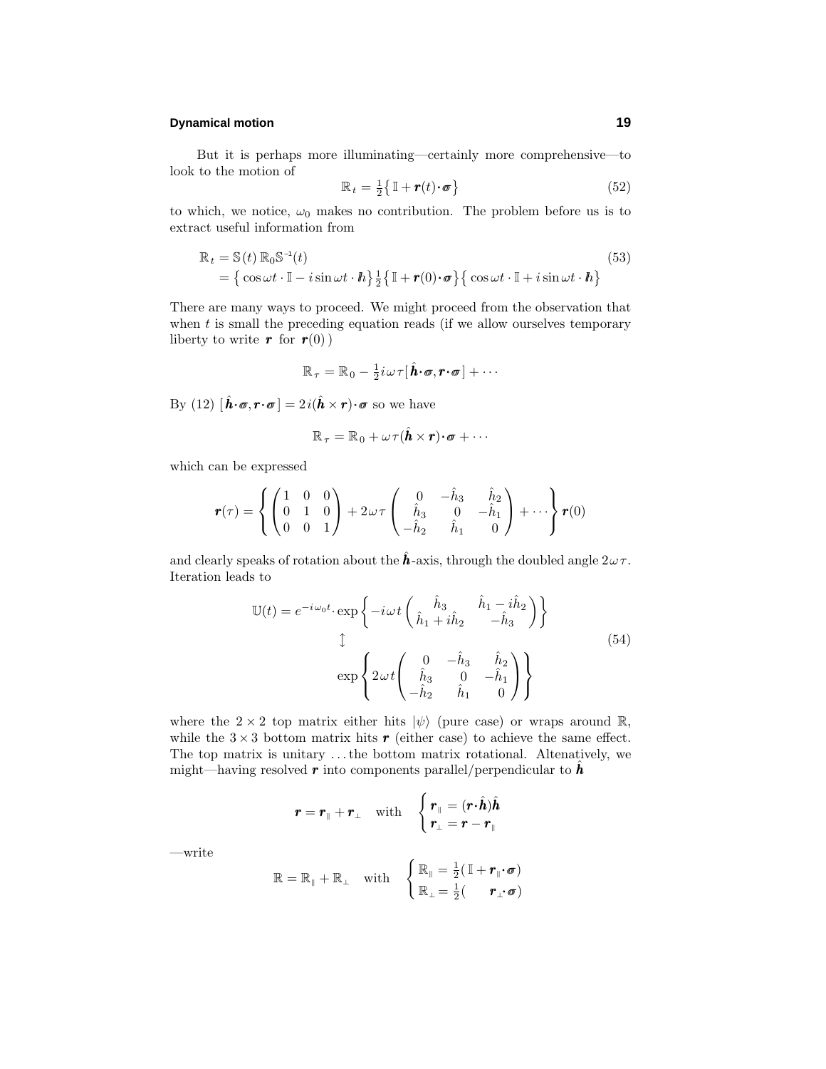But it is perhaps more illuminating—certainly more comprehensive—to look to the motion of

$$\mathbb{R}_t = \tfrac{1}{2}\big\{\,\mathbb{I} + \boldsymbol{r}(t)\boldsymbol{\cdot}\boldsymbol{\sigma}\big\} \tag{52}$$

to which, we notice, $\omega_0$ makes no contribution. The problem before us is to extract useful information from

$$\begin{aligned}\mathbb{R}_t &= \mathbb{S}(t)\,\mathbb{R}_0\mathbb{S}^{-1}(t) \qquad\qquad (53)\\ &= \big\{\cos\omega t\cdot\mathbb{I} - i\sin\omega t\cdot \mathbb{h}\big\}\tfrac{1}{2}\big\{\,\mathbb{I} + \boldsymbol{r}(0)\boldsymbol{\cdot}\boldsymbol{\sigma}\big\}\big\{\cos\omega t\cdot\mathbb{I} + i\sin\omega t\cdot \mathbb{h}\big\}\end{aligned}$$

There are many ways to proceed. We might proceed from the observation that when $t$ is small the preceding equation reads (if we allow ourselves temporary liberty to write $\boldsymbol{r}$ for $\boldsymbol{r}(0)$)

$$\mathbb{R}_\tau = \mathbb{R}_0 - \tfrac{1}{2}i\omega\tau[\,\hat{\boldsymbol{h}}\boldsymbol{\cdot}\boldsymbol{\sigma}, \boldsymbol{r}\boldsymbol{\cdot}\boldsymbol{\sigma}\,] + \cdots$$

By (12) $[\,\hat{\boldsymbol{h}}\boldsymbol{\cdot}\boldsymbol{\sigma}, \boldsymbol{r}\boldsymbol{\cdot}\boldsymbol{\sigma}\,] = 2i(\hat{\boldsymbol{h}}\times\boldsymbol{r})\boldsymbol{\cdot}\boldsymbol{\sigma}$ so we have

$$\mathbb{R}_\tau = \mathbb{R}_0 + \omega\tau(\hat{\boldsymbol{h}}\times\boldsymbol{r})\boldsymbol{\cdot}\boldsymbol{\sigma} + \cdots$$

which can be expressed

$$\boldsymbol{r}(\tau) = \left\{\begin{pmatrix}1&0&0\\0&1&0\\0&0&1\end{pmatrix} + 2\omega\tau\begin{pmatrix}0&-\hat{h}_3&\hat{h}_2\\ \hat{h}_3&0&-\hat{h}_1\\ -\hat{h}_2&\hat{h}_1&0\end{pmatrix} + \cdots\right\}\boldsymbol{r}(0)$$

and clearly speaks of rotation about the $\hat{\boldsymbol{h}}$-axis, through the doubled angle $2\omega\tau$. Iteration leads to

$$\begin{aligned}\mathbb{U}(t) = e^{-i\omega_0 t}\cdot\exp&\left\{-i\omega t\begin{pmatrix}\hat{h}_3 & \hat{h}_1 - i\hat{h}_2\\ \hat{h}_1 + i\hat{h}_2 & -\hat{h}_3\end{pmatrix}\right\}\\ &\updownarrow \qquad\qquad\qquad\qquad\qquad\qquad (54)\\ &\exp\left\{2\omega t\begin{pmatrix}0&-\hat{h}_3&\hat{h}_2\\ \hat{h}_3&0&-\hat{h}_1\\ -\hat{h}_2&\hat{h}_1&0\end{pmatrix}\right\}\end{aligned}$$

where the $2\times 2$ top matrix either hits $|\psi)$ (pure case) or wraps around $\mathbb{R}$, while the $3\times 3$ bottom matrix hits $\boldsymbol{r}$ (either case) to achieve the same effect. The top matrix is unitary ... the bottom matrix rotational. Altenatively, we might—having resolved $\boldsymbol{r}$ into components parallel/perpendicular to $\hat{\boldsymbol{h}}$

$$\boldsymbol{r} = \boldsymbol{r}_{\parallel} + \boldsymbol{r}_{\perp} \quad\text{with}\quad \begin{cases}\boldsymbol{r}_{\parallel} = (\boldsymbol{r}\boldsymbol{\cdot}\hat{\boldsymbol{h}})\hat{\boldsymbol{h}}\\ \boldsymbol{r}_{\perp} = \boldsymbol{r} - \boldsymbol{r}_{\parallel}\end{cases}$$

—write

$$\mathbb{R} = \mathbb{R}_{\parallel} + \mathbb{R}_{\perp} \quad\text{with}\quad \begin{cases}\mathbb{R}_{\parallel} = \tfrac{1}{2}(\,\mathbb{I} + \boldsymbol{r}_{\parallel}\boldsymbol{\cdot}\boldsymbol{\sigma})\\ \mathbb{R}_{\perp} = \tfrac{1}{2}(\qquad \boldsymbol{r}_{\perp}\boldsymbol{\cdot}\boldsymbol{\sigma})\end{cases}$$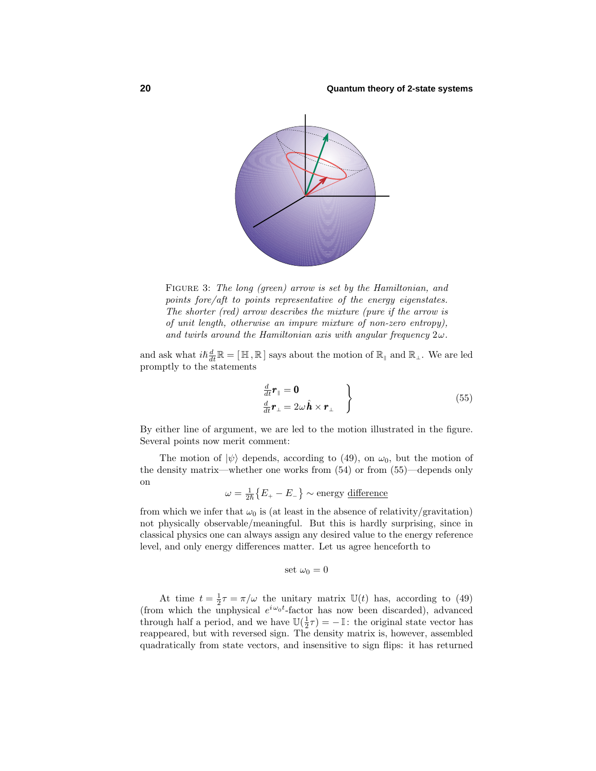FIGURE 3: *The long (green) arrow is set by the Hamiltonian, and points fore/aft to points representative of the energy eigenstates. The shorter (red) arrow describes the mixture (pure if the arrow is of unit length, otherwise an impure mixture of non-zero entropy), and twirls around the Hamiltonian axis with angular frequency* $2\omega$.

and ask what $i\hbar\frac{d}{dt}\mathbb{R} = [\,\mathbb{H}\,,\mathbb{R}\,]$ says about the motion of $\mathbb{R}_{\parallel}$ and $\mathbb{R}_{\perp}$. We are led promptly to the statements

$$\left.\begin{aligned}
&\tfrac{d}{dt}\boldsymbol{r}_{\parallel} = \boldsymbol{0}\\
&\tfrac{d}{dt}\boldsymbol{r}_{\perp} = 2\omega\,\hat{\boldsymbol{h}}\times\boldsymbol{r}_{\perp}
\end{aligned}\right\}\tag{55}$$

By either line of argument, we are led to the motion illustrated in the figure. Several points now merit comment:

The motion of $|\psi)$ depends, according to (49), on $\omega_0$, but the motion of the density matrix—whether one works from (54) or from (55)—depends only on

$$\omega = \tfrac{1}{2\hbar}\big\{E_+ - E_-\big\} \sim \text{energy }\underline{\text{difference}}$$

from which we infer that $\omega_0$ is (at least in the absence of relativity/gravitation) not physically observable/meaningful. But this is hardly surprising, since in classical physics one can always assign any desired value to the energy reference level, and only energy differences matter. Let us agree henceforth to

$$\text{set }\omega_0 = 0$$

At time $t = \frac{1}{2}\tau = \pi/\omega$ the unitary matrix $\mathbb{U}(t)$ has, according to (49) (from which the unphysical $e^{i\omega_0 t}$-factor has now been discarded), advanced through half a period, and we have $\mathbb{U}(\frac{1}{2}\tau) = -\,\mathbb{I}$: the original state vector has reappeared, but with reversed sign. The density matrix is, however, assembled quadratically from state vectors, and insensitive to sign flips: it has returned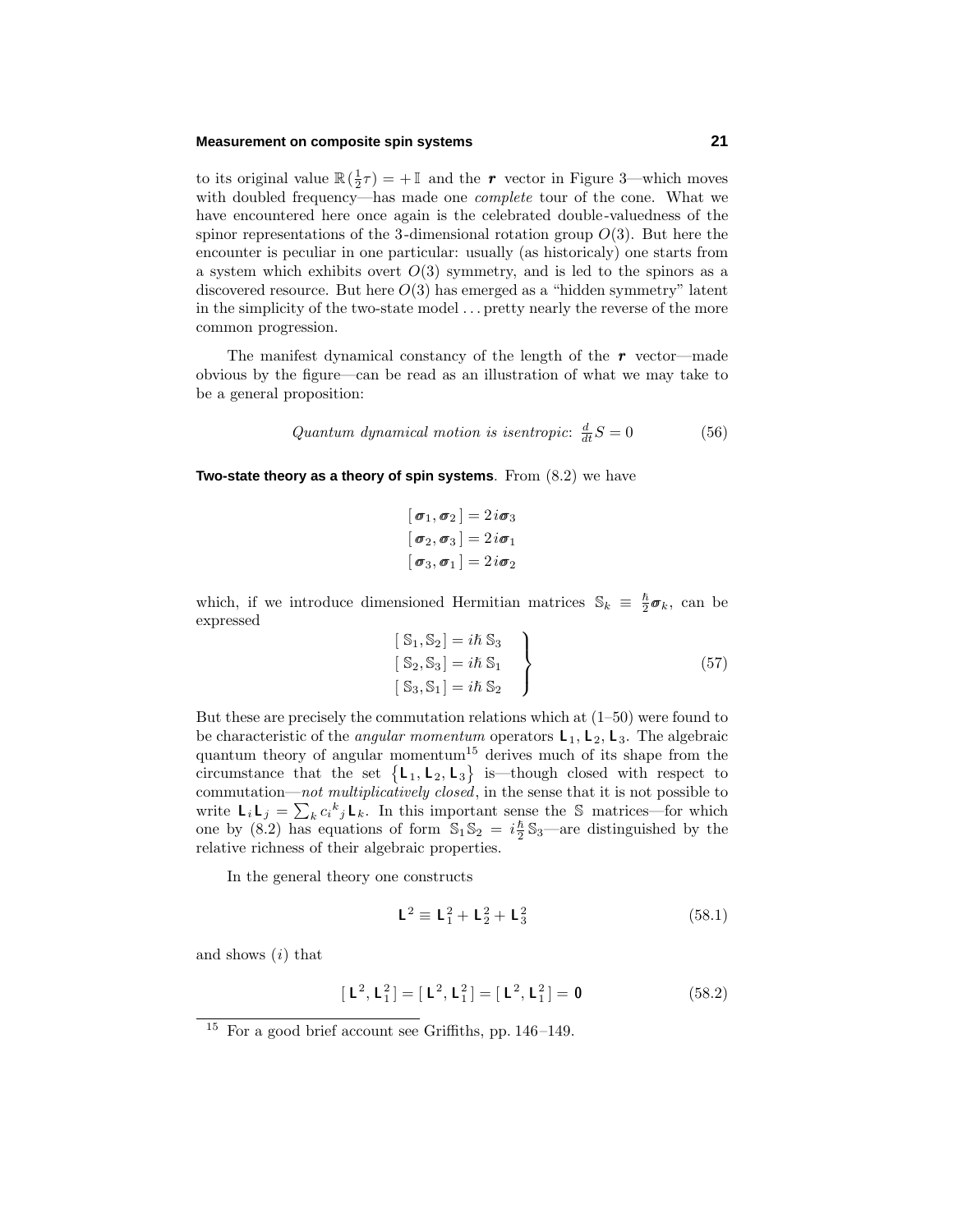to its original value $\mathbb{R}(\frac{1}{2}\tau) = +\mathbb{I}$ and the $\boldsymbol{r}$ vector in Figure 3—which moves with doubled frequency—has made one *complete* tour of the cone. What we have encountered here once again is the celebrated double-valuedness of the spinor representations of the 3-dimensional rotation group $O(3)$. But here the encounter is peculiar in one particular: usually (as historicaly) one starts from a system which exhibits overt $O(3)$ symmetry, and is led to the spinors as a discovered resource. But here $O(3)$ has emerged as a "hidden symmetry" latent in the simplicity of the two-state model ... pretty nearly the reverse of the more common progression.

The manifest dynamical constancy of the length of the $\boldsymbol{r}$ vector—made obvious by the figure—can be read as an illustration of what we may take to be a general proposition:

$$\textit{Quantum dynamical motion is isentropic: } \tfrac{d}{dt}S = 0 \tag{56}$$

**Two-state theory as a theory of spin systems**. From (8.2) we have

$$\begin{aligned}
[\,\boldsymbol{\sigma}_1, \boldsymbol{\sigma}_2\,] &= 2i\boldsymbol{\sigma}_3\\
[\,\boldsymbol{\sigma}_2, \boldsymbol{\sigma}_3\,] &= 2i\boldsymbol{\sigma}_1\\
[\,\boldsymbol{\sigma}_3, \boldsymbol{\sigma}_1\,] &= 2i\boldsymbol{\sigma}_2
\end{aligned}$$

which, if we introduce dimensioned Hermitian matrices $\mathbb{S}_k \equiv \frac{\hbar}{2}\boldsymbol{\sigma}_k$, can be expressed

$$\left.\begin{aligned}
[\,\mathbb{S}_1, \mathbb{S}_2\,] &= i\hbar\,\mathbb{S}_3\\
[\,\mathbb{S}_2, \mathbb{S}_3\,] &= i\hbar\,\mathbb{S}_1\\
[\,\mathbb{S}_3, \mathbb{S}_1\,] &= i\hbar\,\mathbb{S}_2
\end{aligned}\right\} \tag{57}$$

But these are precisely the commutation relations which at (1–50) were found to be characteristic of the *angular momentum* operators $\mathsf{L}_1, \mathsf{L}_2, \mathsf{L}_3$. The algebraic quantum theory of angular momentum[15] derives much of its shape from the circumstance that the set $\{\mathsf{L}_1, \mathsf{L}_2, \mathsf{L}_3\}$ is—though closed with respect to commutation—*not multiplicatively closed*, in the sense that it is not possible to write $\mathsf{L}_i\mathsf{L}_j = \sum_k c_i{}^k{}_j\mathsf{L}_k$. In this important sense the $\mathbb{S}$ matrices—for which one by (8.2) has equations of form $\mathbb{S}_1\mathbb{S}_2 = i\frac{\hbar}{2}\mathbb{S}_3$—are distinguished by the relative richness of their algebraic properties.

In the general theory one constructs

$$\mathsf{L}^2 \equiv \mathsf{L}_1^2 + \mathsf{L}_2^2 + \mathsf{L}_3^2 \tag{58.1}$$

and shows $(i)$ that

$$[\,\mathsf{L}^2, \mathsf{L}_1^2\,] = [\,\mathsf{L}^2, \mathsf{L}_1^2\,] = [\,\mathsf{L}^2, \mathsf{L}_1^2\,] = \mathbf{0} \tag{58.2}$$

[15] For a good brief account see Griffiths, pp. 146–149.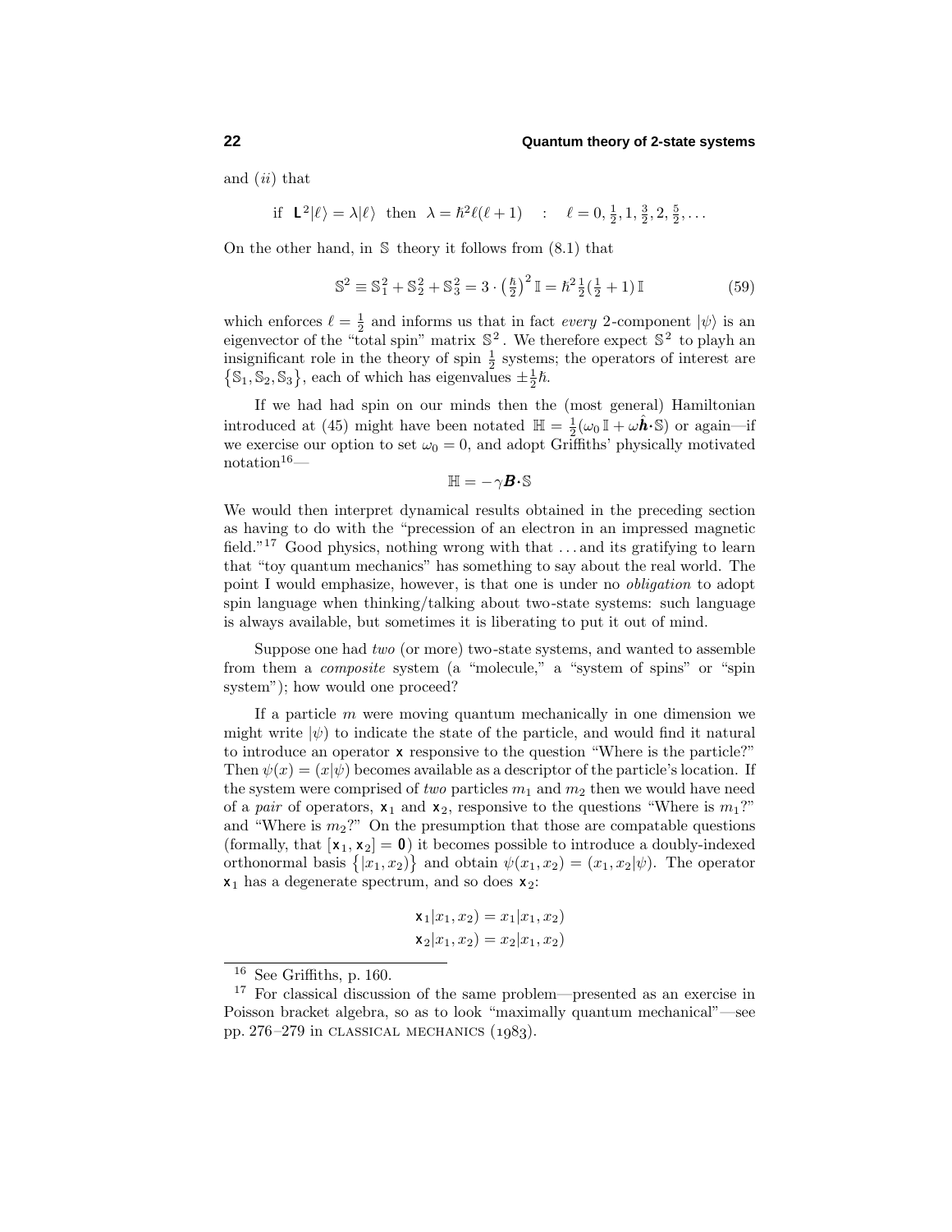and $(ii)$ that

$$\text{if } \ \mathbf{L}^2|\ell\rangle = \lambda|\ell\rangle \ \text{ then } \ \lambda = \hbar^2\ell(\ell+1) \quad : \quad \ell = 0, \tfrac{1}{2}, 1, \tfrac{3}{2}, 2, \tfrac{5}{2}, \ldots$$

On the other hand, in $\mathbb{S}$ theory it follows from (8.1) that

$$\mathbb{S}^2 \equiv \mathbb{S}_1^2 + \mathbb{S}_2^2 + \mathbb{S}_3^2 = 3\cdot\left(\tfrac{\hbar}{2}\right)^2\mathbb{I} = \hbar^2\tfrac{1}{2}(\tfrac{1}{2}+1)\,\mathbb{I} \tag{59}$$

which enforces $\ell = \frac{1}{2}$ and informs us that in fact *every* 2-component $|\psi\rangle$ is an eigenvector of the "total spin" matrix $\mathbb{S}^2$. We therefore expect $\mathbb{S}^2$ to playh an insignificant role in the theory of spin $\frac{1}{2}$ systems; the operators of interest are $\{\mathbb{S}_1, \mathbb{S}_2, \mathbb{S}_3\}$, each of which has eigenvalues $\pm\frac{1}{2}\hbar$.

If we had had spin on our minds then the (most general) Hamiltonian introduced at (45) might have been notated $\mathbb{H} = \frac{1}{2}(\omega_0\,\mathbb{I} + \omega\hat{\boldsymbol{h}}\boldsymbol{\cdot}\mathbb{S})$ or again—if we exercise our option to set $\omega_0 = 0$, and adopt Griffiths' physically motivated notation[16]—

$$\mathbb{H} = -\gamma\boldsymbol{B}\boldsymbol{\cdot}\mathbb{S}$$

We would then interpret dynamical results obtained in the preceding section as having to do with the "precession of an electron in an impressed magnetic field."[17] Good physics, nothing wrong with that ... and its gratifying to learn that "toy quantum mechanics" has something to say about the real world. The point I would emphasize, however, is that one is under no *obligation* to adopt spin language when thinking/talking about two-state systems: such language is always available, but sometimes it is liberating to put it out of mind.

Suppose one had *two* (or more) two-state systems, and wanted to assemble from them a *composite* system (a "molecule," a "system of spins" or "spin system"); how would one proceed?

If a particle $m$ were moving quantum mechanically in one dimension we might write $|\psi)$ to indicate the state of the particle, and would find it natural to introduce an operator $\mathbf{x}$ responsive to the question "Where is the particle?" Then $\psi(x) = (x|\psi)$ becomes available as a descriptor of the particle's location. If the system were comprised of *two* particles $m_1$ and $m_2$ then we would have need of a *pair* of operators, $\mathbf{x}_1$ and $\mathbf{x}_2$, responsive to the questions "Where is $m_1$?" and "Where is $m_2$?" On the presumption that those are compatable questions (formally, that $[\mathbf{x}_1, \mathbf{x}_2] = \mathbf{0}$) it becomes possible to introduce a doubly-indexed orthonormal basis $\{|x_1, x_2)\}$ and obtain $\psi(x_1, x_2) = (x_1, x_2|\psi)$. The operator $\mathbf{x}_1$ has a degenerate spectrum, and so does $\mathbf{x}_2$:

$$\begin{aligned}\mathbf{x}_1|x_1, x_2) &= x_1|x_1, x_2)\\ \mathbf{x}_2|x_1, x_2) &= x_2|x_1, x_2)\end{aligned}$$

---

[16] See Griffiths, p. 160.

[17] For classical discussion of the same problem—presented as an exercise in Poisson bracket algebra, so as to look "maximally quantum mechanical"—see pp. 276–279 in CLASSICAL MECHANICS (1983).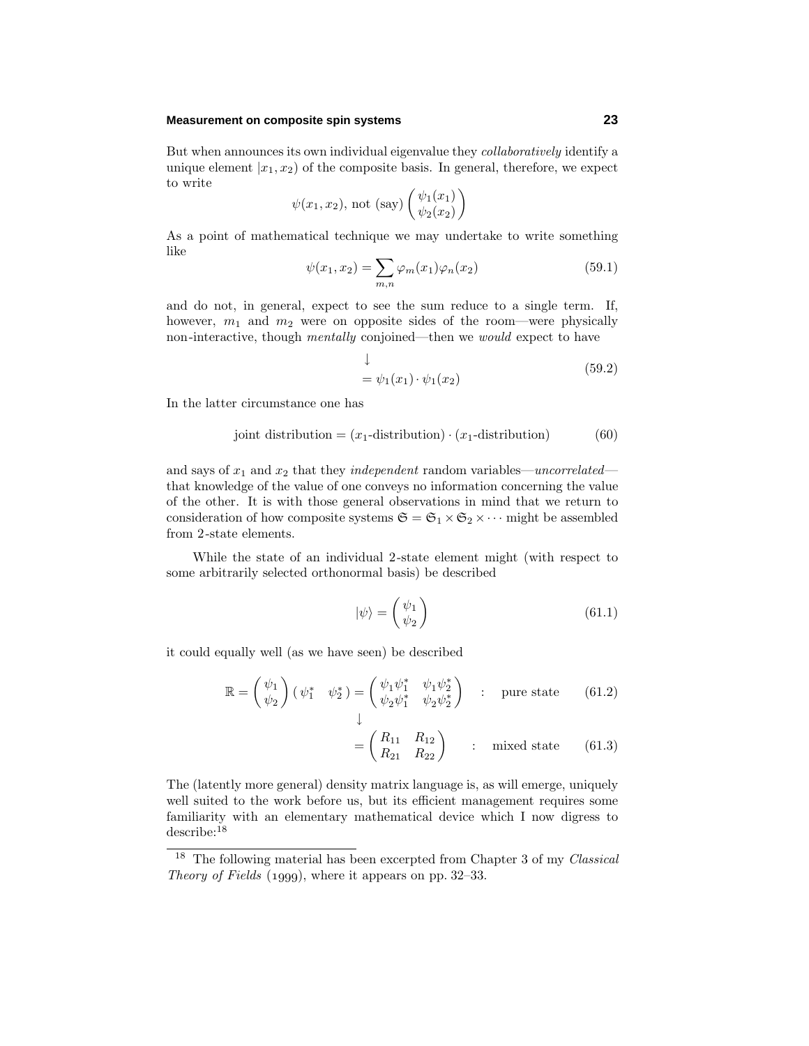But when announces its own individual eigenvalue they *collaboratively* identify a unique element $|x_1, x_2)$ of the composite basis. In general, therefore, we expect to write

$$\psi(x_1, x_2), \text{ not (say) } \begin{pmatrix} \psi_1(x_1) \\ \psi_2(x_2) \end{pmatrix}$$

As a point of mathematical technique we may undertake to write something like

$$\psi(x_1, x_2) = \sum_{m,n} \varphi_m(x_1)\varphi_n(x_2) \tag{59.1}$$

and do not, in general, expect to see the sum reduce to a single term. If, however, $m_1$ and $m_2$ were on opposite sides of the room—were physically non-interactive, though *mentally* conjoined—then we *would* expect to have

$$\begin{aligned} &\downarrow \\ &= \psi_1(x_1) \cdot \psi_1(x_2) \end{aligned} \tag{59.2}$$

In the latter circumstance one has

$$\text{joint distribution} = (x_1\text{-distribution}) \cdot (x_1\text{-distribution}) \tag{60}$$

and says of $x_1$ and $x_2$ that they *independent* random variables—*uncorrelated*—that knowledge of the value of one conveys no information concerning the value of the other. It is with those general observations in mind that we return to consideration of how composite systems $\mathfrak{S} = \mathfrak{S}_1 \times \mathfrak{S}_2 \times \cdots$ might be assembled from 2-state elements.

While the state of an individual 2-state element might (with respect to some arbitrarily selected orthonormal basis) be described

$$|\psi\rangle = \begin{pmatrix} \psi_1 \\ \psi_2 \end{pmatrix} \tag{61.1}$$

it could equally well (as we have seen) be described

$$\mathbb{R} = \begin{pmatrix} \psi_1 \\ \psi_2 \end{pmatrix} (\,\psi_1^* \quad \psi_2^*\,) = \begin{pmatrix} \psi_1\psi_1^* & \psi_1\psi_2^* \\ \psi_2\psi_1^* & \psi_2\psi_2^* \end{pmatrix} \quad : \quad \text{pure state} \tag{61.2}$$

$$\downarrow$$

$$= \begin{pmatrix} R_{11} & R_{12} \\ R_{21} & R_{22} \end{pmatrix} \quad : \quad \text{mixed state} \tag{61.3}$$

The (latently more general) density matrix language is, as will emerge, uniquely well suited to the work before us, but its efficient management requires some familiarity with an elementary mathematical device which I now digress to describe:[18]

---

[18] The following material has been excerpted from Chapter 3 of my *Classical Theory of Fields* (1999), where it appears on pp. 32–33.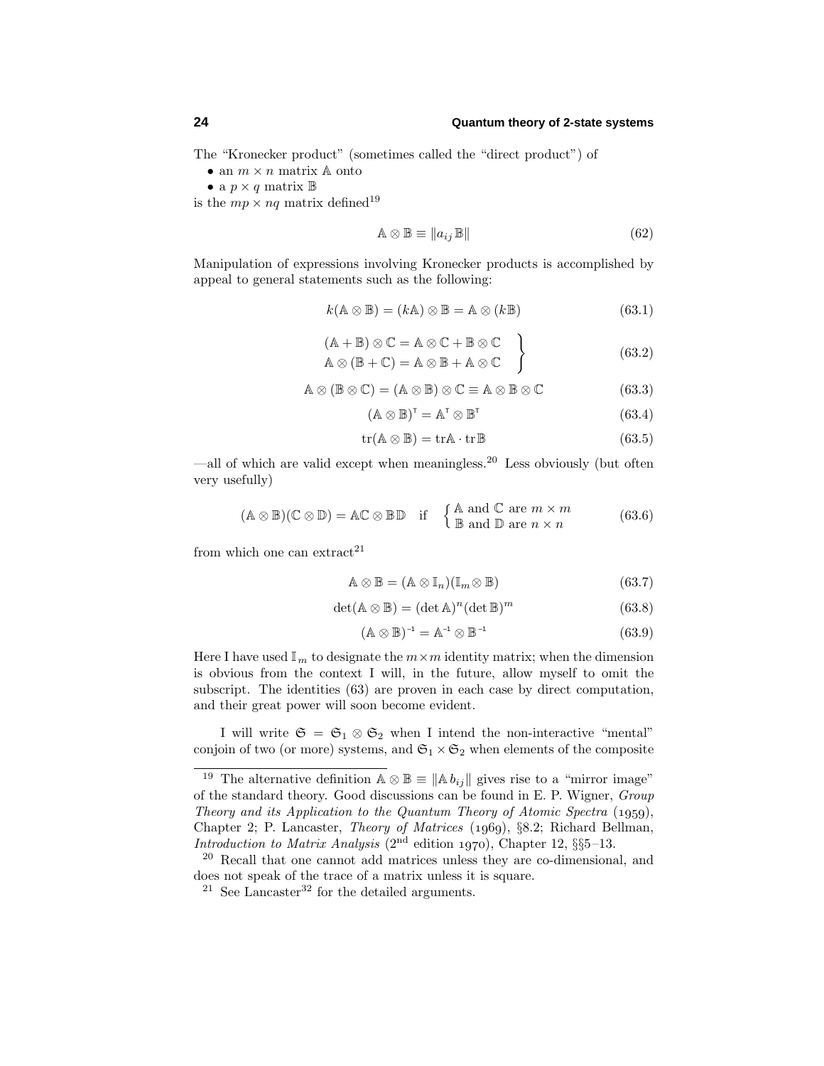The "Kronecker product" (sometimes called the "direct product") of

- an $m \times n$ matrix $\mathbb{A}$ onto
- a $p \times q$ matrix $\mathbb{B}$

is the $mp \times nq$ matrix defined[19]

$$\mathbb{A} \otimes \mathbb{B} \equiv \| a_{ij} \mathbb{B} \| \tag{62}$$

Manipulation of expressions involving Kronecker products is accomplished by appeal to general statements such as the following:

$$k(\mathbb{A} \otimes \mathbb{B}) = (k\mathbb{A}) \otimes \mathbb{B} = \mathbb{A} \otimes (k\mathbb{B}) \tag{63.1}$$

$$\left.\begin{aligned} (\mathbb{A} + \mathbb{B}) \otimes \mathbb{C} &= \mathbb{A} \otimes \mathbb{C} + \mathbb{B} \otimes \mathbb{C} \\ \mathbb{A} \otimes (\mathbb{B} + \mathbb{C}) &= \mathbb{A} \otimes \mathbb{B} + \mathbb{A} \otimes \mathbb{C} \end{aligned}\right\} \tag{63.2}$$

$$\mathbb{A} \otimes (\mathbb{B} \otimes \mathbb{C}) = (\mathbb{A} \otimes \mathbb{B}) \otimes \mathbb{C} \equiv \mathbb{A} \otimes \mathbb{B} \otimes \mathbb{C} \tag{63.3}$$

$$(\mathbb{A} \otimes \mathbb{B})^{\mathsf{T}} = \mathbb{A}^{\mathsf{T}} \otimes \mathbb{B}^{\mathsf{T}} \tag{63.4}$$

$$\text{tr}(\mathbb{A} \otimes \mathbb{B}) = \text{tr}\mathbb{A} \cdot \text{tr}\mathbb{B} \tag{63.5}$$

—all of which are valid except when meaningless.[20] Less obviously (but often very usefully)

$$(\mathbb{A} \otimes \mathbb{B})(\mathbb{C} \otimes \mathbb{D}) = \mathbb{A}\mathbb{C} \otimes \mathbb{B}\mathbb{D} \quad \text{if} \quad \begin{cases} \mathbb{A} \text{ and } \mathbb{C} \text{ are } m \times m \\ \mathbb{B} \text{ and } \mathbb{D} \text{ are } n \times n \end{cases} \tag{63.6}$$

from which one can extract[21]

$$\mathbb{A} \otimes \mathbb{B} = (\mathbb{A} \otimes \mathbb{I}_n)(\mathbb{I}_m \otimes \mathbb{B}) \tag{63.7}$$

$$\det(\mathbb{A} \otimes \mathbb{B}) = (\det \mathbb{A})^n (\det \mathbb{B})^m \tag{63.8}$$

$$(\mathbb{A} \otimes \mathbb{B})^{-1} = \mathbb{A}^{-1} \otimes \mathbb{B}^{-1} \tag{63.9}$$

Here I have used $\mathbb{I}_m$ to designate the $m \times m$ identity matrix; when the dimension is obvious from the context I will, in the future, allow myself to omit the subscript. The identities (63) are proven in each case by direct computation, and their great power will soon become evident.

I will write $\mathfrak{S} = \mathfrak{S}_1 \otimes \mathfrak{S}_2$ when I intend the non-interactive "mental" conjoin of two (or more) systems, and $\mathfrak{S}_1 \times \mathfrak{S}_2$ when elements of the composite

---

[19] The alternative definition $\mathbb{A} \otimes \mathbb{B} \equiv \| \mathbb{A}\, b_{ij} \|$ gives rise to a "mirror image" of the standard theory. Good discussions can be found in E. P. Wigner, *Group Theory and its Application to the Quantum Theory of Atomic Spectra* (1959), Chapter 2; P. Lancaster, *Theory of Matrices* (1969), §8.2; Richard Bellman, *Introduction to Matrix Analysis* (2nd edition 1970), Chapter 12, §§5–13.

[20] Recall that one cannot add matrices unless they are co-dimensional, and does not speak of the trace of a matrix unless it is square.

[21] See Lancaster[32] for the detailed arguments.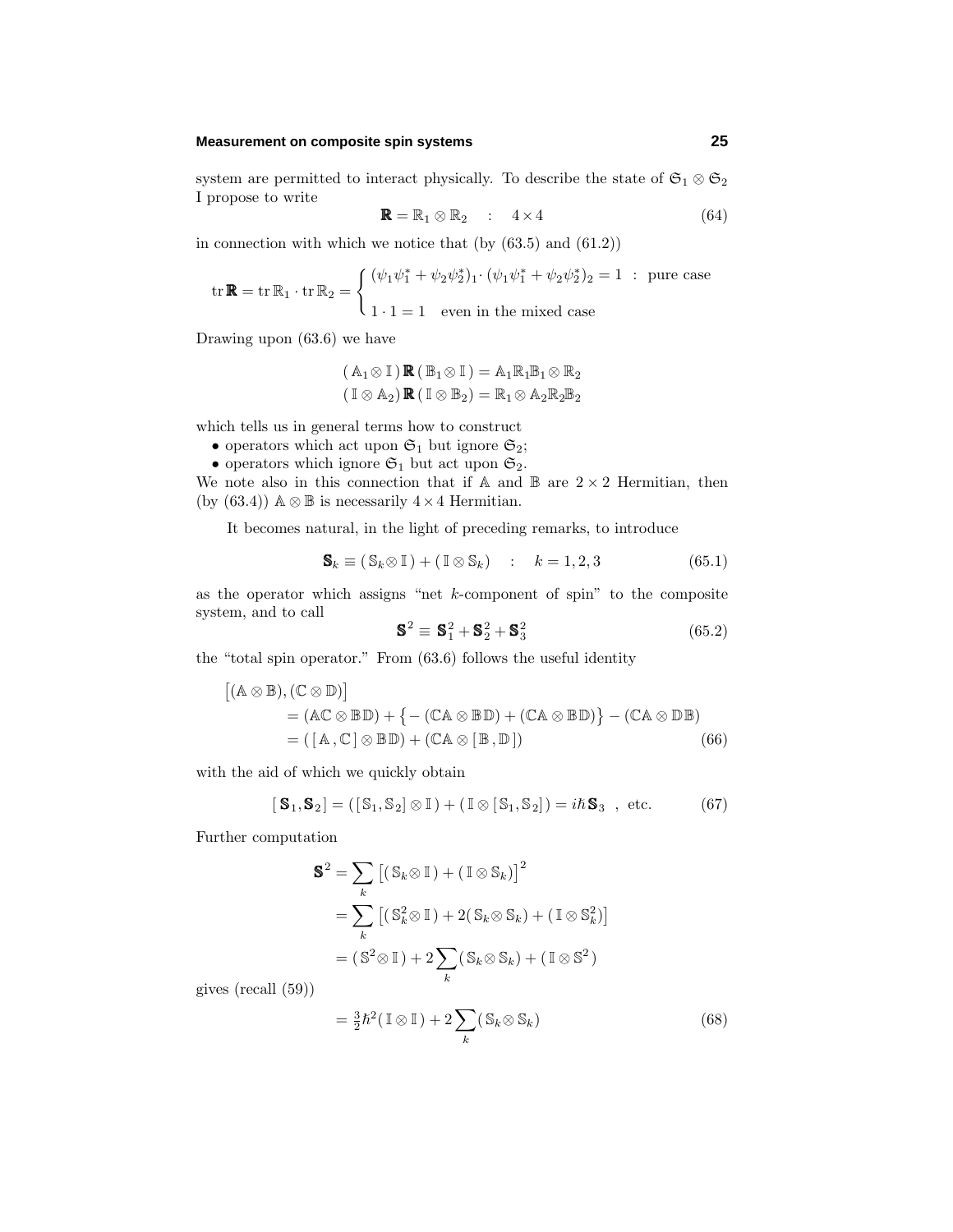system are permitted to interact physically. To describe the state of $\mathfrak{S}_1 \otimes \mathfrak{S}_2$ I propose to write

$$\mathbf{R} = \mathbb{R}_1 \otimes \mathbb{R}_2 \quad : \quad 4 \times 4 \tag{64}$$

in connection with which we notice that (by (63.5) and (61.2))

$$\operatorname{tr} \mathbf{R} = \operatorname{tr} \mathbb{R}_1 \cdot \operatorname{tr} \mathbb{R}_2 = \begin{cases} (\psi_1 \psi_1^* + \psi_2 \psi_2^*)_1 \cdot (\psi_1 \psi_1^* + \psi_2 \psi_2^*)_2 = 1 \;\; : \;\; \text{pure case} \\ \\ 1 \cdot 1 = 1 \quad \text{even in the mixed case} \end{cases}$$

Drawing upon (63.6) we have

$$(\mathbb{A}_1 \otimes \mathbb{I})\, \mathbf{R}\, (\mathbb{B}_1 \otimes \mathbb{I}) = \mathbb{A}_1 \mathbb{R}_1 \mathbb{B}_1 \otimes \mathbb{R}_2$$
$$(\mathbb{I} \otimes \mathbb{A}_2)\, \mathbf{R}\, (\mathbb{I} \otimes \mathbb{B}_2) = \mathbb{R}_1 \otimes \mathbb{A}_2 \mathbb{R}_2 \mathbb{B}_2$$

which tells us in general terms how to construct

- operators which act upon $\mathfrak{S}_1$ but ignore $\mathfrak{S}_2$;
- operators which ignore $\mathfrak{S}_1$ but act upon $\mathfrak{S}_2$.

We note also in this connection that if $\mathbb{A}$ and $\mathbb{B}$ are $2 \times 2$ Hermitian, then (by (63.4)) $\mathbb{A} \otimes \mathbb{B}$ is necessarily $4 \times 4$ Hermitian.

It becomes natural, in the light of preceding remarks, to introduce

$$\mathbf{S}_k \equiv (\mathbb{S}_k \otimes \mathbb{I}) + (\mathbb{I} \otimes \mathbb{S}_k) \quad : \quad k = 1, 2, 3 \tag{65.1}$$

as the operator which assigns "net $k$-component of spin" to the composite system, and to call

$$\mathbf{S}^2 \equiv \mathbf{S}_1^2 + \mathbf{S}_2^2 + \mathbf{S}_3^2 \tag{65.2}$$

the "total spin operator." From (63.6) follows the useful identity

$$\begin{aligned}
&\big[(\mathbb{A} \otimes \mathbb{B}), (\mathbb{C} \otimes \mathbb{D})\big] \\
&\qquad = (\mathbb{A}\mathbb{C} \otimes \mathbb{B}\mathbb{D}) + \big\{ - (\mathbb{C}\mathbb{A} \otimes \mathbb{B}\mathbb{D}) + (\mathbb{C}\mathbb{A} \otimes \mathbb{B}\mathbb{D}) \big\} - (\mathbb{C}\mathbb{A} \otimes \mathbb{D}\mathbb{B}) \\
&\qquad = ([\mathbb{A}, \mathbb{C}] \otimes \mathbb{B}\mathbb{D}) + (\mathbb{C}\mathbb{A} \otimes [\mathbb{B}, \mathbb{D}])
\end{aligned} \tag{66}$$

with the aid of which we quickly obtain

$$[\mathbf{S}_1, \mathbf{S}_2] = ([\mathbb{S}_1, \mathbb{S}_2] \otimes \mathbb{I}) + (\mathbb{I} \otimes [\mathbb{S}_1, \mathbb{S}_2]) = i\hbar\, \mathbf{S}_3 \;\; , \text{ etc.} \tag{67}$$

Further computation

$$\begin{aligned}
\mathbf{S}^2 &= \sum_k \big[(\mathbb{S}_k \otimes \mathbb{I}) + (\mathbb{I} \otimes \mathbb{S}_k)\big]^2 \\
&= \sum_k \big[(\mathbb{S}_k^2 \otimes \mathbb{I}) + 2(\mathbb{S}_k \otimes \mathbb{S}_k) + (\mathbb{I} \otimes \mathbb{S}_k^2)\big] \\
&= (\mathbb{S}^2 \otimes \mathbb{I}) + 2\sum_k (\mathbb{S}_k \otimes \mathbb{S}_k) + (\mathbb{I} \otimes \mathbb{S}^2)
\end{aligned}$$

gives (recall (59))

$$= \tfrac{3}{2}\hbar^2 (\mathbb{I} \otimes \mathbb{I}) + 2\sum_k (\mathbb{S}_k \otimes \mathbb{S}_k) \tag{68}$$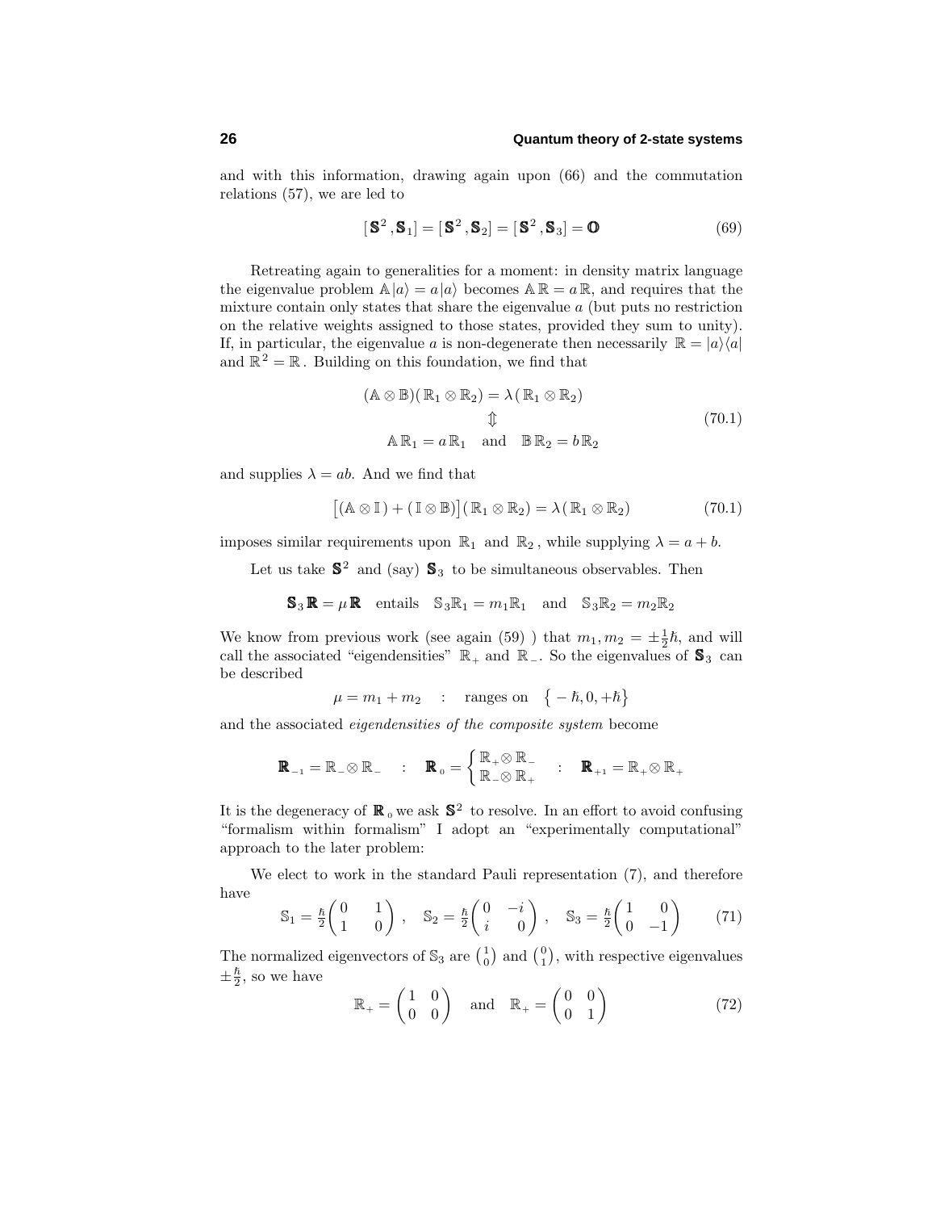and with this information, drawing again upon (66) and the commutation relations (57), we are led to

$$[\mathbf{S}^2, \mathbf{S}_1] = [\mathbf{S}^2, \mathbf{S}_2] = [\mathbf{S}^2, \mathbf{S}_3] = \mathbf{O} \tag{69}$$

Retreating again to generalities for a moment: in density matrix language the eigenvalue problem $\mathbb{A}|a) = a|a)$ becomes $\mathbb{A}\,\mathbb{R} = a\,\mathbb{R}$, and requires that the mixture contain only states that share the eigenvalue $a$ (but puts no restriction on the relative weights assigned to those states, provided they sum to unity). If, in particular, the eigenvalue $a$ is non-degenerate then necessarily $\mathbb{R} = |a)(a|$ and $\mathbb{R}^2 = \mathbb{R}$. Building on this foundation, we find that

$$\begin{gathered}(\mathbb{A}\otimes\mathbb{B})(\mathbb{R}_1\otimes\mathbb{R}_2) = \lambda(\mathbb{R}_1\otimes\mathbb{R}_2)\\ \Updownarrow \\ \mathbb{A}\,\mathbb{R}_1 = a\,\mathbb{R}_1 \quad\text{and}\quad \mathbb{B}\,\mathbb{R}_2 = b\,\mathbb{R}_2\end{gathered} \tag{70.1}$$

and supplies $\lambda = ab$. And we find that

$$\big[(\mathbb{A}\otimes\mathbb{I}) + (\mathbb{I}\otimes\mathbb{B})\big](\mathbb{R}_1\otimes\mathbb{R}_2) = \lambda(\mathbb{R}_1\otimes\mathbb{R}_2) \tag{70.1}$$

imposes similar requirements upon $\mathbb{R}_1$ and $\mathbb{R}_2$, while supplying $\lambda = a + b$.

Let us take $\mathbf{S}^2$ and (say) $\mathbf{S}_3$ to be simultaneous observables. Then

$$\mathbf{S}_3\,\mathbf{R} = \mu\,\mathbf{R} \quad\text{entails}\quad \mathbb{S}_3\mathbb{R}_1 = m_1\mathbb{R}_1 \quad\text{and}\quad \mathbb{S}_3\mathbb{R}_2 = m_2\mathbb{R}_2$$

We know from previous work (see again (59) ) that $m_1, m_2 = \pm\frac{1}{2}\hbar$, and will call the associated "eigendensities" $\mathbb{R}_+$ and $\mathbb{R}_-$. So the eigenvalues of $\mathbf{S}_3$ can be described

$$\mu = m_1 + m_2 \quad : \quad \text{ranges on} \quad \big\{-\hbar, 0, +\hbar\big\}$$

and the associated *eigendensities of the composite system* become

$$\mathbf{R}_{-1} = \mathbb{R}_-\otimes\mathbb{R}_- \quad : \quad \mathbf{R}_0 = \begin{cases}\mathbb{R}_+\otimes\mathbb{R}_-\\ \mathbb{R}_-\otimes\mathbb{R}_+\end{cases} \quad : \quad \mathbf{R}_{+1} = \mathbb{R}_+\otimes\mathbb{R}_+$$

It is the degeneracy of $\mathbf{R}_0$ we ask $\mathbf{S}^2$ to resolve. In an effort to avoid confusing "formalism within formalism" I adopt an "experimentally computational" approach to the later problem:

We elect to work in the standard Pauli representation (7), and therefore have

$$\mathbb{S}_1 = \tfrac{\hbar}{2}\begin{pmatrix}0 & 1\\ 1 & 0\end{pmatrix}, \quad \mathbb{S}_2 = \tfrac{\hbar}{2}\begin{pmatrix}0 & -i\\ i & 0\end{pmatrix}, \quad \mathbb{S}_3 = \tfrac{\hbar}{2}\begin{pmatrix}1 & 0\\ 0 & -1\end{pmatrix} \tag{71}$$

The normalized eigenvectors of $\mathbb{S}_3$ are $\binom{1}{0}$ and $\binom{0}{1}$, with respective eigenvalues $\pm\frac{\hbar}{2}$, so we have

$$\mathbb{R}_+ = \begin{pmatrix}1 & 0\\ 0 & 0\end{pmatrix} \quad\text{and}\quad \mathbb{R}_+ = \begin{pmatrix}0 & 0\\ 0 & 1\end{pmatrix} \tag{72}$$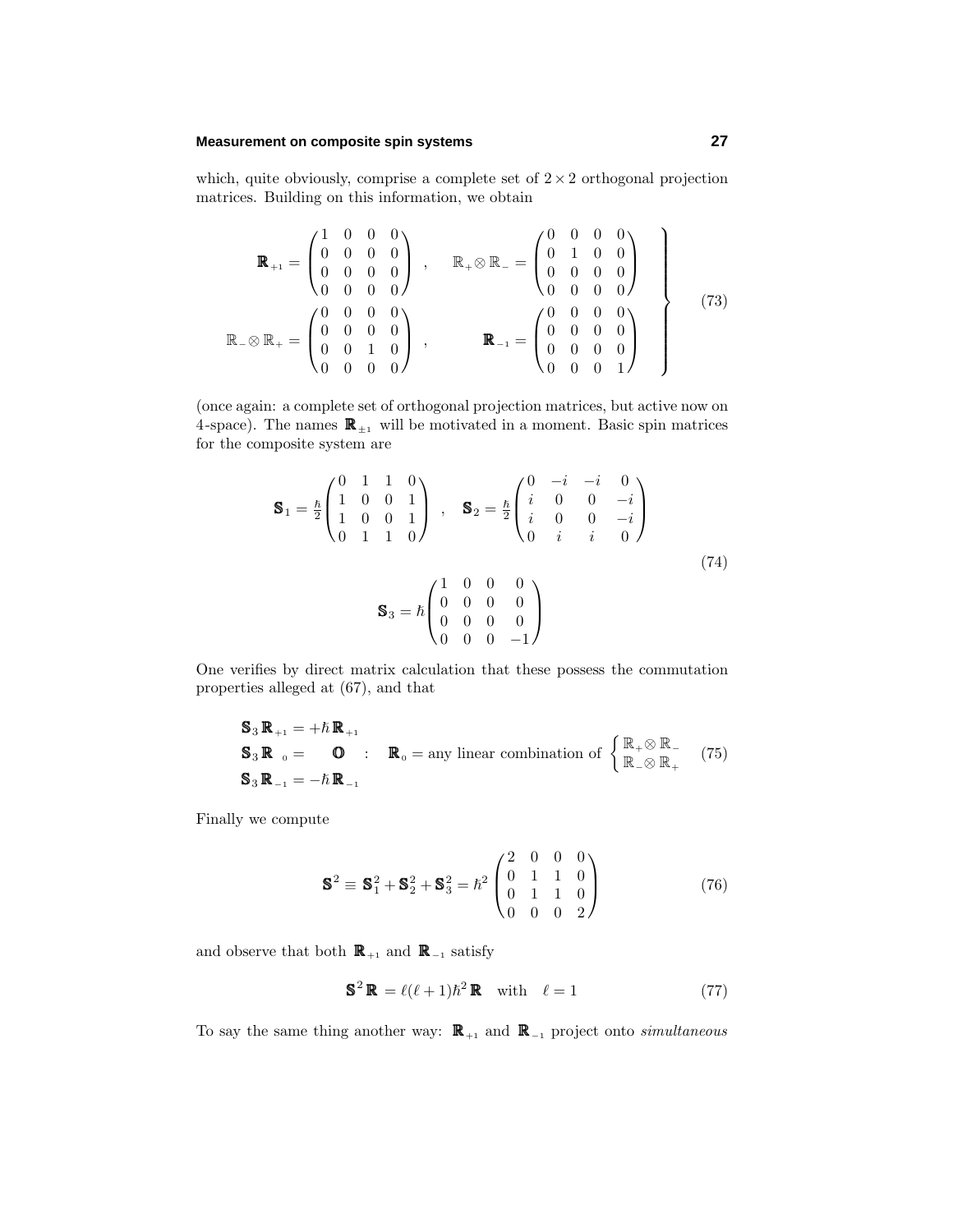which, quite obviously, comprise a complete set of $2 \times 2$ orthogonal projection matrices. Building on this information, we obtain

$$
\left.
\begin{aligned}
\mathbb{R}_{+1} &= \begin{pmatrix} 1 & 0 & 0 & 0 \\ 0 & 0 & 0 & 0 \\ 0 & 0 & 0 & 0 \\ 0 & 0 & 0 & 0 \end{pmatrix} \quad , \quad & \mathbb{R}_{+} \otimes \mathbb{R}_{-} &= \begin{pmatrix} 0 & 0 & 0 & 0 \\ 0 & 1 & 0 & 0 \\ 0 & 0 & 0 & 0 \\ 0 & 0 & 0 & 0 \end{pmatrix} \\
\mathbb{R}_{-} \otimes \mathbb{R}_{+} &= \begin{pmatrix} 0 & 0 & 0 & 0 \\ 0 & 0 & 0 & 0 \\ 0 & 0 & 1 & 0 \\ 0 & 0 & 0 & 0 \end{pmatrix} \quad , \quad & \mathbb{R}_{-1} &= \begin{pmatrix} 0 & 0 & 0 & 0 \\ 0 & 0 & 0 & 0 \\ 0 & 0 & 0 & 0 \\ 0 & 0 & 0 & 1 \end{pmatrix}
\end{aligned}
\right\}
\tag{73}
$$

(once again: a complete set of orthogonal projection matrices, but active now on 4-space). The names $\mathbb{R}_{\pm 1}$ will be motivated in a moment. Basic spin matrices for the composite system are

$$
\begin{gathered}
\mathbb{S}_1 = \tfrac{\hbar}{2}\begin{pmatrix} 0 & 1 & 1 & 0 \\ 1 & 0 & 0 & 1 \\ 1 & 0 & 0 & 1 \\ 0 & 1 & 1 & 0 \end{pmatrix} \quad , \quad \mathbb{S}_2 = \tfrac{\hbar}{2}\begin{pmatrix} 0 & -i & -i & 0 \\ i & 0 & 0 & -i \\ i & 0 & 0 & -i \\ 0 & i & i & 0 \end{pmatrix} \\
\mathbb{S}_3 = \hbar\begin{pmatrix} 1 & 0 & 0 & 0 \\ 0 & 0 & 0 & 0 \\ 0 & 0 & 0 & 0 \\ 0 & 0 & 0 & -1 \end{pmatrix}
\end{gathered}
\tag{74}
$$

One verifies by direct matrix calculation that these possess the commutation properties alleged at (67), and that

$$
\begin{aligned}
&\mathbb{S}_3\,\mathbb{R}_{+1} = +\hbar\,\mathbb{R}_{+1} \\
&\mathbb{S}_3\,\mathbb{R}_{\,0} = \quad \mathbb{O} \quad : \quad \mathbb{R}_0 = \text{any linear combination of } \begin{cases} \mathbb{R}_{+} \otimes \mathbb{R}_{-} \\ \mathbb{R}_{-} \otimes \mathbb{R}_{+} \end{cases} \\
&\mathbb{S}_3\,\mathbb{R}_{-1} = -\hbar\,\mathbb{R}_{-1}
\end{aligned}
\tag{75}
$$

Finally we compute

$$
\mathbb{S}^2 \equiv \mathbb{S}_1^2 + \mathbb{S}_2^2 + \mathbb{S}_3^2 = \hbar^2 \begin{pmatrix} 2 & 0 & 0 & 0 \\ 0 & 1 & 1 & 0 \\ 0 & 1 & 1 & 0 \\ 0 & 0 & 0 & 2 \end{pmatrix}
\tag{76}
$$

and observe that both $\mathbb{R}_{+1}$ and $\mathbb{R}_{-1}$ satisfy

$$
\mathbb{S}^2\,\mathbb{R} = \ell(\ell+1)\hbar^2\,\mathbb{R} \quad \text{with} \quad \ell = 1
\tag{77}
$$

To say the same thing another way: $\mathbb{R}_{+1}$ and $\mathbb{R}_{-1}$ project onto *simultaneous*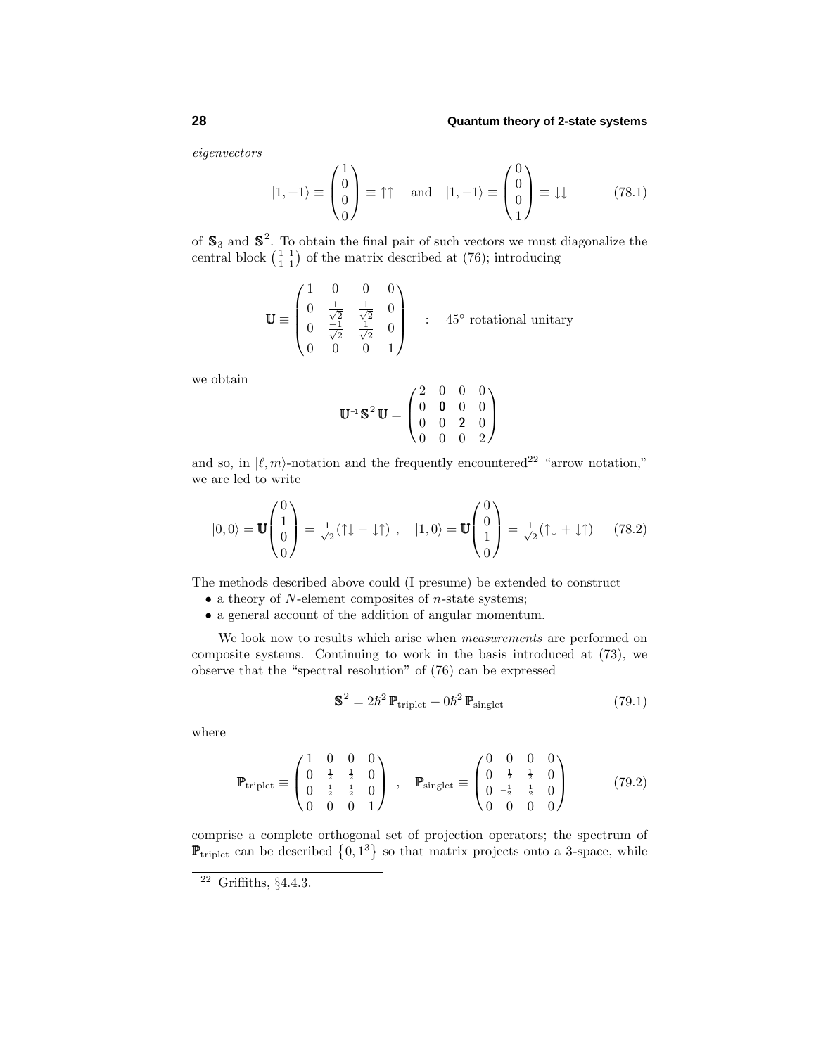*eigenvectors*

$$|1,+1\rangle \equiv \begin{pmatrix} 1\\0\\0\\0 \end{pmatrix} \equiv \uparrow\uparrow \quad\text{and}\quad |1,-1\rangle \equiv \begin{pmatrix} 0\\0\\0\\1 \end{pmatrix} \equiv \downarrow\downarrow \tag{78.1}$$

of $\mathbb{S}_3$ and $\mathbb{S}^2$. To obtain the final pair of such vectors we must diagonalize the central block $\left(\begin{smallmatrix} 1 & 1\\ 1 & 1\end{smallmatrix}\right)$ of the matrix described at (76); introducing

$$\mathbb{U} \equiv \begin{pmatrix} 1 & 0 & 0 & 0\\ 0 & \frac{1}{\sqrt{2}} & \frac{1}{\sqrt{2}} & 0\\ 0 & \frac{-1}{\sqrt{2}} & \frac{1}{\sqrt{2}} & 0\\ 0 & 0 & 0 & 1 \end{pmatrix} \quad : \quad 45^\circ \text{ rotational unitary}$$

we obtain

$$\mathbb{U}^{-1}\,\mathbb{S}^2\,\mathbb{U} = \begin{pmatrix} 2 & 0 & 0 & 0\\ 0 & \mathbf{0} & 0 & 0\\ 0 & 0 & \mathbf{2} & 0\\ 0 & 0 & 0 & 2 \end{pmatrix}$$

and so, in $|\ell, m\rangle$-notation and the frequently encountered[22] "arrow notation," we are led to write

$$|0,0\rangle = \mathbb{U}\begin{pmatrix} 0\\1\\0\\0 \end{pmatrix} = \tfrac{1}{\sqrt{2}}(\uparrow\downarrow - \downarrow\uparrow)\;,\quad |1,0\rangle = \mathbb{U}\begin{pmatrix} 0\\0\\1\\0 \end{pmatrix} = \tfrac{1}{\sqrt{2}}(\uparrow\downarrow + \downarrow\uparrow) \tag{78.2}$$

The methods described above could (I presume) be extended to construct

- a theory of $N$-element composites of $n$-state systems;
- a general account of the addition of angular momentum.

We look now to results which arise when *measurements* are performed on composite systems. Continuing to work in the basis introduced at (73), we observe that the "spectral resolution" of (76) can be expressed

$$\mathbb{S}^2 = 2\hbar^2\,\mathbb{P}_{\text{triplet}} + 0\hbar^2\,\mathbb{P}_{\text{singlet}} \tag{79.1}$$

where

$$\mathbb{P}_{\text{triplet}} \equiv \begin{pmatrix} 1 & 0 & 0 & 0\\ 0 & \frac{1}{2} & \frac{1}{2} & 0\\ 0 & \frac{1}{2} & \frac{1}{2} & 0\\ 0 & 0 & 0 & 1 \end{pmatrix} \quad,\quad \mathbb{P}_{\text{singlet}} \equiv \begin{pmatrix} 0 & 0 & 0 & 0\\ 0 & \frac{1}{2} & -\frac{1}{2} & 0\\ 0 & -\frac{1}{2} & \frac{1}{2} & 0\\ 0 & 0 & 0 & 0 \end{pmatrix} \tag{79.2}$$

comprise a complete orthogonal set of projection operators; the spectrum of $\mathbb{P}_{\text{triplet}}$ can be described $\{0, 1^3\}$ so that matrix projects onto a 3-space, while

[22] Griffiths, §4.4.3.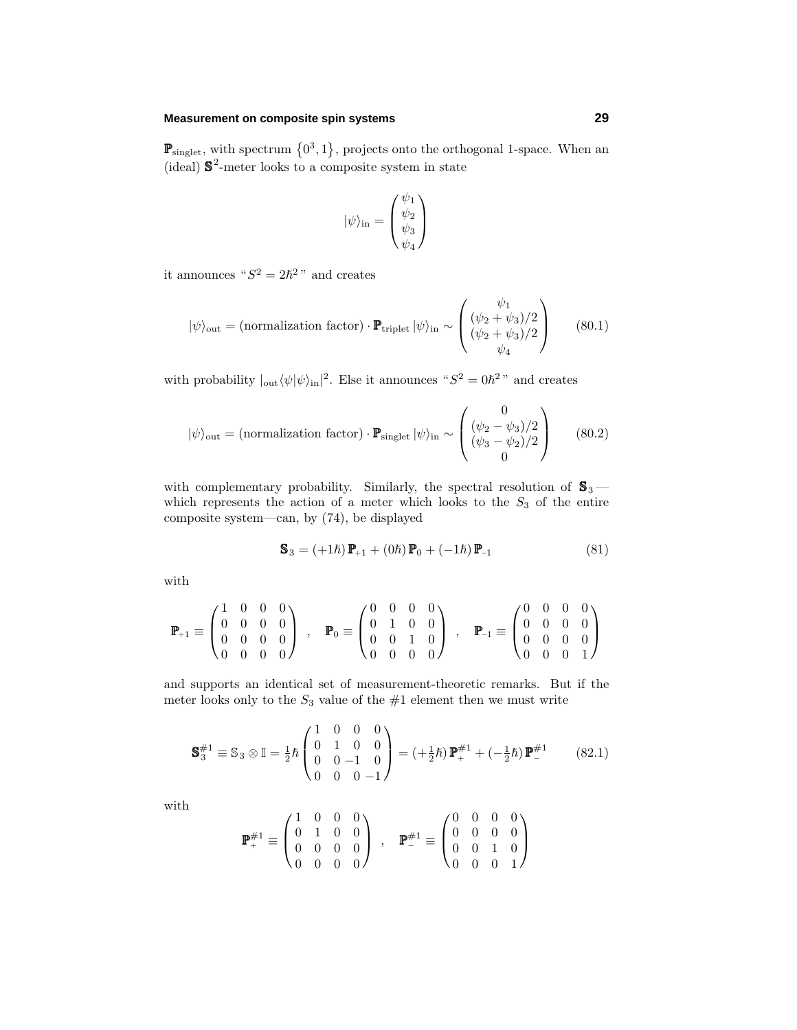$\mathbb{P}_{\text{singlet}}$, with spectrum $\{0^3, 1\}$, projects onto the orthogonal 1-space. When an (ideal) $\mathbf{S}^2$-meter looks to a composite system in state

$$|\psi\rangle_{\text{in}} = \begin{pmatrix} \psi_1 \\ \psi_2 \\ \psi_3 \\ \psi_4 \end{pmatrix}$$

it announces "$S^2 = 2\hbar^2$" and creates

$$|\psi\rangle_{\text{out}} = (\text{normalization factor}) \cdot \mathbb{P}_{\text{triplet}}\,|\psi\rangle_{\text{in}} \sim \begin{pmatrix} \psi_1 \\ (\psi_2+\psi_3)/2 \\ (\psi_2+\psi_3)/2 \\ \psi_4 \end{pmatrix} \tag{80.1}$$

with probability $|_{\text{out}}\langle\psi|\psi\rangle_{\text{in}}|^2$. Else it announces "$S^2 = 0\hbar^2$" and creates

$$|\psi\rangle_{\text{out}} = (\text{normalization factor}) \cdot \mathbb{P}_{\text{singlet}}\,|\psi\rangle_{\text{in}} \sim \begin{pmatrix} 0 \\ (\psi_2-\psi_3)/2 \\ (\psi_3-\psi_2)/2 \\ 0 \end{pmatrix} \tag{80.2}$$

with complementary probability. Similarly, the spectral resolution of $\mathbf{S}_3$—which represents the action of a meter which looks to the $S_3$ of the entire composite system—can, by (74), be displayed

$$\mathbf{S}_3 = (+1\hbar)\,\mathbb{P}_{+1} + (0\hbar)\,\mathbb{P}_0 + (-1\hbar)\,\mathbb{P}_{-1} \tag{81}$$

with

$$\mathbb{P}_{+1} \equiv \begin{pmatrix} 1&0&0&0 \\ 0&0&0&0 \\ 0&0&0&0 \\ 0&0&0&0 \end{pmatrix} \quad , \quad \mathbb{P}_{0} \equiv \begin{pmatrix} 0&0&0&0 \\ 0&1&0&0 \\ 0&0&1&0 \\ 0&0&0&0 \end{pmatrix} \quad , \quad \mathbb{P}_{-1} \equiv \begin{pmatrix} 0&0&0&0 \\ 0&0&0&0 \\ 0&0&0&0 \\ 0&0&0&1 \end{pmatrix}$$

and supports an identical set of measurement-theoretic remarks. But if the meter looks only to the $S_3$ value of the #1 element then we must write

$$\mathbf{S}_3^{\#1} \equiv \mathbb{S}_3 \otimes \mathbb{I} = \tfrac{1}{2}\hbar \begin{pmatrix} 1&0&0&0 \\ 0&1&0&0 \\ 0&0&-1&0 \\ 0&0&0&-1 \end{pmatrix} = (+\tfrac{1}{2}\hbar)\,\mathbb{P}_{+}^{\#1} + (-\tfrac{1}{2}\hbar)\,\mathbb{P}_{-}^{\#1} \tag{82.1}$$

with

$$\mathbb{P}_{+}^{\#1} \equiv \begin{pmatrix} 1&0&0&0 \\ 0&1&0&0 \\ 0&0&0&0 \\ 0&0&0&0 \end{pmatrix} \quad , \quad \mathbb{P}_{-}^{\#1} \equiv \begin{pmatrix} 0&0&0&0 \\ 0&0&0&0 \\ 0&0&1&0 \\ 0&0&0&1 \end{pmatrix}$$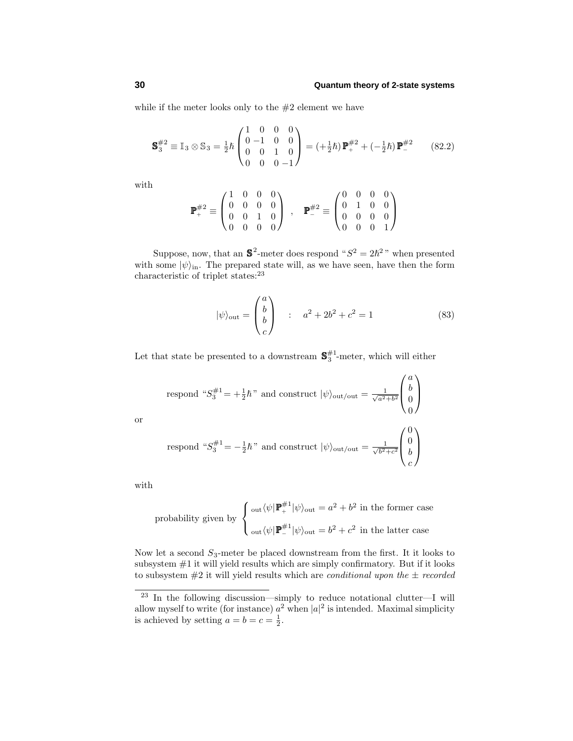while if the meter looks only to the #2 element we have

$$\mathbf{S}_3^{\#2} \equiv \mathbb{I}_3 \otimes \mathbb{S}_3 = \tfrac{1}{2}\hbar \begin{pmatrix} 1 & 0 & 0 & 0 \\ 0 & -1 & 0 & 0 \\ 0 & 0 & 1 & 0 \\ 0 & 0 & 0 & -1 \end{pmatrix} = (+\tfrac{1}{2}\hbar)\,\mathbf{P}_+^{\#2} + (-\tfrac{1}{2}\hbar)\,\mathbf{P}_-^{\#2} \tag{82.2}$$

with

$$\mathbf{P}_+^{\#2} \equiv \begin{pmatrix} 1 & 0 & 0 & 0 \\ 0 & 0 & 0 & 0 \\ 0 & 0 & 1 & 0 \\ 0 & 0 & 0 & 0 \end{pmatrix} \quad , \quad \mathbf{P}_-^{\#2} \equiv \begin{pmatrix} 0 & 0 & 0 & 0 \\ 0 & 1 & 0 & 0 \\ 0 & 0 & 0 & 0 \\ 0 & 0 & 0 & 1 \end{pmatrix}$$

Suppose, now, that an $\mathbf{S}^2$-meter does respond "$S^2 = 2\hbar^2$" when presented with some $|\psi\rangle_{\text{in}}$. The prepared state will, as we have seen, have then the form characteristic of triplet states:[23]

$$|\psi\rangle_{\text{out}} = \begin{pmatrix} a \\ b \\ b \\ c \end{pmatrix} \quad : \quad a^2 + 2b^2 + c^2 = 1 \tag{83}$$

Let that state be presented to a downstream $\mathbf{S}_3^{\#1}$-meter, which will either

$$\text{respond "}S_3^{\#1} = +\tfrac{1}{2}\hbar\text{" and construct } |\psi\rangle_{\text{out/out}} = \tfrac{1}{\sqrt{a^2+b^2}} \begin{pmatrix} a \\ b \\ 0 \\ 0 \end{pmatrix}$$

or

$$\text{respond "}S_3^{\#1} = -\tfrac{1}{2}\hbar\text{" and construct } |\psi\rangle_{\text{out/out}} = \tfrac{1}{\sqrt{b^2+c^2}} \begin{pmatrix} 0 \\ 0 \\ b \\ c \end{pmatrix}$$

with

$$\text{probability given by } \begin{cases} {}_{\text{out}}\langle\psi|\mathbf{P}_+^{\#1}|\psi\rangle_{\text{out}} = a^2 + b^2 \text{ in the former case} \\ \\ {}_{\text{out}}\langle\psi|\mathbf{P}_-^{\#1}|\psi\rangle_{\text{out}} = b^2 + c^2 \text{ in the latter case} \end{cases}$$

Now let a second $S_3$-meter be placed downstream from the first. It it looks to subsystem #1 it will yield results which are simply confirmatory. But if it looks to subsystem #2 it will yield results which are *conditional upon the* $\pm$ *recorded*

---

[23] In the following discussion—simply to reduce notational clutter—I will allow myself to write (for instance) $a^2$ when $|a|^2$ is intended. Maximal simplicity is achieved by setting $a = b = c = \frac{1}{2}$.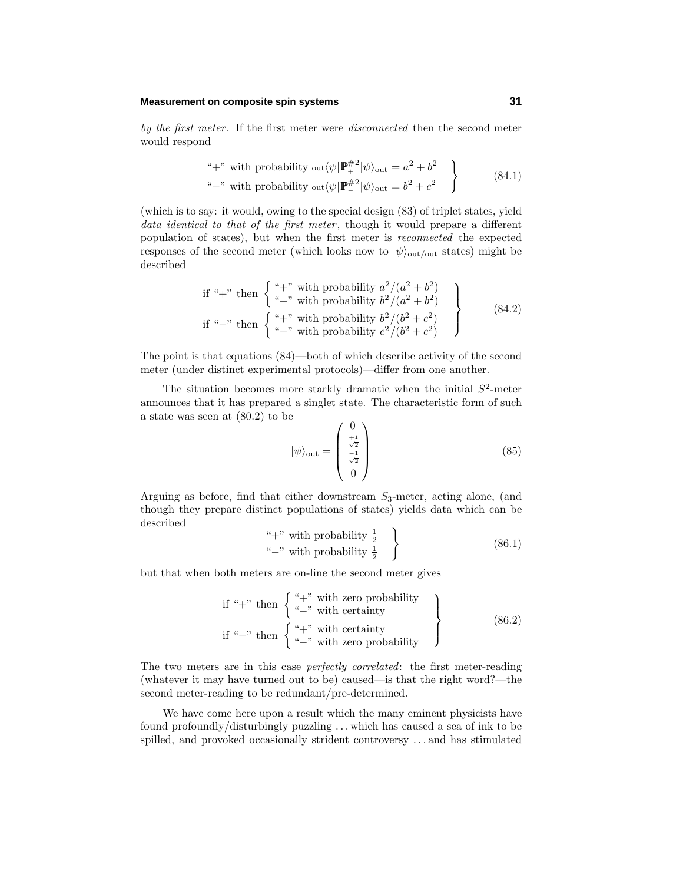*by the first meter*. If the first meter were *disconnected* then the second meter would respond

$$
\left.\begin{array}{l}
\text{“}+\text{” with probability } {}_{\text{out}}\langle\psi|\mathbb{P}_{+}^{\#2}|\psi\rangle_{\text{out}} = a^2+b^2 \\
\text{“}-\text{” with probability } {}_{\text{out}}\langle\psi|\mathbb{P}_{-}^{\#2}|\psi\rangle_{\text{out}} = b^2+c^2
\end{array}\right\} \tag{84.1}
$$

(which is to say: it would, owing to the special design (83) of triplet states, yield *data identical to that of the first meter*, though it would prepare a different population of states), but when the first meter is *reconnected* the expected responses of the second meter (which looks now to $|\psi\rangle_{\text{out/out}}$ states) might be described

$$
\left.\begin{array}{l}
\text{if “}+\text{” then } \left\{\begin{array}{l} \text{“}+\text{” with probability } a^2/(a^2+b^2) \\ \text{“}-\text{” with probability } b^2/(a^2+b^2) \end{array}\right. \\
\text{if “}-\text{” then } \left\{\begin{array}{l} \text{“}+\text{” with probability } b^2/(b^2+c^2) \\ \text{“}-\text{” with probability } c^2/(b^2+c^2) \end{array}\right.
\end{array}\right\} \tag{84.2}
$$

The point is that equations (84)—both of which describe activity of the second meter (under distinct experimental protocols)—differ from one another.

The situation becomes more starkly dramatic when the initial $S^2$-meter announces that it has prepared a singlet state. The characteristic form of such a state was seen at (80.2) to be

$$
|\psi\rangle_{\text{out}} = \begin{pmatrix} 0 \\ \frac{+1}{\sqrt{2}} \\ \frac{-1}{\sqrt{2}} \\ 0 \end{pmatrix} \tag{85}
$$

Arguing as before, find that either downstream $S_3$-meter, acting alone, (and though they prepare distinct populations of states) yields data which can be described

$$
\left.\begin{array}{l}
\text{“}+\text{” with probability } \frac{1}{2} \\
\text{“}-\text{” with probability } \frac{1}{2}
\end{array}\right\} \tag{86.1}
$$

but that when both meters are on-line the second meter gives

$$
\left.\begin{array}{l}
\text{if “}+\text{” then } \left\{\begin{array}{l} \text{“}+\text{” with zero probability} \\ \text{“}-\text{” with certainty} \end{array}\right. \\
\text{if “}-\text{” then } \left\{\begin{array}{l} \text{“}+\text{” with certainty} \\ \text{“}-\text{” with zero probability} \end{array}\right.
\end{array}\right\} \tag{86.2}
$$

The two meters are in this case *perfectly correlated*: the first meter-reading (whatever it may have turned out to be) caused—is that the right word?—the second meter-reading to be redundant/pre-determined.

We have come here upon a result which the many eminent physicists have found profoundly/disturbingly puzzling ... which has caused a sea of ink to be spilled, and provoked occasionally strident controversy ... and has stimulated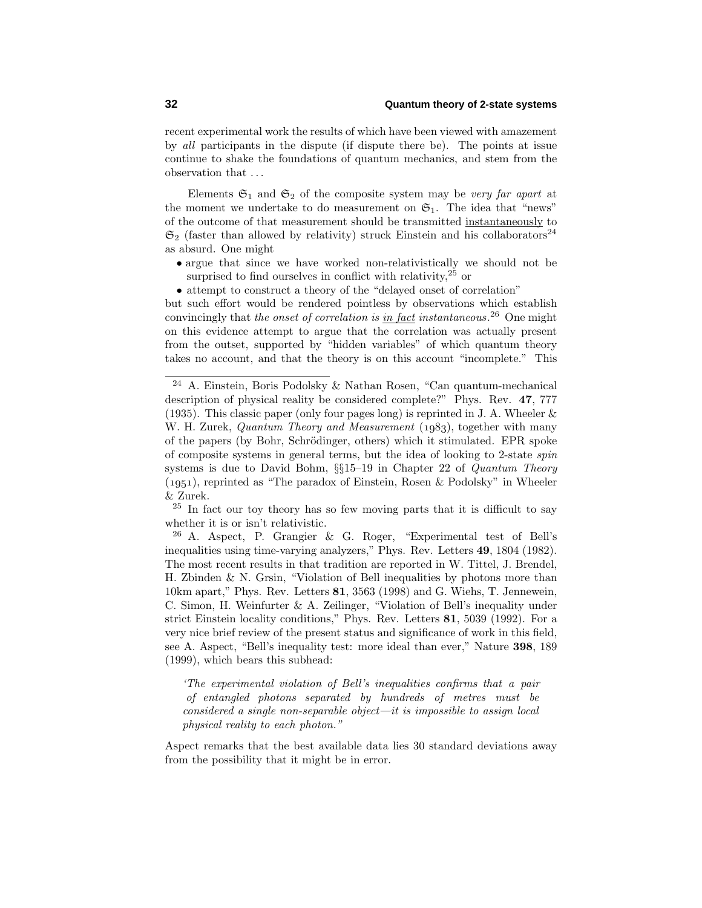recent experimental work the results of which have been viewed with amazement by *all* participants in the dispute (if dispute there be). The points at issue continue to shake the foundations of quantum mechanics, and stem from the observation that . . .

Elements $\mathfrak{S}_1$ and $\mathfrak{S}_2$ of the composite system may be *very far apart* at the moment we undertake to do measurement on $\mathfrak{S}_1$. The idea that "news" of the outcome of that measurement should be transmitted instantaneously to $\mathfrak{S}_2$ (faster than allowed by relativity) struck Einstein and his collaborators[24] as absurd. One might

- argue that since we have worked non-relativistically we should not be surprised to find ourselves in conflict with relativity,[25] or
- attempt to construct a theory of the "delayed onset of correlation"

but such effort would be rendered pointless by observations which establish convincingly that *the onset of correlation is in fact instantaneous*.[26] One might on this evidence attempt to argue that the correlation was actually present from the outset, supported by "hidden variables" of which quantum theory takes no account, and that the theory is on this account "incomplete." This

---

[24] A. Einstein, Boris Podolsky & Nathan Rosen, "Can quantum-mechanical description of physical reality be considered complete?" Phys. Rev. **47**, 777 (1935). This classic paper (only four pages long) is reprinted in J. A. Wheeler & W. H. Zurek, *Quantum Theory and Measurement* (1983), together with many of the papers (by Bohr, Schrödinger, others) which it stimulated. EPR spoke of composite systems in general terms, but the idea of looking to 2-state *spin* systems is due to David Bohm, §§15–19 in Chapter 22 of *Quantum Theory* (1951), reprinted as "The paradox of Einstein, Rosen & Podolsky" in Wheeler & Zurek.

[25] In fact our toy theory has so few moving parts that it is difficult to say whether it is or isn't relativistic.

[26] A. Aspect, P. Grangier & G. Roger, "Experimental test of Bell's inequalities using time-varying analyzers," Phys. Rev. Letters **49**, 1804 (1982). The most recent results in that tradition are reported in W. Tittel, J. Brendel, H. Zbinden & N. Grsin, "Violation of Bell inequalities by photons more than 10km apart," Phys. Rev. Letters **81**, 3563 (1998) and G. Wiehs, T. Jennewein, C. Simon, H. Weinfurter & A. Zeilinger, "Violation of Bell's inequality under strict Einstein locality conditions," Phys. Rev. Letters **81**, 5039 (1992). For a very nice brief review of the present status and significance of work in this field, see A. Aspect, "Bell's inequality test: more ideal than ever," Nature **398**, 189 (1999), which bears this subhead:

> *'The experimental violation of Bell's inequalities confirms that a pair of entangled photons separated by hundreds of metres must be considered a single non-separable object—it is impossible to assign local physical reality to each photon."*

Aspect remarks that the best available data lies 30 standard deviations away from the possibility that it might be in error.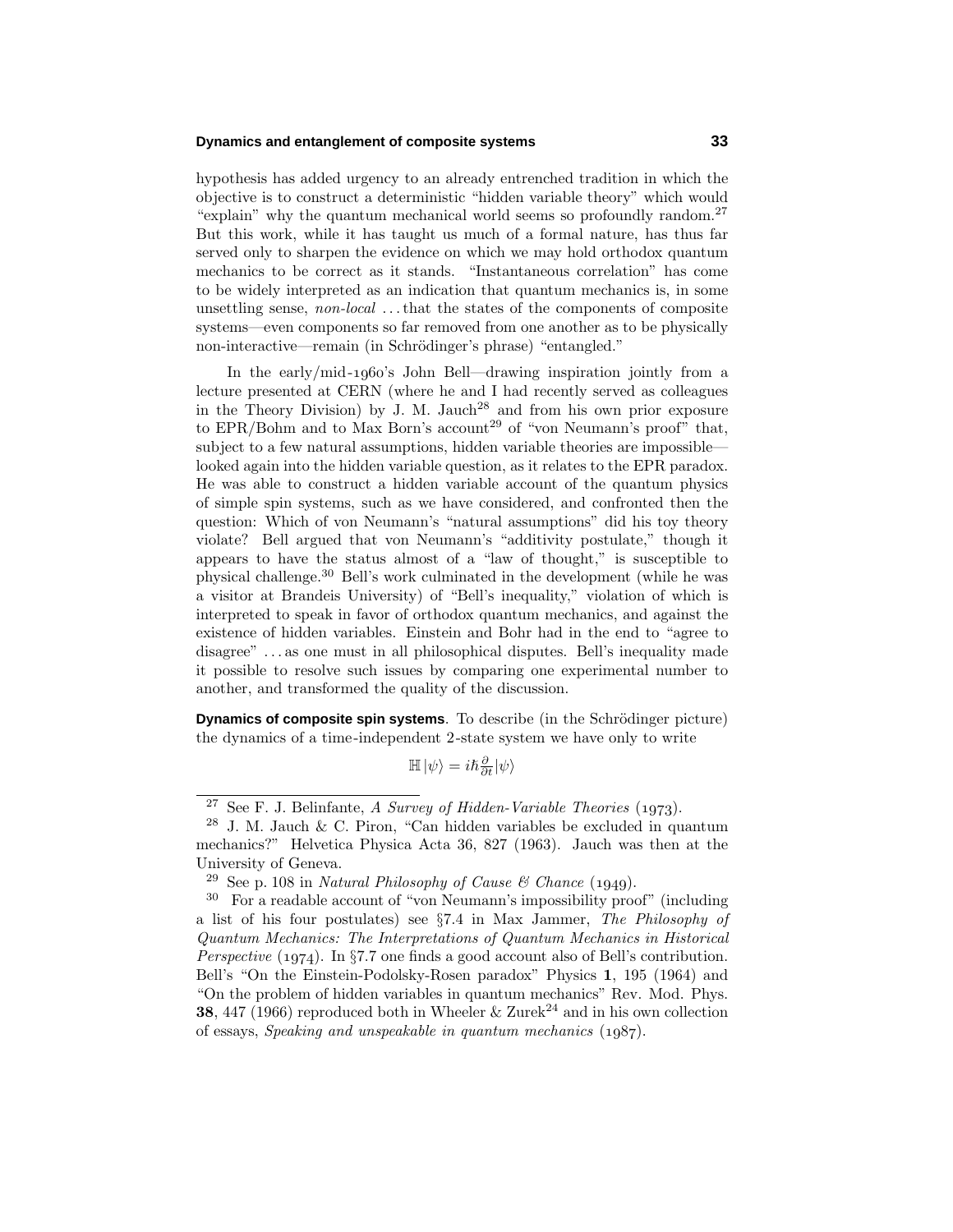hypothesis has added urgency to an already entrenched tradition in which the objective is to construct a deterministic "hidden variable theory" which would "explain" why the quantum mechanical world seems so profoundly random.[27] But this work, while it has taught us much of a formal nature, has thus far served only to sharpen the evidence on which we may hold orthodox quantum mechanics to be correct as it stands. "Instantaneous correlation" has come to be widely interpreted as an indication that quantum mechanics is, in some unsettling sense, *non-local* . . . that the states of the components of composite systems—even components so far removed from one another as to be physically non-interactive—remain (in Schrödinger's phrase) "entangled."

In the early/mid-1960's John Bell—drawing inspiration jointly from a lecture presented at CERN (where he and I had recently served as colleagues in the Theory Division) by J. M. Jauch[28] and from his own prior exposure to EPR/Bohm and to Max Born's account[29] of "von Neumann's proof" that, subject to a few natural assumptions, hidden variable theories are impossible—looked again into the hidden variable question, as it relates to the EPR paradox. He was able to construct a hidden variable account of the quantum physics of simple spin systems, such as we have considered, and confronted then the question: Which of von Neumann's "natural assumptions" did his toy theory violate? Bell argued that von Neumann's "additivity postulate," though it appears to have the status almost of a "law of thought," is susceptible to physical challenge.[30] Bell's work culminated in the development (while he was a visitor at Brandeis University) of "Bell's inequality," violation of which is interpreted to speak in favor of orthodox quantum mechanics, and against the existence of hidden variables. Einstein and Bohr had in the end to "agree to disagree" . . . as one must in all philosophical disputes. Bell's inequality made it possible to resolve such issues by comparing one experimental number to another, and transformed the quality of the discussion.

**Dynamics of composite spin systems**. To describe (in the Schrödinger picture) the dynamics of a time-independent 2-state system we have only to write

$$\mathbb{H}\,|\psi\rangle = i\hbar\tfrac{\partial}{\partial t}|\psi\rangle$$

---

[27] See F. J. Belinfante, *A Survey of Hidden-Variable Theories* (1973).

[28] J. M. Jauch & C. Piron, "Can hidden variables be excluded in quantum mechanics?" Helvetica Physica Acta 36, 827 (1963). Jauch was then at the University of Geneva.

[29] See p. 108 in *Natural Philosophy of Cause & Chance* (1949).

[30] For a readable account of "von Neumann's impossibility proof" (including a list of his four postulates) see §7.4 in Max Jammer, *The Philosophy of Quantum Mechanics: The Interpretations of Quantum Mechanics in Historical Perspective* (1974). In §7.7 one finds a good account also of Bell's contribution. Bell's "On the Einstein-Podolsky-Rosen paradox" Physics **1**, 195 (1964) and "On the problem of hidden variables in quantum mechanics" Rev. Mod. Phys. **38**, 447 (1966) reproduced both in Wheeler & Zurek[24] and in his own collection of essays, *Speaking and unspeakable in quantum mechanics* (1987).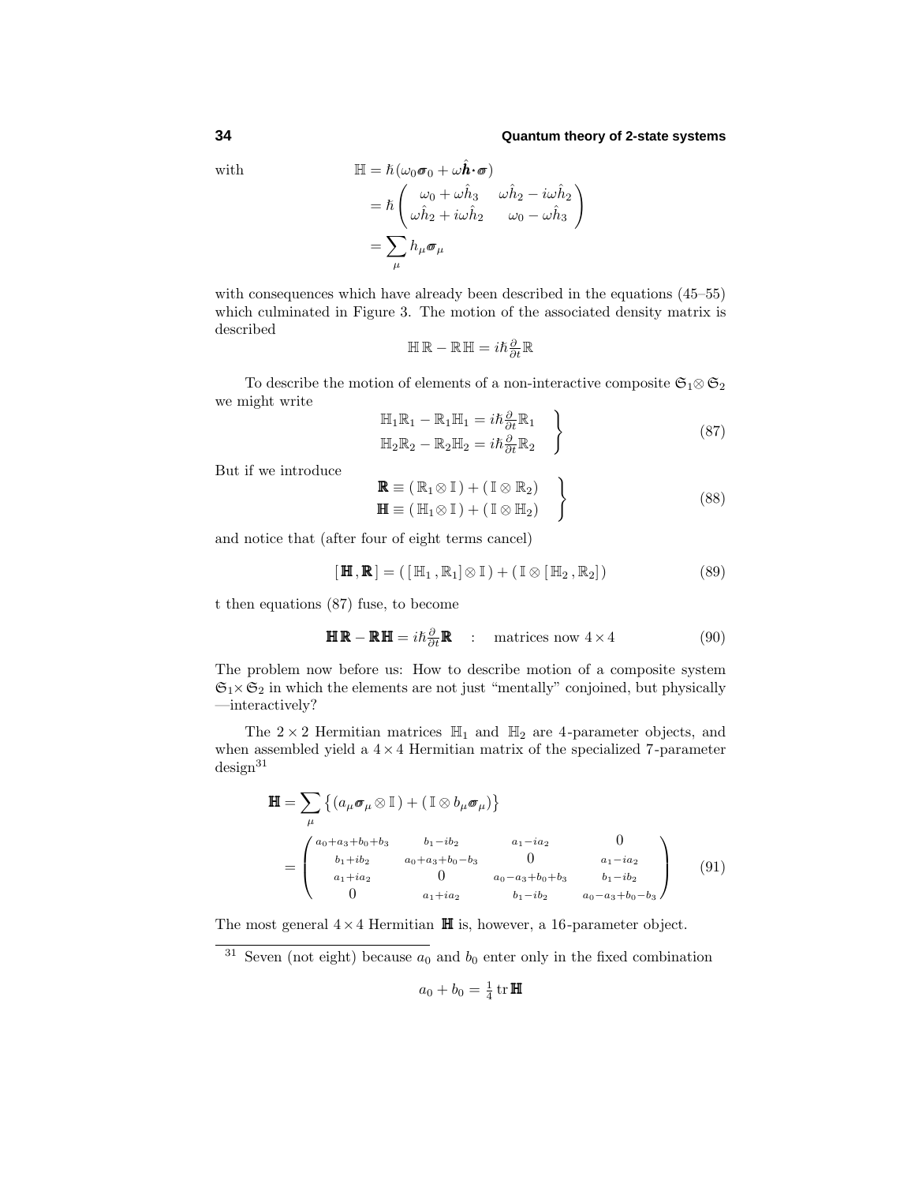with

$$
\begin{aligned}
\mathbb{H} &= \hbar(\omega_0\boldsymbol{\sigma}_0 + \omega\hat{\boldsymbol{h}}\cdot\boldsymbol{\sigma}) \\
&= \hbar\begin{pmatrix} \omega_0 + \omega\hat{h}_3 & \omega\hat{h}_2 - i\omega\hat{h}_2 \\ \omega\hat{h}_2 + i\omega\hat{h}_2 & \omega_0 - \omega\hat{h}_3 \end{pmatrix} \\
&= \sum_\mu h_\mu\boldsymbol{\sigma}_\mu
\end{aligned}
$$

with consequences which have already been described in the equations (45–55) which culminated in Figure 3. The motion of the associated density matrix is described

$$
\mathbb{H}\,\mathbb{R} - \mathbb{R}\,\mathbb{H} = i\hbar\tfrac{\partial}{\partial t}\mathbb{R}
$$

To describe the motion of elements of a non-interactive composite $\mathfrak{S}_1\otimes\mathfrak{S}_2$ we might write

$$
\left.\begin{aligned}
\mathbb{H}_1\mathbb{R}_1 - \mathbb{R}_1\mathbb{H}_1 &= i\hbar\tfrac{\partial}{\partial t}\mathbb{R}_1 \\
\mathbb{H}_2\mathbb{R}_2 - \mathbb{R}_2\mathbb{H}_2 &= i\hbar\tfrac{\partial}{\partial t}\mathbb{R}_2
\end{aligned}\right\} \tag{87}
$$

But if we introduce

$$
\left.\begin{aligned}
\mathbf{R} &\equiv (\,\mathbb{R}_1\otimes\mathbb{I}\,) + (\,\mathbb{I}\otimes\mathbb{R}_2) \\
\mathbf{H} &\equiv (\,\mathbb{H}_1\otimes\mathbb{I}\,) + (\,\mathbb{I}\otimes\mathbb{H}_2)
\end{aligned}\right\} \tag{88}
$$

and notice that (after four of eight terms cancel)

$$
[\,\mathbf{H}\,,\mathbf{R}\,] = (\,[\,\mathbb{H}_1\,,\mathbb{R}_1]\otimes\mathbb{I}\,) + (\,\mathbb{I}\otimes[\,\mathbb{H}_2\,,\mathbb{R}_2]\,) \tag{89}
$$

t then equations (87) fuse, to become

$$
\mathbf{H}\mathbf{R} - \mathbf{R}\mathbf{H} = i\hbar\tfrac{\partial}{\partial t}\mathbf{R} \quad : \quad \text{matrices now } 4\times 4 \tag{90}
$$

The problem now before us: How to describe motion of a composite system $\mathfrak{S}_1\times\mathfrak{S}_2$ in which the elements are not just "mentally" conjoined, but physically —interactively?

The $2\times 2$ Hermitian matrices $\mathbb{H}_1$ and $\mathbb{H}_2$ are 4-parameter objects, and when assembled yield a $4\times 4$ Hermitian matrix of the specialized 7-parameter design[31]

$$
\begin{aligned}
\mathbf{H} &= \sum_\mu \big\{(a_\mu\boldsymbol{\sigma}_\mu\otimes\mathbb{I}) + (\,\mathbb{I}\otimes b_\mu\boldsymbol{\sigma}_\mu)\big\} \\
&= \begin{pmatrix}
a_0{+}a_3{+}b_0{+}b_3 & b_1{-}ib_2 & a_1{-}ia_2 & 0 \\
b_1{+}ib_2 & a_0{+}a_3{+}b_0{-}b_3 & 0 & a_1{-}ia_2 \\
a_1{+}ia_2 & 0 & a_0{-}a_3{+}b_0{+}b_3 & b_1{-}ib_2 \\
0 & a_1{+}ia_2 & b_1{-}ib_2 & a_0{-}a_3{+}b_0{-}b_3
\end{pmatrix}
\end{aligned} \tag{91}
$$

The most general $4\times 4$ Hermitian $\mathbf{H}$ is, however, a 16-parameter object.

---

[31] Seven (not eight) because $a_0$ and $b_0$ enter only in the fixed combination

$$
a_0 + b_0 = \tfrac{1}{4}\,\mathrm{tr}\,\mathbf{H}
$$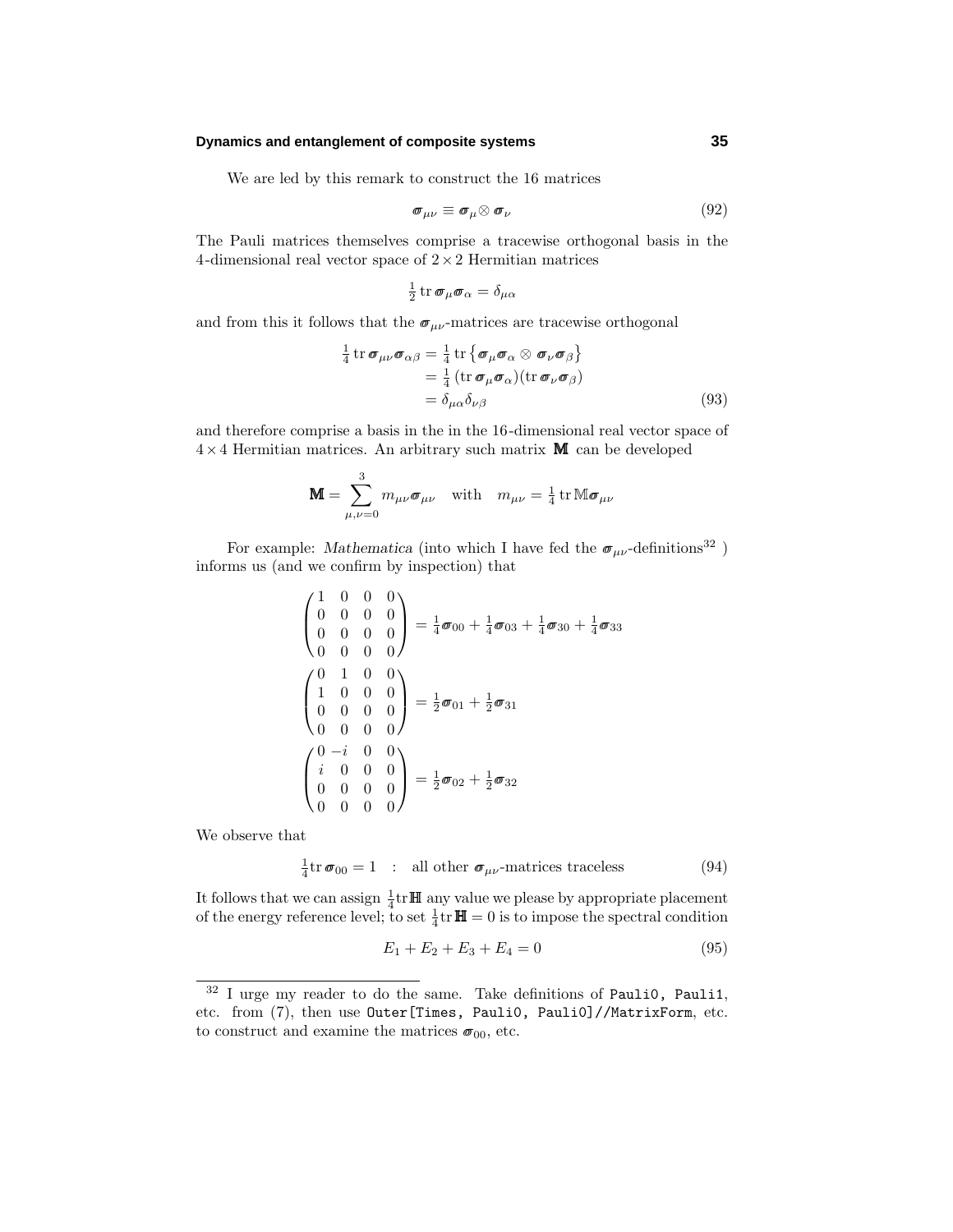We are led by this remark to construct the 16 matrices

$$\boldsymbol{\sigma}_{\mu\nu} \equiv \boldsymbol{\sigma}_\mu \otimes \boldsymbol{\sigma}_\nu \tag{92}$$

The Pauli matrices themselves comprise a tracewise orthogonal basis in the 4-dimensional real vector space of $2 \times 2$ Hermitian matrices

$$\tfrac{1}{2}\,\mathrm{tr}\,\boldsymbol{\sigma}_\mu \boldsymbol{\sigma}_\alpha = \delta_{\mu\alpha}$$

and from this it follows that the $\boldsymbol{\sigma}_{\mu\nu}$-matrices are tracewise orthogonal

$$\begin{aligned}
\tfrac{1}{4}\,\mathrm{tr}\,\boldsymbol{\sigma}_{\mu\nu}\boldsymbol{\sigma}_{\alpha\beta} &= \tfrac{1}{4}\,\mathrm{tr}\left\{\boldsymbol{\sigma}_\mu\boldsymbol{\sigma}_\alpha \otimes \boldsymbol{\sigma}_\nu\boldsymbol{\sigma}_\beta\right\} \\
&= \tfrac{1}{4}\,(\mathrm{tr}\,\boldsymbol{\sigma}_\mu\boldsymbol{\sigma}_\alpha)(\mathrm{tr}\,\boldsymbol{\sigma}_\nu\boldsymbol{\sigma}_\beta) \\
&= \delta_{\mu\alpha}\delta_{\nu\beta}
\end{aligned} \tag{93}$$

and therefore comprise a basis in the in the 16-dimensional real vector space of $4 \times 4$ Hermitian matrices. An arbitrary such matrix $\mathbb{M}$ can be developed

$$\mathbb{M} = \sum_{\mu,\nu=0}^{3} m_{\mu\nu}\boldsymbol{\sigma}_{\mu\nu} \quad \text{with} \quad m_{\mu\nu} = \tfrac{1}{4}\,\mathrm{tr}\,\mathbb{M}\boldsymbol{\sigma}_{\mu\nu}$$

For example: *Mathematica* (into which I have fed the $\boldsymbol{\sigma}_{\mu\nu}$-definitions[32] ) informs us (and we confirm by inspection) that

$$\begin{pmatrix} 1 & 0 & 0 & 0 \\ 0 & 0 & 0 & 0 \\ 0 & 0 & 0 & 0 \\ 0 & 0 & 0 & 0 \end{pmatrix} = \tfrac{1}{4}\boldsymbol{\sigma}_{00} + \tfrac{1}{4}\boldsymbol{\sigma}_{03} + \tfrac{1}{4}\boldsymbol{\sigma}_{30} + \tfrac{1}{4}\boldsymbol{\sigma}_{33}$$

$$\begin{pmatrix} 0 & 1 & 0 & 0 \\ 1 & 0 & 0 & 0 \\ 0 & 0 & 0 & 0 \\ 0 & 0 & 0 & 0 \end{pmatrix} = \tfrac{1}{2}\boldsymbol{\sigma}_{01} + \tfrac{1}{2}\boldsymbol{\sigma}_{31}$$

$$\begin{pmatrix} 0 & -i & 0 & 0 \\ i & 0 & 0 & 0 \\ 0 & 0 & 0 & 0 \\ 0 & 0 & 0 & 0 \end{pmatrix} = \tfrac{1}{2}\boldsymbol{\sigma}_{02} + \tfrac{1}{2}\boldsymbol{\sigma}_{32}$$

We observe that

$$\tfrac{1}{4}\mathrm{tr}\,\boldsymbol{\sigma}_{00} = 1 \quad : \quad \text{all other } \boldsymbol{\sigma}_{\mu\nu}\text{-matrices traceless} \tag{94}$$

It follows that we can assign $\frac{1}{4}\mathrm{tr}\,\mathbb{H}$ any value we please by appropriate placement of the energy reference level; to set $\frac{1}{4}\mathrm{tr}\,\mathbb{H} = 0$ is to impose the spectral condition

$$E_1 + E_2 + E_3 + E_4 = 0 \tag{95}$$

---

[32] I urge my reader to do the same. Take definitions of `Pauli0, Pauli1`, etc. from (7), then use `Outer[Times, Pauli0, Pauli0]//MatrixForm`, etc. to construct and examine the matrices $\boldsymbol{\sigma}_{00}$, etc.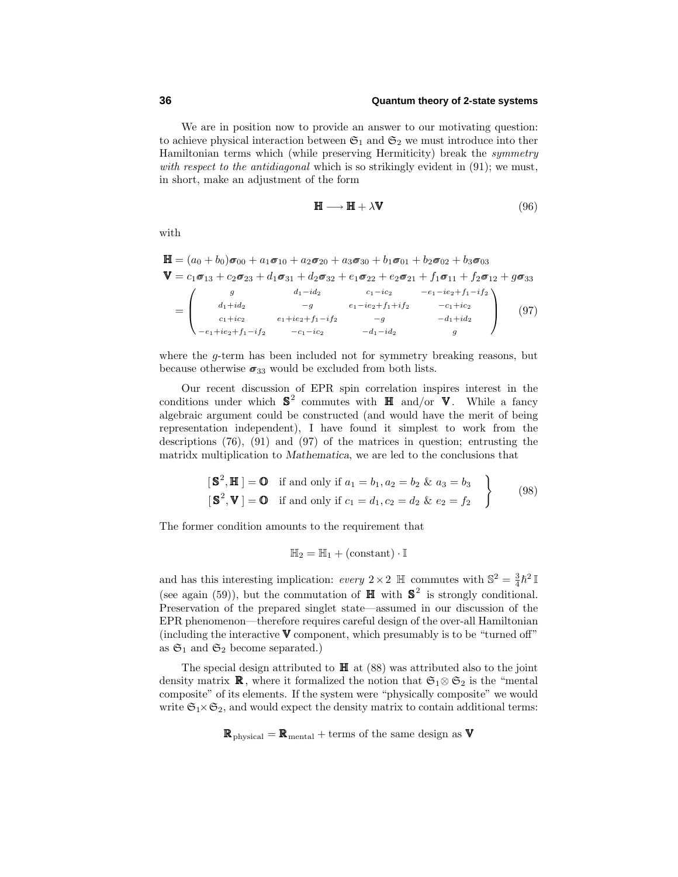We are in position now to provide an answer to our motivating question: to achieve physical interaction between $\mathfrak{S}_1$ and $\mathfrak{S}_2$ we must introduce into ther Hamiltonian terms which (while preserving Hermiticity) break the *symmetry with respect to the antidiagonal* which is so strikingly evident in (91); we must, in short, make an adjustment of the form

$$\mathbb{H} \longrightarrow \mathbb{H} + \lambda \mathbb{V} \tag{96}$$

with

$$\begin{aligned}
\mathbb{H} &= (a_0+b_0)\boldsymbol{\sigma}_{00} + a_1\boldsymbol{\sigma}_{10} + a_2\boldsymbol{\sigma}_{20} + a_3\boldsymbol{\sigma}_{30} + b_1\boldsymbol{\sigma}_{01} + b_2\boldsymbol{\sigma}_{02} + b_3\boldsymbol{\sigma}_{03}\\
\mathbb{V} &= c_1\boldsymbol{\sigma}_{13} + c_2\boldsymbol{\sigma}_{23} + d_1\boldsymbol{\sigma}_{31} + d_2\boldsymbol{\sigma}_{32} + e_1\boldsymbol{\sigma}_{22} + e_2\boldsymbol{\sigma}_{21} + f_1\boldsymbol{\sigma}_{11} + f_2\boldsymbol{\sigma}_{12} + g\boldsymbol{\sigma}_{33}\\
&= \begin{pmatrix} g & d_1-id_2 & c_1-ic_2 & -e_1-ie_2+f_1-if_2\\ d_1+id_2 & -g & e_1-ie_2+f_1+if_2 & -c_1+ic_2\\ c_1+ic_2 & e_1+ie_2+f_1-if_2 & -g & -d_1+id_2\\ -e_1+ie_2+f_1-if_2 & -c_1-ic_2 & -d_1-id_2 & g \end{pmatrix}
\end{aligned} \tag{97}$$

where the $g$-term has been included not for symmetry breaking reasons, but because otherwise $\boldsymbol{\sigma}_{33}$ would be excluded from both lists.

Our recent discussion of EPR spin correlation inspires interest in the conditions under which $\mathbf{S}^2$ commutes with $\mathbb{H}$ and/or $\mathbb{V}$. While a fancy algebraic argument could be constructed (and would have the merit of being representation independent), I have found it simplest to work from the descriptions (76), (91) and (97) of the matrices in question; entrusting the matridx multiplication to *Mathematica*, we are led to the conclusions that

$$\left.\begin{aligned}
[\,\mathbf{S}^2, \mathbb{H}\,] &= \mathbb{O} \quad \text{if and only if } a_1 = b_1, a_2 = b_2 \;\&\; a_3 = b_3\\
[\,\mathbf{S}^2, \mathbb{V}\,] &= \mathbb{O} \quad \text{if and only if } c_1 = d_1, c_2 = d_2 \;\&\; e_2 = f_2
\end{aligned}\right\} \tag{98}$$

The former condition amounts to the requirement that

$$\mathbb{H}_2 = \mathbb{H}_1 + (\text{constant})\cdot \mathbb{I}$$

and has this interesting implication: *every* $2\times 2$ $\mathbb{H}$ commutes with $\mathbb{S}^2 = \frac{3}{4}\hbar^2\,\mathbb{I}$ (see again (59)), but the commutation of $\mathbb{H}$ with $\mathbf{S}^2$ is strongly conditional. Preservation of the prepared singlet state—assumed in our discussion of the EPR phenomenon—therefore requires careful design of the over-all Hamiltonian (including the interactive $\mathbb{V}$ component, which presumably is to be "turned off" as $\mathfrak{S}_1$ and $\mathfrak{S}_2$ become separated.)

The special design attributed to $\mathbb{H}$ at (88) was attributed also to the joint density matrix $\mathbb{R}$, where it formalized the notion that $\mathfrak{S}_1\otimes\mathfrak{S}_2$ is the "mental composite" of its elements. If the system were "physically composite" we would write $\mathfrak{S}_1\times\mathfrak{S}_2$, and would expect the density matrix to contain additional terms:

$$\mathbb{R}_{\text{physical}} = \mathbb{R}_{\text{mental}} + \text{terms of the same design as } \mathbb{V}$$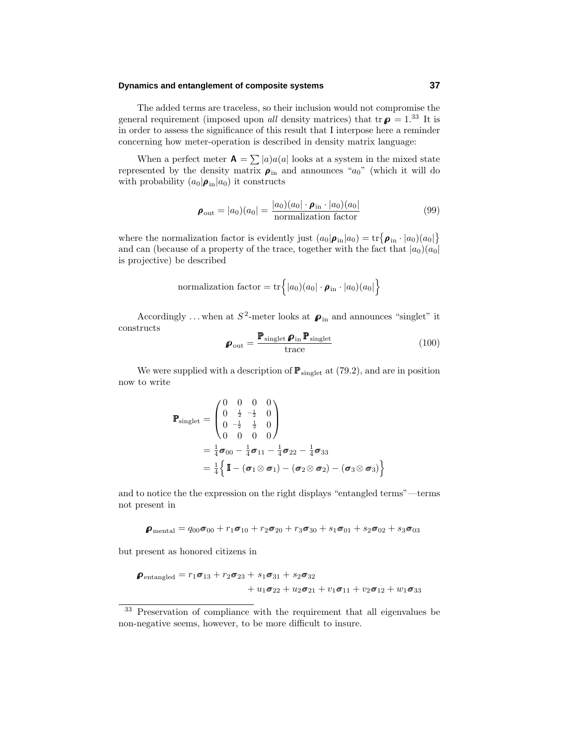The added terms are traceless, so their inclusion would not compromise the general requirement (imposed upon *all* density matrices) that $\operatorname{tr}\boldsymbol{\rho} = 1$.[33] It is in order to assess the significance of this result that I interpose here a reminder concerning how meter-operation is described in density matrix language:

When a perfect meter $\mathbf{A} = \sum |a)a(a|$ looks at a system in the mixed state represented by the density matrix $\boldsymbol{\rho}_{\text{in}}$ and announces "$a_0$" (which it will do with probability $(a_0|\boldsymbol{\rho}_{\text{in}}|a_0)$ it constructs

$$\boldsymbol{\rho}_{\text{out}} = |a_0)(a_0| = \frac{|a_0)(a_0| \cdot \boldsymbol{\rho}_{\text{in}} \cdot |a_0)(a_0|}{\text{normalization factor}} \tag{99}$$

where the normalization factor is evidently just $(a_0|\boldsymbol{\rho}_{\text{in}}|a_0) = \operatorname{tr}\{\boldsymbol{\rho}_{\text{in}} \cdot |a_0)(a_0|\}$ and can (because of a property of the trace, together with the fact that $|a_0)(a_0|$ is projective) be described

$$\text{normalization factor} = \operatorname{tr}\Big\{|a_0)(a_0| \cdot \boldsymbol{\rho}_{\text{in}} \cdot |a_0)(a_0|\Big\}$$

Accordingly ... when at $S^2$-meter looks at $\boldsymbol{\rho}_{\text{in}}$ and announces "singlet" it constructs

$$\boldsymbol{\rho}_{\text{out}} = \frac{\mathbb{P}_{\text{singlet}}\,\boldsymbol{\rho}_{\text{in}}\,\mathbb{P}_{\text{singlet}}}{\text{trace}} \tag{100}$$

We were supplied with a description of $\mathbb{P}_{\text{singlet}}$ at (79.2), and are in position now to write

$$\begin{aligned}
\mathbb{P}_{\text{singlet}} &= \begin{pmatrix} 0 & 0 & 0 & 0 \\ 0 & \frac{1}{2} & -\frac{1}{2} & 0 \\ 0 & -\frac{1}{2} & \frac{1}{2} & 0 \\ 0 & 0 & 0 & 0 \end{pmatrix} \\
&= \tfrac{1}{4}\boldsymbol{\sigma}_{00} - \tfrac{1}{4}\boldsymbol{\sigma}_{11} - \tfrac{1}{4}\boldsymbol{\sigma}_{22} - \tfrac{1}{4}\boldsymbol{\sigma}_{33} \\
&= \tfrac{1}{4}\Big\{\,\mathbb{I} - (\boldsymbol{\sigma}_1 \otimes \boldsymbol{\sigma}_1) - (\boldsymbol{\sigma}_2 \otimes \boldsymbol{\sigma}_2) - (\boldsymbol{\sigma}_3 \otimes \boldsymbol{\sigma}_3)\Big\}
\end{aligned}$$

and to notice the the expression on the right displays "entangled terms"—terms not present in

$$\boldsymbol{\rho}_{\text{mental}} = q_{00}\boldsymbol{\sigma}_{00} + r_1\boldsymbol{\sigma}_{10} + r_2\boldsymbol{\sigma}_{20} + r_3\boldsymbol{\sigma}_{30} + s_1\boldsymbol{\sigma}_{01} + s_2\boldsymbol{\sigma}_{02} + s_3\boldsymbol{\sigma}_{03}$$

but present as honored citizens in

$$\begin{aligned}
\boldsymbol{\rho}_{\text{entangled}} = r_1\boldsymbol{\sigma}_{13} + r_2\boldsymbol{\sigma}_{23} &+ s_1\boldsymbol{\sigma}_{31} + s_2\boldsymbol{\sigma}_{32} \\
&+ u_1\boldsymbol{\sigma}_{22} + u_2\boldsymbol{\sigma}_{21} + v_1\boldsymbol{\sigma}_{11} + v_2\boldsymbol{\sigma}_{12} + w_1\boldsymbol{\sigma}_{33}
\end{aligned}$$

---

[33] Preservation of compliance with the requirement that all eigenvalues be non-negative seems, however, to be more difficult to insure.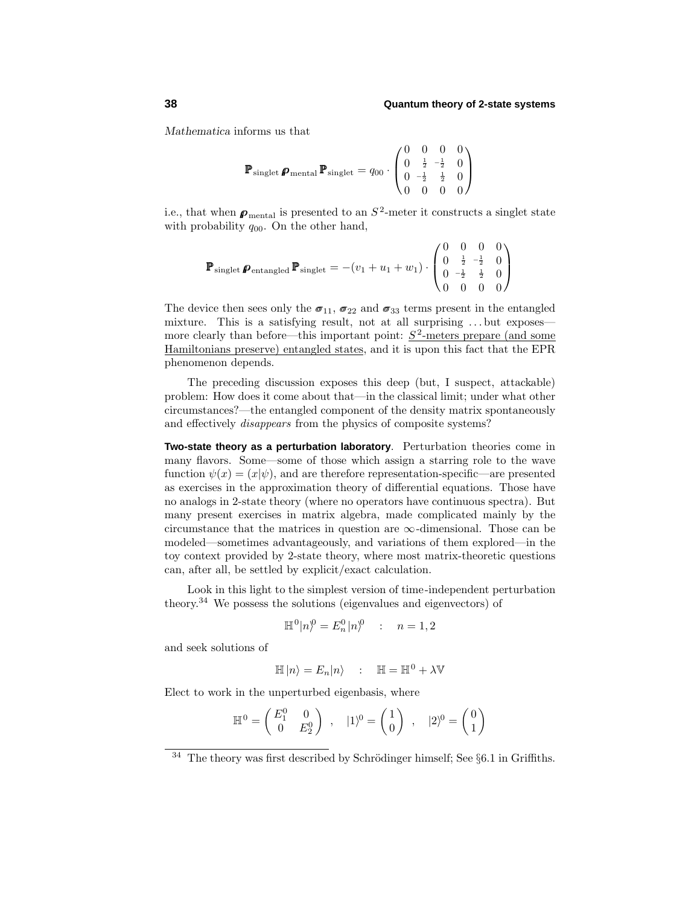*Mathematica* informs us that

$$\mathbb{P}_{\text{singlet}}\,\boldsymbol{\rho}_{\text{mental}}\,\mathbb{P}_{\text{singlet}} = q_{00}\cdot\begin{pmatrix} 0 & 0 & 0 & 0\\ 0 & \frac{1}{2} & -\frac{1}{2} & 0\\ 0 & -\frac{1}{2} & \frac{1}{2} & 0\\ 0 & 0 & 0 & 0\end{pmatrix}$$

i.e., that when $\boldsymbol{\rho}_{\text{mental}}$ is presented to an $S^2$-meter it constructs a singlet state with probability $q_{00}$. On the other hand,

$$\mathbb{P}_{\text{singlet}}\,\boldsymbol{\rho}_{\text{entangled}}\,\mathbb{P}_{\text{singlet}} = -(v_1+u_1+w_1)\cdot\begin{pmatrix} 0 & 0 & 0 & 0\\ 0 & \frac{1}{2} & -\frac{1}{2} & 0\\ 0 & -\frac{1}{2} & \frac{1}{2} & 0\\ 0 & 0 & 0 & 0\end{pmatrix}$$

The device then sees only the $\boldsymbol{\varpi}_{11}$, $\boldsymbol{\varpi}_{22}$ and $\boldsymbol{\varpi}_{33}$ terms present in the entangled mixture. This is a satisfying result, not at all surprising . . . but exposes—more clearly than before—this important point: <u>$S^2$-meters prepare (and some Hamiltonians preserve) entangled states</u>, and it is upon this fact that the EPR phenomenon depends.

The preceding discussion exposes this deep (but, I suspect, attackable) problem: How does it come about that—in the classical limit; under what other circumstances?—the entangled component of the density matrix spontaneously and effectively *disappears* from the physics of composite systems?

**Two-state theory as a perturbation laboratory**. Perturbation theories come in many flavors. Some—some of those which assign a starring role to the wave function $\psi(x) = (x|\psi)$, and are therefore representation-specific—are presented as exercises in the approximation theory of differential equations. Those have no analogs in 2-state theory (where no operators have continuous spectra). But many present exercises in matrix algebra, made complicated mainly by the circumstance that the matrices in question are $\infty$-dimensional. Those can be modeled—sometimes advantageously, and variations of them explored—in the toy context provided by 2-state theory, where most matrix-theoretic questions can, after all, be settled by explicit/exact calculation.

Look in this light to the simplest version of time-independent perturbation theory.[34] We possess the solutions (eigenvalues and eigenvectors) of

$$\mathbb{H}^0|n)^0 = E_n^0|n)^0 \quad : \quad n = 1,2$$

and seek solutions of

$$\mathbb{H}\,|n) = E_n|n) \quad : \quad \mathbb{H} = \mathbb{H}^0 + \lambda\mathbb{V}$$

Elect to work in the unperturbed eigenbasis, where

$$\mathbb{H}^0 = \begin{pmatrix} E_1^0 & 0\\ 0 & E_2^0\end{pmatrix} \;\;,\quad |1)^0 = \begin{pmatrix}1\\0\end{pmatrix} \;\;,\quad |2)^0 = \begin{pmatrix}0\\1\end{pmatrix}$$

---

[34] The theory was first described by Schrödinger himself; See §6.1 in Griffiths.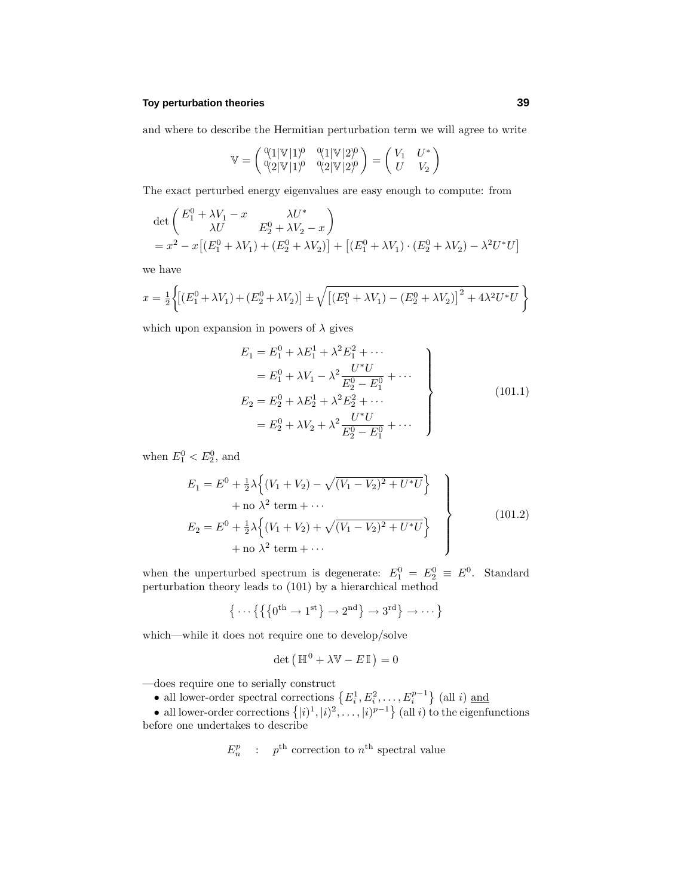and where to describe the Hermitian perturbation term we will agree to write

$$\mathbb{V} = \begin{pmatrix} {}^0\!(1|\mathbb{V}|1)^0 & {}^0\!(1|\mathbb{V}|2)^0 \\ {}^0\!(2|\mathbb{V}|1)^0 & {}^0\!(2|\mathbb{V}|2)^0 \end{pmatrix} = \begin{pmatrix} V_1 & U^* \\ U & V_2 \end{pmatrix}$$

The exact perturbed energy eigenvalues are easy enough to compute: from

$$\begin{aligned}
&\det\begin{pmatrix} E_1^0 + \lambda V_1 - x & \lambda U^* \\ \lambda U & E_2^0 + \lambda V_2 - x \end{pmatrix} \\
&= x^2 - x\big[(E_1^0 + \lambda V_1) + (E_2^0 + \lambda V_2)\big] + \big[(E_1^0 + \lambda V_1)\cdot(E_2^0 + \lambda V_2) - \lambda^2 U^* U\big]
\end{aligned}$$

we have

$$x = \tfrac{1}{2}\Big\{\big[(E_1^0 + \lambda V_1) + (E_2^0 + \lambda V_2)\big] \pm \sqrt{\big[(E_1^0 + \lambda V_1) - (E_2^0 + \lambda V_2)\big]^2 + 4\lambda^2 U^* U}\,\Big\}$$

which upon expansion in powers of $\lambda$ gives

$$\left.\begin{aligned}
E_1 &= E_1^0 + \lambda E_1^1 + \lambda^2 E_1^2 + \cdots \\
&= E_1^0 + \lambda V_1 - \lambda^2 \frac{U^* U}{E_2^0 - E_1^0} + \cdots \\
E_2 &= E_2^0 + \lambda E_2^1 + \lambda^2 E_2^2 + \cdots \\
&= E_2^0 + \lambda V_2 + \lambda^2 \frac{U^* U}{E_2^0 - E_1^0} + \cdots
\end{aligned}\right\} \tag{101.1}$$

when $E_1^0 < E_2^0$, and

$$\left.\begin{aligned}
E_1 &= E^0 + \tfrac{1}{2}\lambda\Big\{(V_1 + V_2) - \sqrt{(V_1 - V_2)^2 + U^* U}\Big\} \\
&\qquad + \text{no } \lambda^2 \text{ term} + \cdots \\
E_2 &= E^0 + \tfrac{1}{2}\lambda\Big\{(V_1 + V_2) + \sqrt{(V_1 - V_2)^2 + U^* U}\Big\} \\
&\qquad + \text{no } \lambda^2 \text{ term} + \cdots
\end{aligned}\right\} \tag{101.2}$$

when the unperturbed spectrum is degenerate: $E_1^0 = E_2^0 \equiv E^0$. Standard perturbation theory leads to (101) by a hierarchical method

$$\big\{\cdots\big\{\big\{\big\{0^{\text{th}} \to 1^{\text{st}}\big\} \to 2^{\text{nd}}\big\} \to 3^{\text{rd}}\big\} \to \cdots\big\}$$

which—while it does not require one to develop/solve

$$\det\big(\mathbb{H}^0 + \lambda\mathbb{V} - E\,\mathbb{I}\big) = 0$$

—does require one to serially construct

- all lower-order spectral corrections $\{E_i^1, E_i^2, \ldots, E_i^{p-1}\}$ (all $i$) and
- all lower-order corrections $\{|i)^1, |i)^2, \ldots, |i)^{p-1}\}$ (all $i$) to the eigenfunctions

before one undertakes to describe

$$E_n^p \quad : \quad p^{\text{th}} \text{ correction to } n^{\text{th}} \text{ spectral value}$$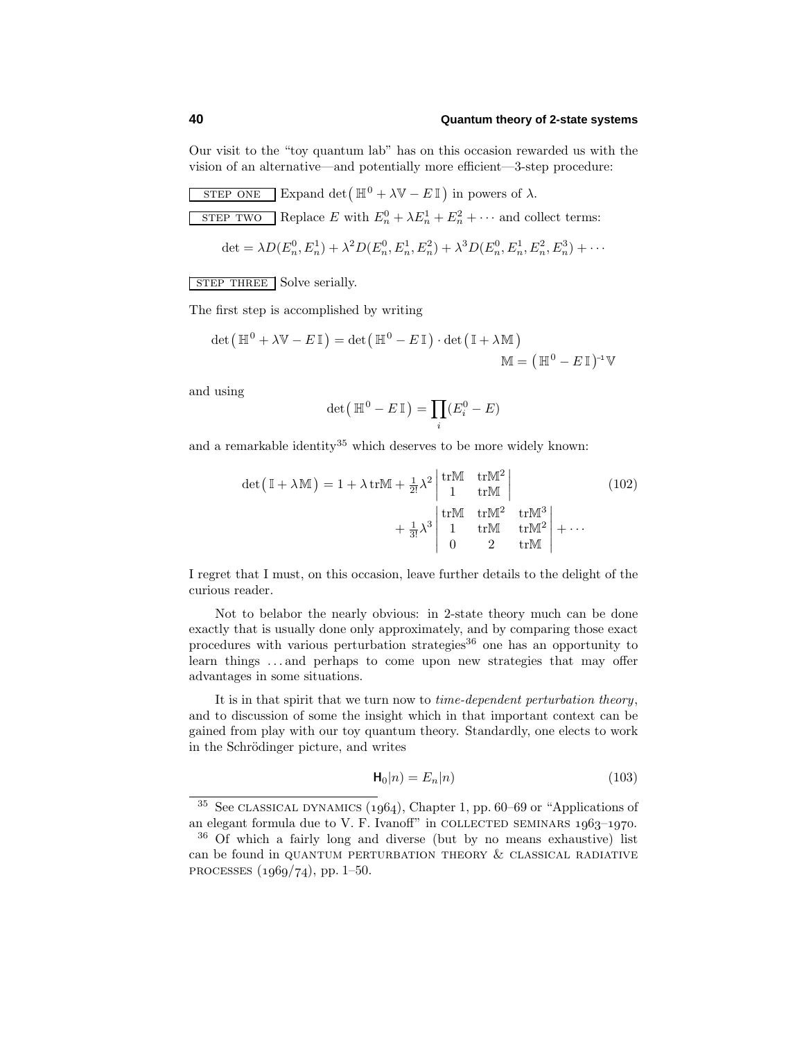Our visit to the "toy quantum lab" has on this occasion rewarded us with the vision of an alternative—and potentially more efficient—3-step procedure:

STEP ONE Expand $\det\big(\mathbb{H}^0 + \lambda\mathbb{V} - E\,\mathbb{I}\big)$ in powers of $\lambda$.

STEP TWO Replace $E$ with $E_n^0 + \lambda E_n^1 + E_n^2 + \cdots$ and collect terms:

$$\det = \lambda D(E_n^0, E_n^1) + \lambda^2 D(E_n^0, E_n^1, E_n^2) + \lambda^3 D(E_n^0, E_n^1, E_n^2, E_n^3) + \cdots$$

STEP THREE Solve serially.

The first step is accomplished by writing

$$\det\big(\mathbb{H}^0 + \lambda\mathbb{V} - E\,\mathbb{I}\big) = \det\big(\mathbb{H}^0 - E\,\mathbb{I}\big)\cdot\det\big(\mathbb{I} + \lambda\mathbb{M}\big)$$
$$\mathbb{M} = \big(\mathbb{H}^0 - E\,\mathbb{I}\big)^{-1}\mathbb{V}$$

and using

$$\det\big(\mathbb{H}^0 - E\,\mathbb{I}\big) = \prod_i (E_i^0 - E)$$

and a remarkable identity[35] which deserves to be more widely known:

$$\det\big(\mathbb{I} + \lambda\mathbb{M}\big) = 1 + \lambda\,\text{tr}\mathbb{M} + \tfrac{1}{2!}\lambda^2\begin{vmatrix}\text{tr}\mathbb{M} & \text{tr}\mathbb{M}^2\\ 1 & \text{tr}\mathbb{M}\end{vmatrix} + \tfrac{1}{3!}\lambda^3\begin{vmatrix}\text{tr}\mathbb{M} & \text{tr}\mathbb{M}^2 & \text{tr}\mathbb{M}^3\\ 1 & \text{tr}\mathbb{M} & \text{tr}\mathbb{M}^2\\ 0 & 2 & \text{tr}\mathbb{M}\end{vmatrix} + \cdots \tag{102}$$

I regret that I must, on this occasion, leave further details to the delight of the curious reader.

Not to belabor the nearly obvious: in 2-state theory much can be done exactly that is usually done only approximately, and by comparing those exact procedures with various perturbation strategies[36] one has an opportunity to learn things ... and perhaps to come upon new strategies that may offer advantages in some situations.

It is in that spirit that we turn now to *time-dependent perturbation theory*, and to discussion of some the insight which in that important context can be gained from play with our toy quantum theory. Standardly, one elects to work in the Schrödinger picture, and writes

$$\mathbf{H}_0|n) = E_n|n) \tag{103}$$

---

[35] See CLASSICAL DYNAMICS (1964), Chapter 1, pp. 60–69 or "Applications of an elegant formula due to V. F. Ivanoff" in COLLECTED SEMINARS 1963–1970.

[36] Of which a fairly long and diverse (but by no means exhaustive) list can be found in QUANTUM PERTURBATION THEORY & CLASSICAL RADIATIVE PROCESSES (1969/74), pp. 1–50.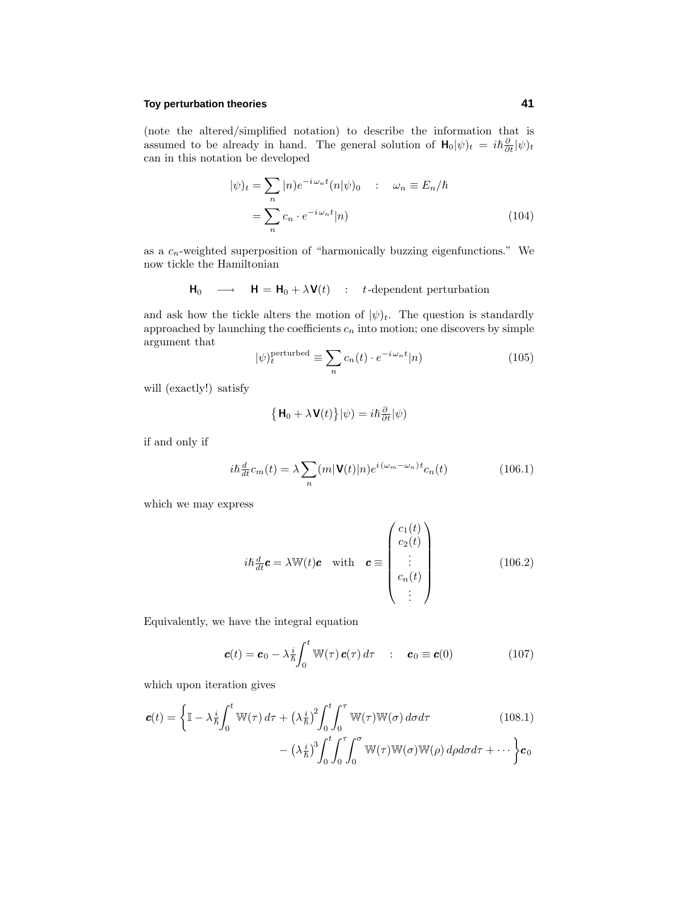(note the altered/simplified notation) to describe the information that is assumed to be already in hand. The general solution of $\mathbf{H}_0|\psi)_t = i\hbar\frac{\partial}{\partial t}|\psi)_t$ can in this notation be developed

$$
\begin{aligned}
|\psi)_t &= \sum_n |n)e^{-i\,\omega_n t}(n|\psi)_0 \quad : \quad \omega_n \equiv E_n/\hbar \\
&= \sum_n c_n \cdot e^{-i\,\omega_n t}|n)
\end{aligned} \tag{104}
$$

as a $c_n$-weighted superposition of "harmonically buzzing eigenfunctions." We now tickle the Hamiltonian

$$
\mathbf{H}_0 \quad \longrightarrow \quad \mathbf{H} = \mathbf{H}_0 + \lambda\mathbf{V}(t) \quad : \quad t\text{-dependent perturbation}
$$

and ask how the tickle alters the motion of $|\psi)_t$. The question is standardly approached by launching the coefficients $c_n$ into motion; one discovers by simple argument that

$$
|\psi)_t^{\text{perturbed}} \equiv \sum_n c_n(t) \cdot e^{-i\,\omega_n t}|n) \tag{105}
$$

will (exactly!) satisfy

$$
\big\{\mathbf{H}_0 + \lambda\mathbf{V}(t)\big\}|\psi) = i\hbar\tfrac{\partial}{\partial t}|\psi)
$$

if and only if

$$
i\hbar\tfrac{d}{dt}c_m(t) = \lambda\sum_n (m|\mathbf{V}(t)|n)e^{i\,(\omega_m - \omega_n)t}c_n(t) \tag{106.1}
$$

which we may express

$$
i\hbar\tfrac{d}{dt}\boldsymbol{c} = \lambda\mathbb{W}(t)\boldsymbol{c} \quad \text{with} \quad \boldsymbol{c} \equiv \begin{pmatrix} c_1(t) \\ c_2(t) \\ \vdots \\ c_n(t) \\ \vdots \end{pmatrix} \tag{106.2}
$$

Equivalently, we have the integral equation

$$
\boldsymbol{c}(t) = \boldsymbol{c}_0 - \lambda\tfrac{i}{\hbar}\int_0^t \mathbb{W}(\tau)\,\boldsymbol{c}(\tau)\,d\tau \quad : \quad \boldsymbol{c}_0 \equiv \boldsymbol{c}(0) \tag{107}
$$

which upon iteration gives

$$
\begin{aligned}
\boldsymbol{c}(t) = \bigg\{\mathbb{I} - \lambda\tfrac{i}{\hbar}\int_0^t \mathbb{W}(\tau)\,d\tau + \big(\lambda\tfrac{i}{\hbar}\big)^2\int_0^t\int_0^\tau \mathbb{W}(\tau)\mathbb{W}(\sigma)\,d\sigma d\tau \qquad\qquad (108.1) \\
- \big(\lambda\tfrac{i}{\hbar}\big)^3\int_0^t\int_0^\tau\int_0^\sigma \mathbb{W}(\tau)\mathbb{W}(\sigma)\mathbb{W}(\rho)\,d\rho d\sigma d\tau + \cdots\bigg\}\boldsymbol{c}_0
\end{aligned}
$$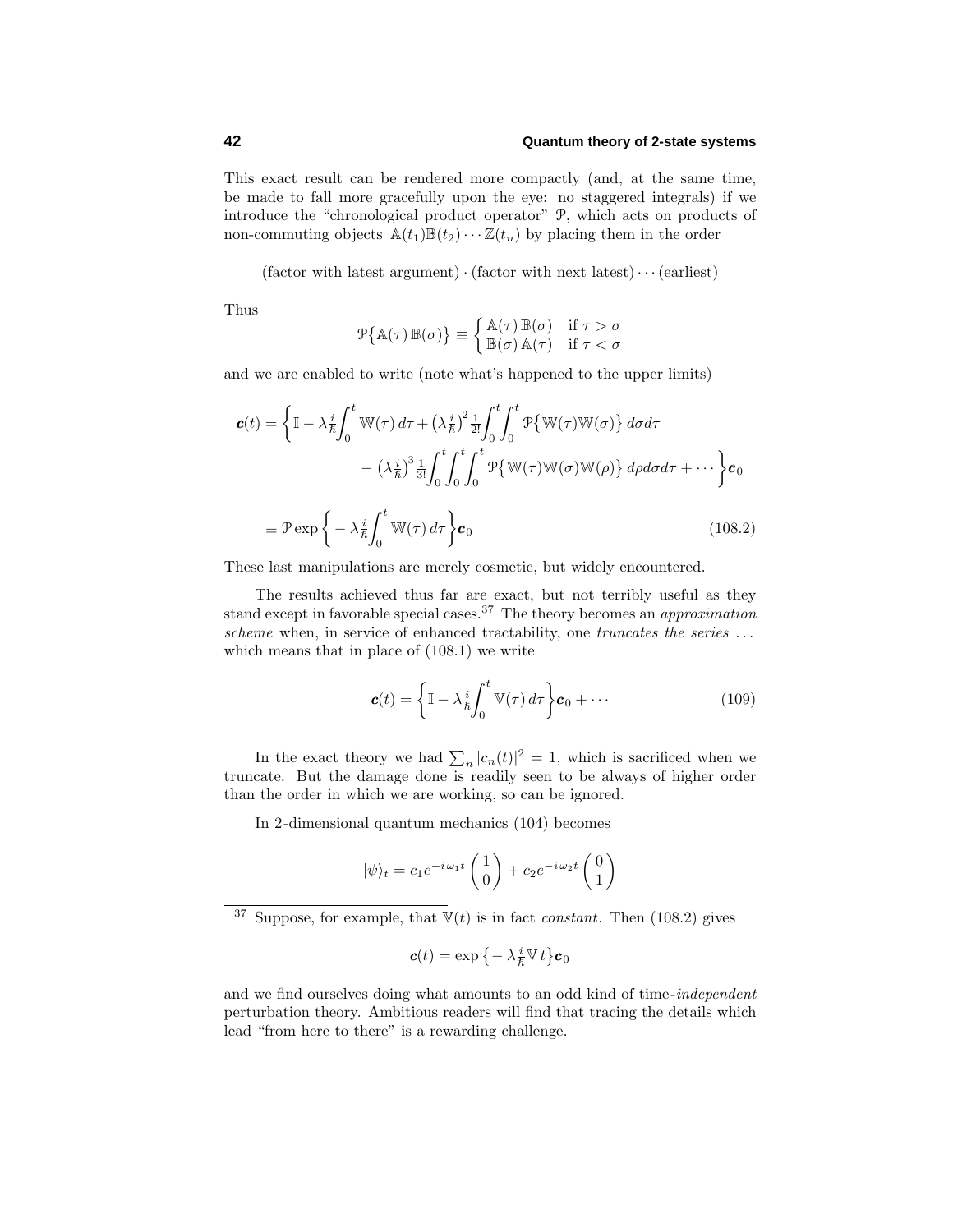This exact result can be rendered more compactly (and, at the same time, be made to fall more gracefully upon the eye: no staggered integrals) if we introduce the "chronological product operator" $\mathcal{P}$, which acts on products of non-commuting objects $\mathbb{A}(t_1)\mathbb{B}(t_2)\cdots\mathbb{Z}(t_n)$ by placing them in the order

$$\text{(factor with latest argument)}\cdot\text{(factor with next latest)}\cdots\text{(earliest)}$$

Thus

$$\mathcal{P}\big\{\mathbb{A}(\tau)\,\mathbb{B}(\sigma)\big\} \equiv \begin{cases} \mathbb{A}(\tau)\,\mathbb{B}(\sigma) & \text{if } \tau > \sigma \\ \mathbb{B}(\sigma)\,\mathbb{A}(\tau) & \text{if } \tau < \sigma \end{cases}$$

and we are enabled to write (note what's happened to the upper limits)

$$\begin{aligned}
\boldsymbol{c}(t) &= \bigg\{\mathbb{I} - \lambda\tfrac{i}{\hbar}\int_0^t \mathbb{W}(\tau)\,d\tau + \big(\lambda\tfrac{i}{\hbar}\big)^2\tfrac{1}{2!}\int_0^t\!\!\int_0^t \mathcal{P}\big\{\mathbb{W}(\tau)\mathbb{W}(\sigma)\big\}\,d\sigma d\tau \\
&\qquad\qquad - \big(\lambda\tfrac{i}{\hbar}\big)^3\tfrac{1}{3!}\int_0^t\!\!\int_0^t\!\!\int_0^t \mathcal{P}\big\{\mathbb{W}(\tau)\mathbb{W}(\sigma)\mathbb{W}(\rho)\big\}\,d\rho d\sigma d\tau + \cdots\bigg\}\boldsymbol{c}_0 \\
&\equiv \mathcal{P}\exp\bigg\{-\lambda\tfrac{i}{\hbar}\int_0^t \mathbb{W}(\tau)\,d\tau\bigg\}\boldsymbol{c}_0 \qquad\qquad (108.2)
\end{aligned}$$

These last manipulations are merely cosmetic, but widely encountered.

The results achieved thus far are exact, but not terribly useful as they stand except in favorable special cases.[37] The theory becomes an *approximation scheme* when, in service of enhanced tractability, one *truncates the series* ... which means that in place of (108.1) we write

$$\boldsymbol{c}(t) = \bigg\{\mathbb{I} - \lambda\tfrac{i}{\hbar}\int_0^t \mathbb{V}(\tau)\,d\tau\bigg\}\boldsymbol{c}_0 + \cdots \qquad (109)$$

In the exact theory we had $\sum_n |c_n(t)|^2 = 1$, which is sacrificed when we truncate. But the damage done is readily seen to be always of higher order than the order in which we are working, so can be ignored.

In 2-dimensional quantum mechanics (104) becomes

$$|\psi\rangle_t = c_1 e^{-i\omega_1 t}\begin{pmatrix}1\\0\end{pmatrix} + c_2 e^{-i\omega_2 t}\begin{pmatrix}0\\1\end{pmatrix}$$

---

[37] Suppose, for example, that $\mathbb{V}(t)$ is in fact *constant*. Then (108.2) gives

$$\boldsymbol{c}(t) = \exp\big\{-\lambda\tfrac{i}{\hbar}\mathbb{V}\,t\big\}\boldsymbol{c}_0$$

and we find ourselves doing what amounts to an odd kind of time-*independent* perturbation theory. Ambitious readers will find that tracing the details which lead "from here to there" is a rewarding challenge.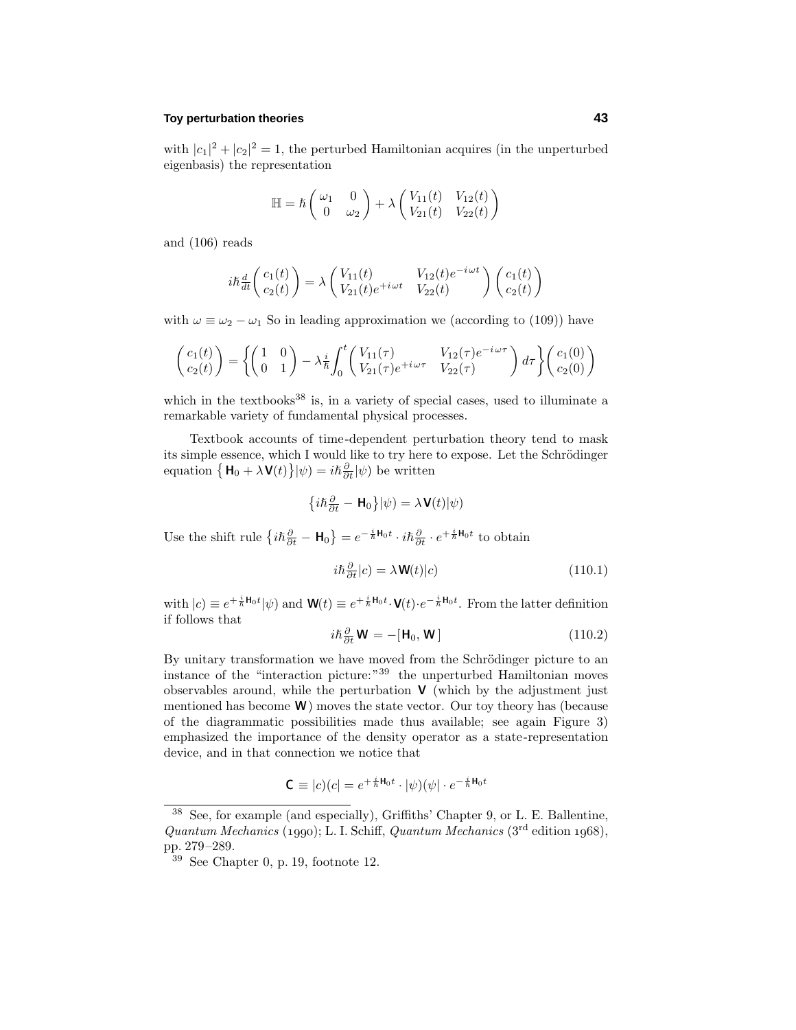with $|c_1|^2 + |c_2|^2 = 1$, the perturbed Hamiltonian acquires (in the unperturbed eigenbasis) the representation

$$\mathbb{H} = \hbar \begin{pmatrix} \omega_1 & 0 \\ 0 & \omega_2 \end{pmatrix} + \lambda \begin{pmatrix} V_{11}(t) & V_{12}(t) \\ V_{21}(t) & V_{22}(t) \end{pmatrix}$$

and (106) reads

$$i\hbar \tfrac{d}{dt} \begin{pmatrix} c_1(t) \\ c_2(t) \end{pmatrix} = \lambda \begin{pmatrix} V_{11}(t) & V_{12}(t)e^{-i\omega t} \\ V_{21}(t)e^{+i\omega t} & V_{22}(t) \end{pmatrix} \begin{pmatrix} c_1(t) \\ c_2(t) \end{pmatrix}$$

with $\omega \equiv \omega_2 - \omega_1$ So in leading approximation we (according to (109)) have

$$\begin{pmatrix} c_1(t) \\ c_2(t) \end{pmatrix} = \left\{ \begin{pmatrix} 1 & 0 \\ 0 & 1 \end{pmatrix} - \lambda \tfrac{i}{\hbar} \int_0^t \begin{pmatrix} V_{11}(\tau) & V_{12}(\tau)e^{-i\omega\tau} \\ V_{21}(\tau)e^{+i\omega\tau} & V_{22}(\tau) \end{pmatrix} d\tau \right\} \begin{pmatrix} c_1(0) \\ c_2(0) \end{pmatrix}$$

which in the textbooks[38] is, in a variety of special cases, used to illuminate a remarkable variety of fundamental physical processes.

Textbook accounts of time-dependent perturbation theory tend to mask its simple essence, which I would like to try here to expose. Let the Schrödinger equation $\big\{\mathbf{H}_0 + \lambda \mathbf{V}(t)\big\}|\psi) = i\hbar\frac{\partial}{\partial t}|\psi)$ be written

$$\big\{i\hbar\tfrac{\partial}{\partial t} - \mathbf{H}_0\big\}|\psi) = \lambda \mathbf{V}(t)|\psi)$$

Use the shift rule $\big\{i\hbar\frac{\partial}{\partial t} - \mathbf{H}_0\big\} = e^{-\frac{i}{\hbar}\mathbf{H}_0 t} \cdot i\hbar\frac{\partial}{\partial t} \cdot e^{+\frac{i}{\hbar}\mathbf{H}_0 t}$ to obtain

$$i\hbar\tfrac{\partial}{\partial t}|c) = \lambda \mathbf{W}(t)|c) \tag{110.1}$$

with $|c) \equiv e^{+\frac{i}{\hbar}\mathbf{H}_0 t}|\psi)$ and $\mathbf{W}(t) \equiv e^{+\frac{i}{\hbar}\mathbf{H}_0 t} \cdot \mathbf{V}(t) \cdot e^{-\frac{i}{\hbar}\mathbf{H}_0 t}$. From the latter definition if follows that

$$i\hbar\tfrac{\partial}{\partial t}\mathbf{W} = -[\mathbf{H}_0, \mathbf{W}\,] \tag{110.2}$$

By unitary transformation we have moved from the Schrödinger picture to an instance of the "interaction picture:"[39] the unperturbed Hamiltonian moves observables around, while the perturbation $\mathbf{V}$ (which by the adjustment just mentioned has become $\mathbf{W}$) moves the state vector. Our toy theory has (because of the diagrammatic possibilities made thus available; see again Figure 3) emphasized the importance of the density operator as a state-representation device, and in that connection we notice that

$$\mathbf{C} \equiv |c)(c| = e^{+\frac{i}{\hbar}\mathbf{H}_0 t} \cdot |\psi)(\psi| \cdot e^{-\frac{i}{\hbar}\mathbf{H}_0 t}$$

---

[38] See, for example (and especially), Griffiths' Chapter 9, or L. E. Ballentine, *Quantum Mechanics* (1990); L. I. Schiff, *Quantum Mechanics* (3rd edition 1968), pp. 279–289.

[39] See Chapter 0, p. 19, footnote 12.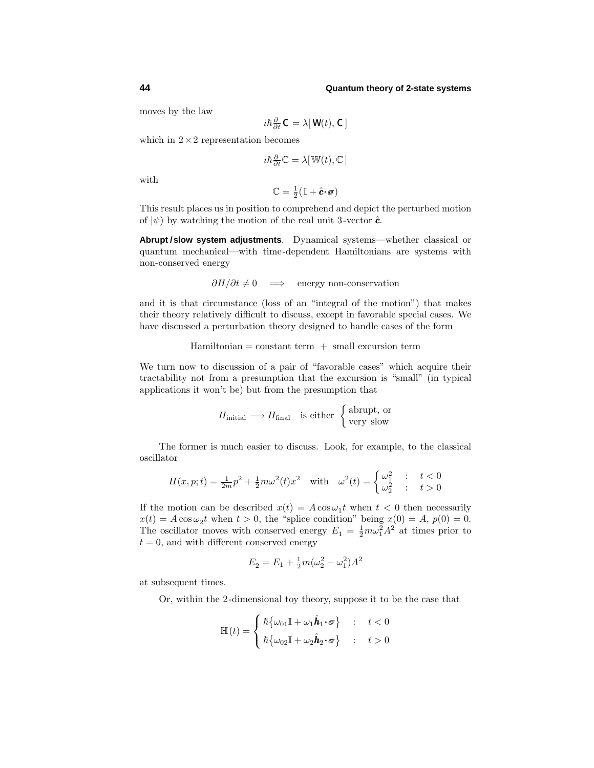moves by the law

$$i\hbar\tfrac{\partial}{\partial t}\mathbf{C} = \lambda[\,\mathbf{W}(t), \mathbf{C}\,]$$

which in $2\times2$ representation becomes

$$i\hbar\tfrac{\partial}{\partial t}\mathbb{C} = \lambda[\,\mathbb{W}(t), \mathbb{C}\,]$$

with

$$\mathbb{C} = \tfrac{1}{2}(\mathbb{I} + \hat{\boldsymbol{c}}\boldsymbol{\cdot}\boldsymbol{\sigma})$$

This result places us in position to comprehend and depict the perturbed motion of $|\psi)$ by watching the motion of the real unit 3-vector $\hat{\boldsymbol{c}}$.

**Abrupt / slow system adjustments**. Dynamical systems—whether classical or quantum mechanical—with time-dependent Hamiltonians are systems with non-conserved energy

$$\partial H/\partial t \neq 0 \quad\Longrightarrow\quad \text{energy non-conservation}$$

and it is that circumstance (loss of an "integral of the motion") that makes their theory relatively difficult to discuss, except in favorable special cases. We have discussed a perturbation theory designed to handle cases of the form

$$\text{Hamiltonian} = \text{constant term} \;+\; \text{small excursion term}$$

We turn now to discussion of a pair of "favorable cases" which acquire their tractability not from a presumption that the excursion is "small" (in typical applications it won't be) but from the presumption that

$$H_{\text{initial}} \longrightarrow H_{\text{final}} \quad \text{is either } \begin{cases} \text{abrupt, or} \\ \text{very slow} \end{cases}$$

The former is much easier to discuss. Look, for example, to the classical oscillator

$$H(x,p;t) = \tfrac{1}{2m}p^2 + \tfrac{1}{2}m\omega^2(t)x^2 \quad\text{with}\quad \omega^2(t) = \begin{cases} \omega_1^2 & : \quad t<0 \\ \omega_2^2 & : \quad t>0 \end{cases}$$

If the motion can be described $x(t) = A\cos\omega_1 t$ when $t<0$ then necessarily $x(t) = A\cos\omega_2 t$ when $t>0$, the "splice condition" being $x(0) = A$, $p(0) = 0$. The oscillator moves with conserved energy $E_1 = \frac{1}{2}m\omega_1^2A^2$ at times prior to $t=0$, and with different conserved energy

$$E_2 = E_1 + \tfrac{1}{2}m(\omega_2^2 - \omega_1^2)A^2$$

at subsequent times.

Or, within the 2-dimensional toy theory, suppose it to be the case that

$$\mathbb{H}(t) = \begin{cases} \hbar\big\{\omega_{01}\mathbb{I} + \omega_1\hat{\boldsymbol{h}}_1\boldsymbol{\cdot}\boldsymbol{\sigma}\big\} & : \quad t<0 \\[4pt] \hbar\big\{\omega_{02}\mathbb{I} + \omega_2\hat{\boldsymbol{h}}_2\boldsymbol{\cdot}\boldsymbol{\sigma}\big\} & : \quad t>0 \end{cases}$$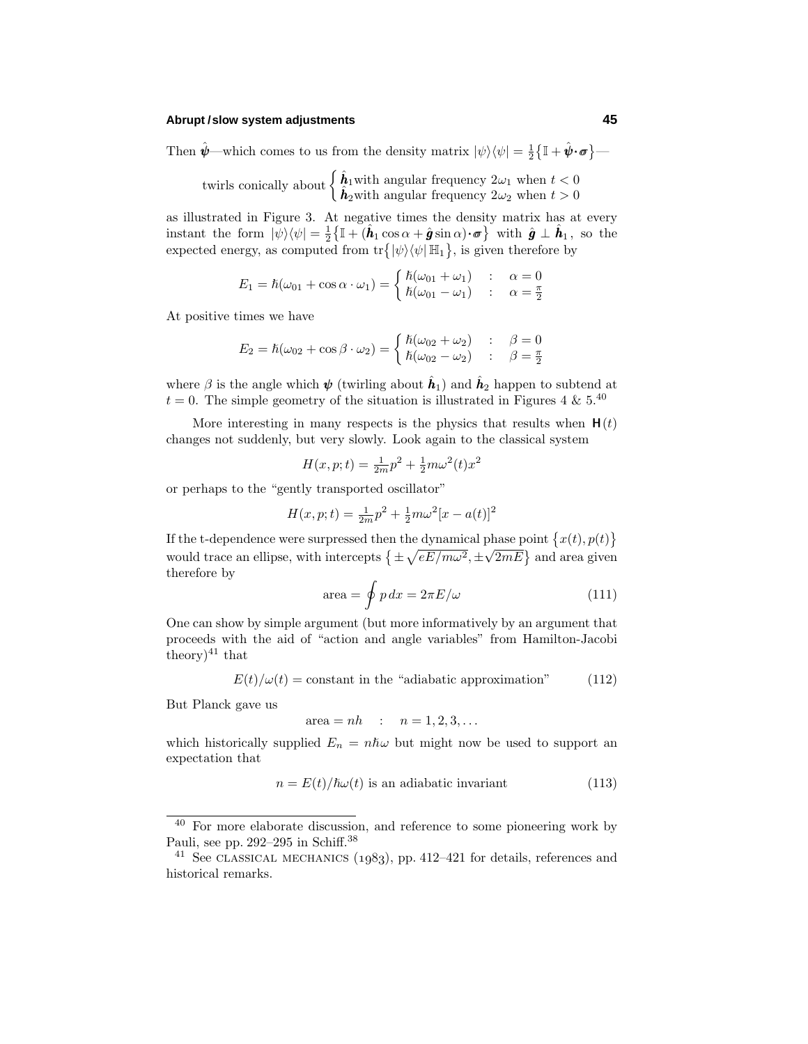Then $\hat{\boldsymbol{\psi}}$—which comes to us from the density matrix $|\psi)(\psi| = \frac{1}{2}\{\mathbb{I} + \hat{\boldsymbol{\psi}}\cdot\boldsymbol{\sigma}\}$—

$$\text{twirls conically about} \begin{cases} \hat{\boldsymbol{h}}_1 \text{with angular frequency } 2\omega_1 \text{ when } t < 0 \\ \hat{\boldsymbol{h}}_2 \text{with angular frequency } 2\omega_2 \text{ when } t > 0 \end{cases}$$

as illustrated in Figure 3. At negative times the density matrix has at every instant the form $|\psi)(\psi| = \frac{1}{2}\{\mathbb{I} + (\hat{\boldsymbol{h}}_1 \cos\alpha + \hat{\boldsymbol{g}}\sin\alpha)\cdot\boldsymbol{\sigma}\}$ with $\hat{\boldsymbol{g}} \perp \hat{\boldsymbol{h}}_1$, so the expected energy, as computed from $\text{tr}\{|\psi)(\psi|\,\mathbb{H}_1\}$, is given therefore by

$$E_1 = \hbar(\omega_{01} + \cos\alpha\cdot\omega_1) = \begin{cases} \hbar(\omega_{01} + \omega_1) & : \quad \alpha = 0 \\ \hbar(\omega_{01} - \omega_1) & : \quad \alpha = \frac{\pi}{2} \end{cases}$$

At positive times we have

$$E_2 = \hbar(\omega_{02} + \cos\beta\cdot\omega_2) = \begin{cases} \hbar(\omega_{02} + \omega_2) & : \quad \beta = 0 \\ \hbar(\omega_{02} - \omega_2) & : \quad \beta = \frac{\pi}{2} \end{cases}$$

where $\beta$ is the angle which $\boldsymbol{\psi}$ (twirling about $\hat{\boldsymbol{h}}_1$) and $\hat{\boldsymbol{h}}_2$ happen to subtend at $t = 0$. The simple geometry of the situation is illustrated in Figures 4 & 5.[40]

More interesting in many respects is the physics that results when $\mathbf{H}(t)$ changes not suddenly, but very slowly. Look again to the classical system

$$H(x, p; t) = \tfrac{1}{2m}p^2 + \tfrac{1}{2}m\omega^2(t)x^2$$

or perhaps to the "gently transported oscillator"

$$H(x, p; t) = \tfrac{1}{2m}p^2 + \tfrac{1}{2}m\omega^2[x - a(t)]^2$$

If the t-dependence were surpressed then the dynamical phase point $\{x(t), p(t)\}$ would trace an ellipse, with intercepts $\{\pm\sqrt{eE/m\omega^2}, \pm\sqrt{2mE}\}$ and area given therefore by

$$\text{area} = \oint p\,dx = 2\pi E/\omega \tag{111}$$

One can show by simple argument (but more informatively by an argument that proceeds with the aid of "action and angle variables" from Hamilton-Jacobi theory)[41] that

$$E(t)/\omega(t) = \text{constant in the "adiabatic approximation"} \tag{112}$$

But Planck gave us

$$\text{area} = nh \quad : \quad n = 1, 2, 3, \ldots$$

which historically supplied $E_n = n\hbar\omega$ but might now be used to support an expectation that

$$n = E(t)/\hbar\omega(t) \text{ is an adiabatic invariant} \tag{113}$$

---

[40] For more elaborate discussion, and reference to some pioneering work by Pauli, see pp. 292–295 in Schiff.[38]

[41] See CLASSICAL MECHANICS (1983), pp. 412–421 for details, references and historical remarks.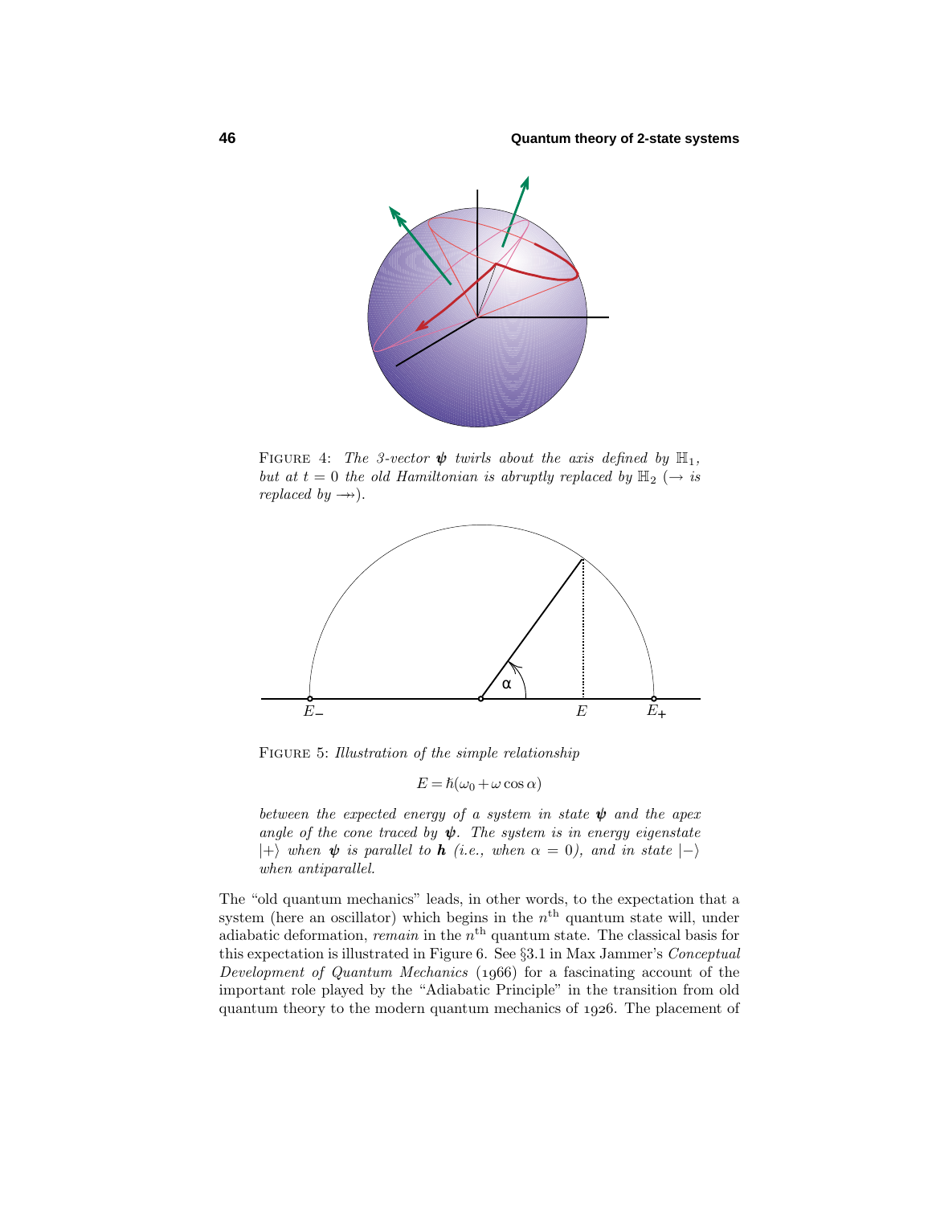FIGURE 4: *The 3-vector* $\boldsymbol{\psi}$ *twirls about the axis defined by* $\mathbb{H}_1$*, but at* $t = 0$ *the old Hamiltonian is abruptly replaced by* $\mathbb{H}_2$ *(*$\rightarrow$ *is replaced by* $\twoheadrightarrow$*).*

FIGURE 5: *Illustration of the simple relationship*

$$E = \hbar(\omega_0 + \omega\cos\alpha)$$

*between the expected energy of a system in state* $\boldsymbol{\psi}$ *and the apex angle of the cone traced by* $\boldsymbol{\psi}$*. The system is in energy eigenstate* $|+\rangle$ *when* $\boldsymbol{\psi}$ *is parallel to* $\boldsymbol{h}$ *(i.e., when* $\alpha = 0$*), and in state* $|-\rangle$ *when antiparallel.*

The "old quantum mechanics" leads, in other words, to the expectation that a system (here an oscillator) which begins in the $n^{\text{th}}$ quantum state will, under adiabatic deformation, *remain* in the $n^{\text{th}}$ quantum state. The classical basis for this expectation is illustrated in Figure 6. See §3.1 in Max Jammer's *Conceptual Development of Quantum Mechanics* (1966) for a fascinating account of the important role played by the "Adiabatic Principle" in the transition from old quantum theory to the modern quantum mechanics of 1926. The placement of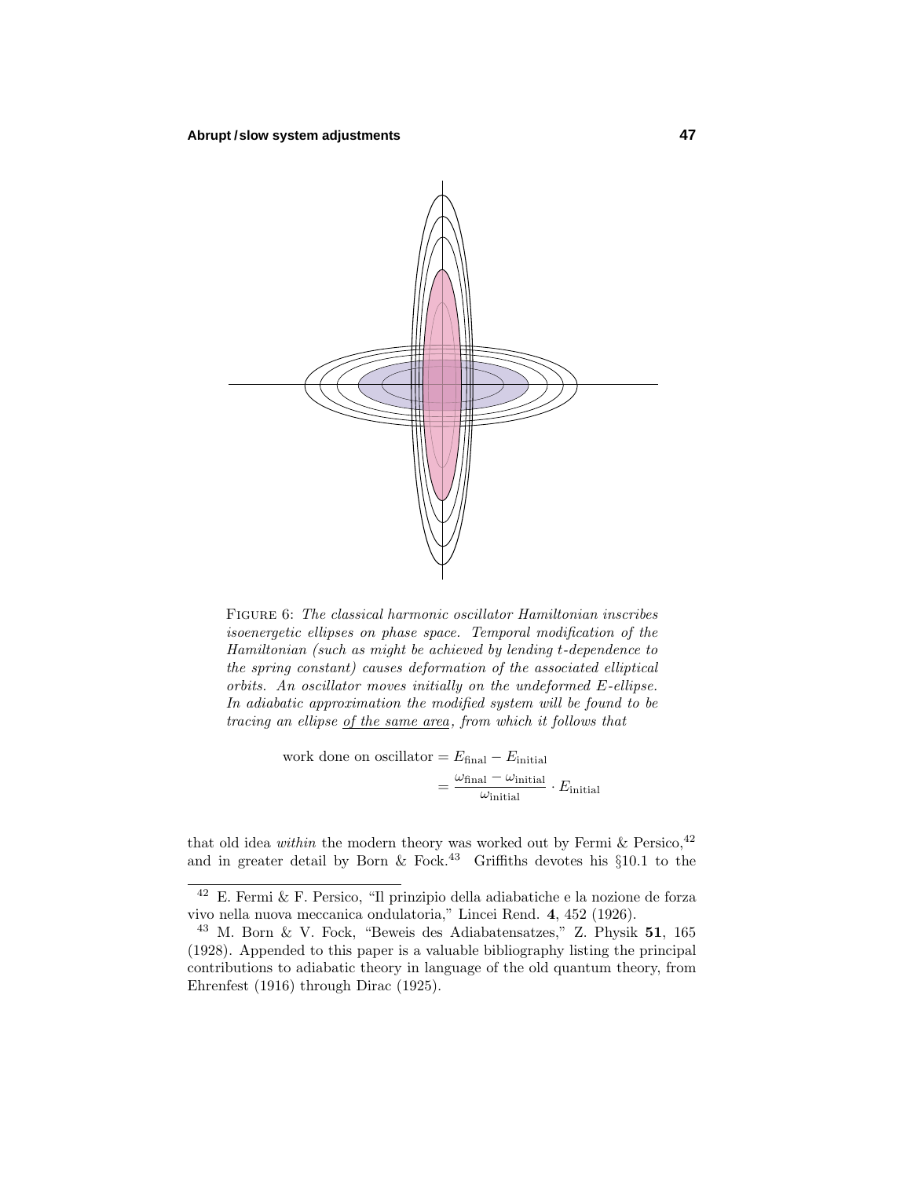FIGURE 6: *The classical harmonic oscillator Hamiltonian inscribes isoenergetic ellipses on phase space. Temporal modification of the Hamiltonian (such as might be achieved by lending t-dependence to the spring constant) causes deformation of the associated elliptical orbits. An oscillator moves initially on the undeformed E-ellipse. In adiabatic approximation the modified system will be found to be tracing an ellipse* <u>*of the same area*</u>*, from which it follows that*

$$
\begin{aligned}
\text{work done on oscillator} &= E_{\text{final}} - E_{\text{initial}} \\
&= \frac{\omega_{\text{final}} - \omega_{\text{initial}}}{\omega_{\text{initial}}} \cdot E_{\text{initial}}
\end{aligned}
$$

that old idea *within* the modern theory was worked out by Fermi & Persico,[42] and in greater detail by Born & Fock.[43] Griffiths devotes his §10.1 to the

---

[42] E. Fermi & F. Persico, "Il prinzipio della adiabatiche e la nozione de forza vivo nella nuova meccanica ondulatoria," Lincei Rend. **4**, 452 (1926).

[43] M. Born & V. Fock, "Beweis des Adiabatensatzes," Z. Physik **51**, 165 (1928). Appended to this paper is a valuable bibliography listing the principal contributions to adiabatic theory in language of the old quantum theory, from Ehrenfest (1916) through Dirac (1925).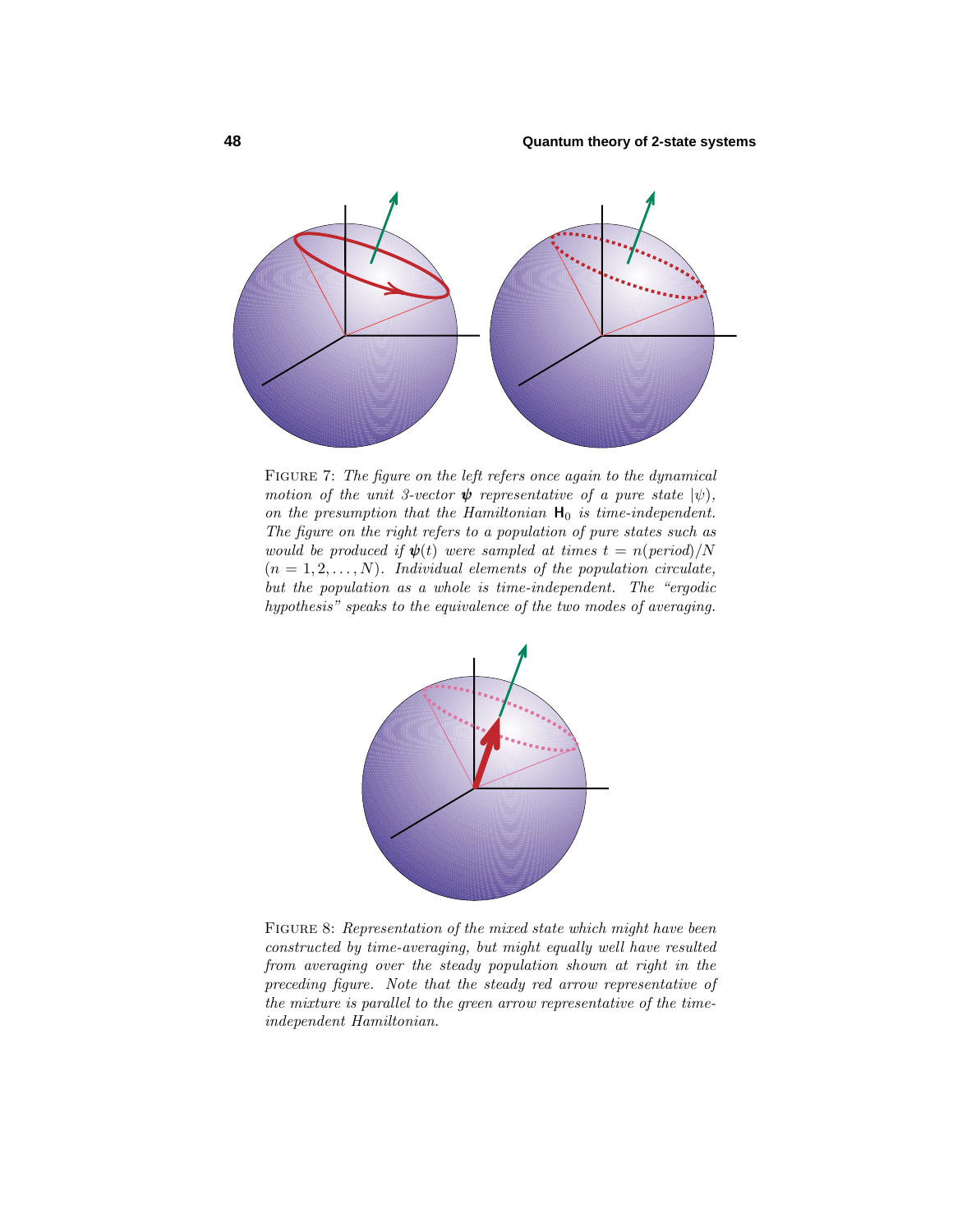FIGURE 7: *The figure on the left refers once again to the dynamical motion of the unit 3-vector* $\boldsymbol{\psi}$ *representative of a pure state* $|\psi)$*, on the presumption that the Hamiltonian* $\mathsf{H}_0$ *is time-independent. The figure on the right refers to a population of pure states such as would be produced if* $\boldsymbol{\psi}(t)$ *were sampled at times* $t = n(\text{period})/N$ $(n = 1, 2, \ldots, N)$*. Individual elements of the population circulate, but the population as a whole is time-independent. The "ergodic hypothesis" speaks to the equivalence of the two modes of averaging.*

FIGURE 8: *Representation of the mixed state which might have been constructed by time-averaging, but might equally well have resulted from averaging over the steady population shown at right in the preceding figure. Note that the steady red arrow representative of the mixture is parallel to the green arrow representative of the time-independent Hamiltonian.*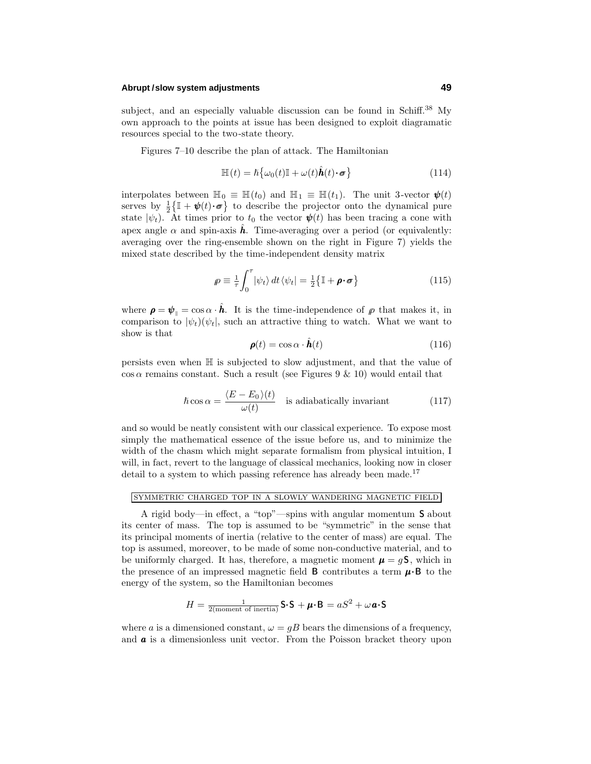subject, and an especially valuable discussion can be found in Schiff.[38] My own approach to the points at issue has been designed to exploit diagramatic resources special to the two-state theory.

Figures 7–10 describe the plan of attack. The Hamiltonian

$$\mathbb{H}(t) = \hbar\big\{\omega_0(t)\mathbb{I} + \omega(t)\hat{\boldsymbol{h}}(t)\boldsymbol{\cdot}\boldsymbol{\sigma}\big\} \tag{114}$$

interpolates between $\mathbb{H}_0 \equiv \mathbb{H}(t_0)$ and $\mathbb{H}_1 \equiv \mathbb{H}(t_1)$. The unit 3-vector $\boldsymbol{\psi}(t)$ serves by $\frac{1}{2}\big\{\mathbb{I} + \boldsymbol{\psi}(t)\boldsymbol{\cdot}\boldsymbol{\sigma}\big\}$ to describe the projector onto the dynamical pure state $|\psi_t)$. At times prior to $t_0$ the vector $\boldsymbol{\psi}(t)$ has been tracing a cone with apex angle $\alpha$ and spin-axis $\hat{\boldsymbol{h}}$. Time-averaging over a period (or equivalently: averaging over the ring-ensemble shown on the right in Figure 7) yields the mixed state described by the time-independent density matrix

$$\rho \equiv \tfrac{1}{\tau}\int_0^\tau |\psi_t)\,dt\,(\psi_t| = \tfrac{1}{2}\big\{\mathbb{I} + \boldsymbol{\rho}\boldsymbol{\cdot}\boldsymbol{\sigma}\big\} \tag{115}$$

where $\boldsymbol{\rho} = \boldsymbol{\psi}_{\parallel} = \cos\alpha\cdot\hat{\boldsymbol{h}}$. It is the time-independence of $\rho$ that makes it, in comparison to $|\psi_t)(\psi_t|$, such an attractive thing to watch. What we want to show is that

$$\boldsymbol{\rho}(t) = \cos\alpha\cdot\hat{\boldsymbol{h}}(t) \tag{116}$$

persists even when $\mathbb{H}$ is subjected to slow adjustment, and that the value of $\cos\alpha$ remains constant. Such a result (see Figures 9 & 10) would entail that

$$\hbar\cos\alpha = \frac{\langle E - E_0\rangle(t)}{\omega(t)} \quad \text{is adiabatically invariant} \tag{117}$$

and so would be neatly consistent with our classical experience. To expose most simply the mathematical essence of the issue before us, and to minimize the width of the chasm which might separate formalism from physical intuition, I will, in fact, revert to the language of classical mechanics, looking now in closer detail to a system to which passing reference has already been made.[17]

## SYMMETRIC CHARGED TOP IN A SLOWLY WANDERING MAGNETIC FIELD

A rigid body—in effect, a "top"—spins with angular momentum $\mathbf{S}$ about its center of mass. The top is assumed to be "symmetric" in the sense that its principal moments of inertia (relative to the center of mass) are equal. The top is assumed, moreover, to be made of some non-conductive material, and to be uniformly charged. It has, therefore, a magnetic moment $\boldsymbol{\mu} = g\mathbf{S}$, which in the presence of an impressed magnetic field $\mathbf{B}$ contributes a term $\boldsymbol{\mu}\boldsymbol{\cdot}\mathbf{B}$ to the energy of the system, so the Hamiltonian becomes

$$H = \tfrac{1}{2(\text{moment of inertia})}\,\mathbf{S}\boldsymbol{\cdot}\mathbf{S} + \boldsymbol{\mu}\boldsymbol{\cdot}\mathbf{B} = aS^2 + \omega\,\boldsymbol{a}\boldsymbol{\cdot}\mathbf{S}$$

where $a$ is a dimensioned constant, $\omega = gB$ bears the dimensions of a frequency, and $\boldsymbol{a}$ is a dimensionless unit vector. From the Poisson bracket theory upon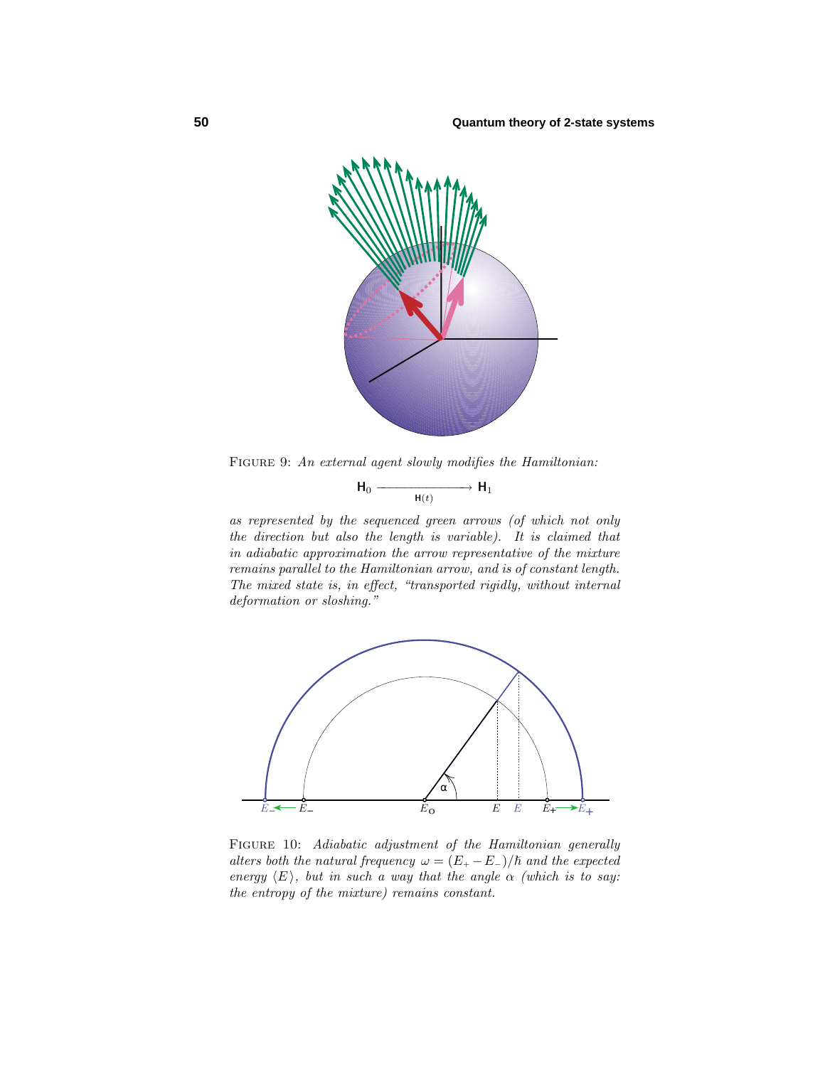FIGURE 9: *An external agent slowly modifies the Hamiltonian:*

$$\mathbf{H}_0 \xrightarrow[\mathbf{H}(t)]{} \mathbf{H}_1$$

*as represented by the sequenced green arrows (of which not only the direction but also the length is variable). It is claimed that in adiabatic approximation the arrow representative of the mixture remains parallel to the Hamiltonian arrow, and is of constant length. The mixed state is, in effect, "transported rigidly, without internal deformation or sloshing."*

FIGURE 10: *Adiabatic adjustment of the Hamiltonian generally alters both the natural frequency $\omega = (E_+ - E_-)/\hbar$ and the expected energy $\langle E \rangle$, but in such a way that the angle $\alpha$ (which is to say: the entropy of the mixture) remains constant.*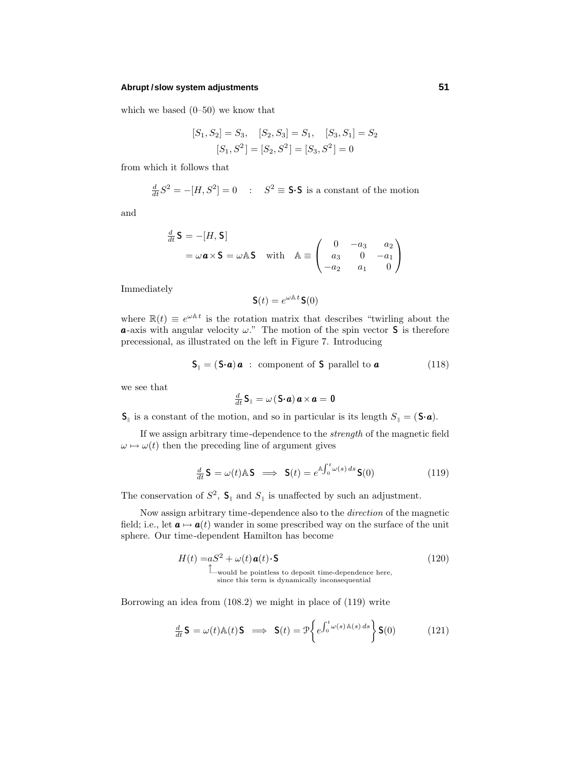which we based (0–50) we know that

$$[S_1, S_2] = S_3, \quad [S_2, S_3] = S_1, \quad [S_3, S_1] = S_2$$
$$[S_1, S^2] = [S_2, S^2] = [S_3, S^2] = 0$$

from which it follows that

$$\tfrac{d}{dt}S^2 = -[H, S^2] = 0 \quad : \quad S^2 \equiv \mathbf{S}\cdot\mathbf{S} \text{ is a constant of the motion}$$

and

$$\begin{aligned}
\tfrac{d}{dt}\mathbf{S} &= -[H, \mathbf{S}] \\
&= \omega\,\boldsymbol{a}\times\mathbf{S} = \omega\mathbb{A}\mathbf{S} \quad \text{with} \quad \mathbb{A} \equiv \begin{pmatrix} 0 & -a_3 & a_2 \\ a_3 & 0 & -a_1 \\ -a_2 & a_1 & 0 \end{pmatrix}
\end{aligned}$$

Immediately

$$\mathbf{S}(t) = e^{\omega\mathbb{A}\,t}\,\mathbf{S}(0)$$

where $\mathbb{R}(t) \equiv e^{\omega\mathbb{A}\,t}$ is the rotation matrix that describes "twirling about the $\boldsymbol{a}$-axis with angular velocity $\omega$." The motion of the spin vector $\mathbf{S}$ is therefore precessional, as illustrated on the left in Figure 7. Introducing

$$\mathbf{S}_{\scriptscriptstyle\parallel} = (\mathbf{S}\cdot\boldsymbol{a})\,\boldsymbol{a} \;:\; \text{component of } \mathbf{S} \text{ parallel to } \boldsymbol{a} \tag{118}$$

we see that

$$\tfrac{d}{dt}\mathbf{S}_{\scriptscriptstyle\parallel} = \omega\,(\mathbf{S}\cdot\boldsymbol{a})\,\boldsymbol{a}\times\boldsymbol{a} = \mathbf{0}$$

$\mathbf{S}_{\scriptscriptstyle\parallel}$ is a constant of the motion, and so in particular is its length $S_{\scriptscriptstyle\parallel} = (\mathbf{S}\cdot\boldsymbol{a})$.

If we assign arbitrary time-dependence to the *strength* of the magnetic field $\omega \mapsto \omega(t)$ then the preceding line of argument gives

$$\tfrac{d}{dt}\mathbf{S} = \omega(t)\mathbb{A}\mathbf{S} \implies \mathbf{S}(t) = e^{\mathbb{A}\int_0^t \omega(s)\,ds}\,\mathbf{S}(0) \tag{119}$$

The conservation of $S^2$, $\mathbf{S}_{\scriptscriptstyle\parallel}$ and $S_{\scriptscriptstyle\parallel}$ is unaffected by such an adjustment.

Now assign arbitrary time-dependence also to the *direction* of the magnetic field; i.e., let $\boldsymbol{a} \mapsto \boldsymbol{a}(t)$ wander in some prescribed way on the surface of the unit sphere. Our time-dependent Hamilton has become

$$H(t) = aS^2 + \omega(t)\,\boldsymbol{a}(t)\cdot\mathbf{S} \tag{120}$$

↑ would be pointless to deposit time-dependence here, since this term is dynamically inconsequential

Borrowing an idea from (108.2) we might in place of (119) write

$$\tfrac{d}{dt}\mathbf{S} = \omega(t)\mathbb{A}(t)\mathbf{S} \implies \mathbf{S}(t) = \mathcal{P}\Big\{e^{\int_0^t \omega(s)\,\mathbb{A}(s)\,ds}\Big\}\,\mathbf{S}(0) \tag{121}$$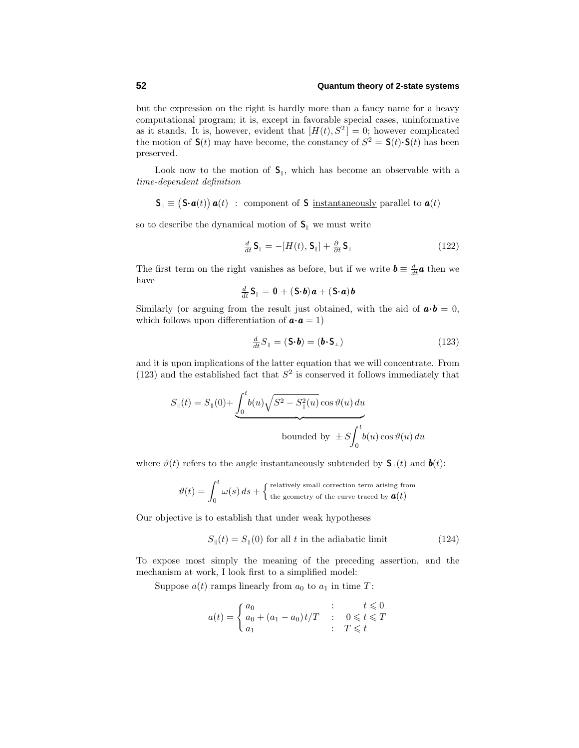but the expression on the right is hardly more than a fancy name for a heavy computational program; it is, except in favorable special cases, uninformative as it stands. It is, however, evident that $[H(t), S^2] = 0$; however complicated the motion of $\mathsf{S}(t)$ may have become, the constancy of $S^2 = \mathsf{S}(t)\cdot\mathsf{S}(t)$ has been preserved.

Look now to the motion of $\mathsf{S}_\parallel$, which has become an observable with a *time-dependent definition*

$$\mathsf{S}_\parallel \equiv \big(\mathsf{S}\cdot\boldsymbol{a}(t)\big)\,\boldsymbol{a}(t) \;\;:\;\; \text{component of } \mathsf{S} \text{ }\underline{\text{instantaneously}}\text{ parallel to } \boldsymbol{a}(t)$$

so to describe the dynamical motion of $\mathsf{S}_\parallel$ we must write

$$\tfrac{d}{dt}\,\mathsf{S}_\parallel = -[H(t), \mathsf{S}_\parallel] + \tfrac{\partial}{\partial t}\,\mathsf{S}_\parallel \tag{122}$$

The first term on the right vanishes as before, but if we write $\boldsymbol{b} \equiv \frac{d}{dt}\boldsymbol{a}$ then we have

$$\tfrac{d}{dt}\,\mathsf{S}_\parallel = \mathbf{0} + (\mathsf{S}\cdot\boldsymbol{b})\,\boldsymbol{a} + (\mathsf{S}\cdot\boldsymbol{a})\,\boldsymbol{b}$$

Similarly (or arguing from the result just obtained, with the aid of $\boldsymbol{a}\cdot\boldsymbol{b} = 0$, which follows upon differentiation of $\boldsymbol{a}\cdot\boldsymbol{a} = 1$)

$$\tfrac{d}{dt}S_\parallel = (\mathsf{S}\cdot\boldsymbol{b}) = (\boldsymbol{b}\cdot\mathsf{S}_\perp) \tag{123}$$

and it is upon implications of the latter equation that we will concentrate. From (123) and the established fact that $S^2$ is conserved it follows immediately that

$$S_\parallel(t) = S_\parallel(0) + \underbrace{\int_0^t b(u)\sqrt{S^2 - S_\parallel^2(u)}\,\cos\vartheta(u)\,du}_{\text{bounded by } \pm S\int_0^t b(u)\cos\vartheta(u)\,du}$$

where $\vartheta(t)$ refers to the angle instantaneously subtended by $\mathsf{S}_\perp(t)$ and $\boldsymbol{b}(t)$:

$$\vartheta(t) = \int_0^t \omega(s)\,ds + \begin{cases}\text{relatively small correction term arising from}\\ \text{the geometry of the curve traced by } \boldsymbol{a}(t)\end{cases}$$

Our objective is to establish that under weak hypotheses

$$S_\parallel(t) = S_\parallel(0) \text{ for all } t \text{ in the adiabatic limit} \tag{124}$$

To expose most simply the meaning of the preceding assertion, and the mechanism at work, I look first to a simplified model:

Suppose $a(t)$ ramps linearly from $a_0$ to $a_1$ in time $T$:

$$a(t) = \begin{cases} a_0 & : \quad t \leqslant 0 \\ a_0 + (a_1 - a_0)\,t/T & : \quad 0 \leqslant t \leqslant T \\ a_1 & : \quad T \leqslant t \end{cases}$$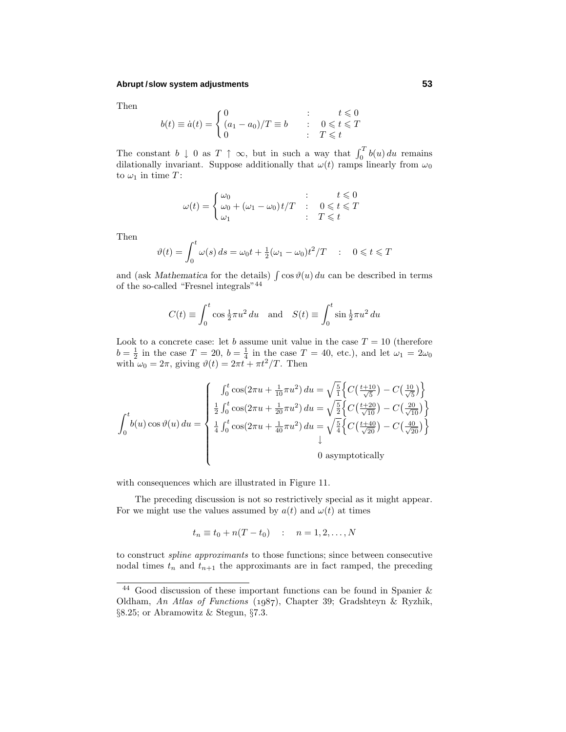Then

$$b(t) \equiv \dot{a}(t) = \begin{cases} 0 & : \qquad t \leqslant 0 \\ (a_1 - a_0)/T \equiv b & : \quad 0 \leqslant t \leqslant T \\ 0 & : \quad T \leqslant t \end{cases}$$

The constant $b \downarrow 0$ as $T \uparrow \infty$, but in such a way that $\int_0^T b(u)\,du$ remains dilationally invariant. Suppose additionally that $\omega(t)$ ramps linearly from $\omega_0$ to $\omega_1$ in time $T$:

$$\omega(t) = \begin{cases} \omega_0 & : \qquad t \leqslant 0 \\ \omega_0 + (\omega_1 - \omega_0)\,t/T & : \quad 0 \leqslant t \leqslant T \\ \omega_1 & : \quad T \leqslant t \end{cases}$$

Then

$$\vartheta(t) = \int_0^t \omega(s)\,ds = \omega_0 t + \tfrac{1}{2}(\omega_1 - \omega_0)t^2/T \quad : \quad 0 \leqslant t \leqslant T$$

and (ask *Mathematica* for the details) $\int \cos\vartheta(u)\,du$ can be described in terms of the so-called "Fresnel integrals"[44]

$$C(t) \equiv \int_0^t \cos\tfrac{1}{2}\pi u^2\,du \quad \text{and} \quad S(t) \equiv \int_0^t \sin\tfrac{1}{2}\pi u^2\,du$$

Look to a concrete case: let $b$ assume unit value in the case $T = 10$ (therefore $b = \frac{1}{2}$ in the case $T = 20$, $b = \frac{1}{4}$ in the case $T = 40$, etc.), and let $\omega_1 = 2\omega_0$ with $\omega_0 = 2\pi$, giving $\vartheta(t) = 2\pi t + \pi t^2/T$. Then

$$\int_0^t b(u)\cos\vartheta(u)\,du = \begin{cases} \int_0^t \cos(2\pi u + \frac{1}{10}\pi u^2)\,du = \sqrt{\frac{5}{1}}\Big\{C\big(\frac{t+10}{\sqrt{5}}\big) - C\big(\frac{10}{\sqrt{5}}\big)\Big\} \\ \frac{1}{2}\int_0^t \cos(2\pi u + \frac{1}{20}\pi u^2)\,du = \sqrt{\frac{5}{2}}\Big\{C\big(\frac{t+20}{\sqrt{10}}\big) - C\big(\frac{20}{\sqrt{10}}\big)\Big\} \\ \frac{1}{4}\int_0^t \cos(2\pi u + \frac{1}{40}\pi u^2)\,du = \sqrt{\frac{5}{4}}\Big\{C\big(\frac{t+40}{\sqrt{20}}\big) - C\big(\frac{40}{\sqrt{20}}\big)\Big\} \\ \qquad\qquad\qquad\qquad\downarrow \\ \qquad\qquad\qquad\quad 0 \text{ asymptotically} \end{cases}$$

with consequences which are illustrated in Figure 11.

The preceding discussion is not so restrictively special as it might appear. For we might use the values assumed by $a(t)$ and $\omega(t)$ at times

$$t_n \equiv t_0 + n(T - t_0) \quad : \quad n = 1, 2, \ldots, N$$

to construct *spline approximants* to those functions; since between consecutive nodal times $t_n$ and $t_{n+1}$ the approximants are in fact ramped, the preceding

[44] Good discussion of these important functions can be found in Spanier & Oldham, *An Atlas of Functions* (1987), Chapter 39; Gradshteyn & Ryzhik, §8.25; or Abramowitz & Stegun, §7.3.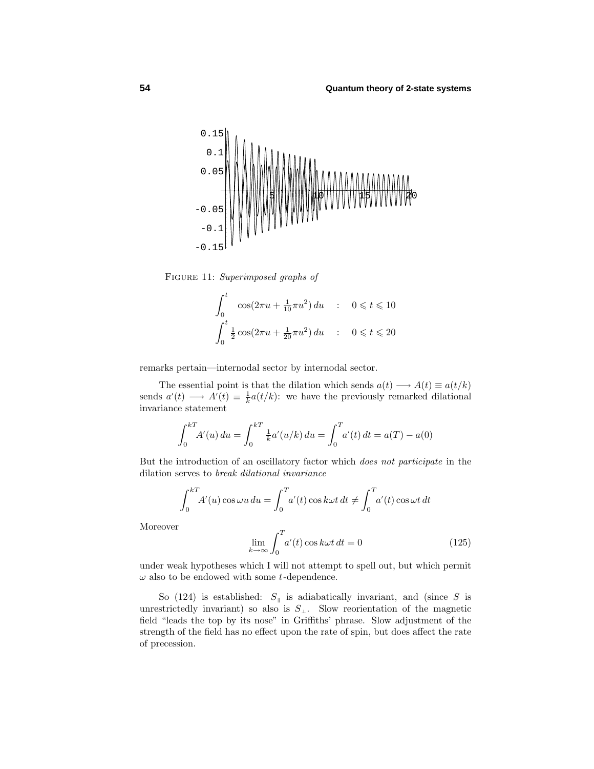FIGURE 11: *Superimposed graphs of*

$$\int_0^t \cos(2\pi u + \tfrac{1}{10}\pi u^2)\,du \quad : \quad 0 \leqslant t \leqslant 10$$

$$\int_0^t \tfrac{1}{2}\cos(2\pi u + \tfrac{1}{20}\pi u^2)\,du \quad : \quad 0 \leqslant t \leqslant 20$$

remarks pertain—internodal sector by internodal sector.

The essential point is that the dilation which sends $a(t) \longrightarrow A(t) \equiv a(t/k)$ sends $a'(t) \longrightarrow A'(t) \equiv \frac{1}{k}a(t/k)$: we have the previously remarked dilational invariance statement

$$\int_0^{kT} A'(u)\,du = \int_0^{kT} \tfrac{1}{k}a'(u/k)\,du = \int_0^T a'(t)\,dt = a(T) - a(0)$$

But the introduction of an oscillatory factor which *does not participate* in the dilation serves to *break dilational invariance*

$$\int_0^{kT} A'(u)\cos\omega u\,du = \int_0^T a'(t)\cos k\omega t\,dt \neq \int_0^T a'(t)\cos\omega t\,dt$$

Moreover

$$\lim_{k\to\infty}\int_0^T a'(t)\cos k\omega t\,dt = 0 \tag{125}$$

under weak hypotheses which I will not attempt to spell out, but which permit $\omega$ also to be endowed with some $t$-dependence.

So (124) is established: $S_{\parallel}$ is adiabatically invariant, and (since $S$ is unrestrictedly invariant) so also is $S_{\perp}$. Slow reorientation of the magnetic field "leads the top by its nose" in Griffiths' phrase. Slow adjustment of the strength of the field has no effect upon the rate of spin, but does affect the rate of precession.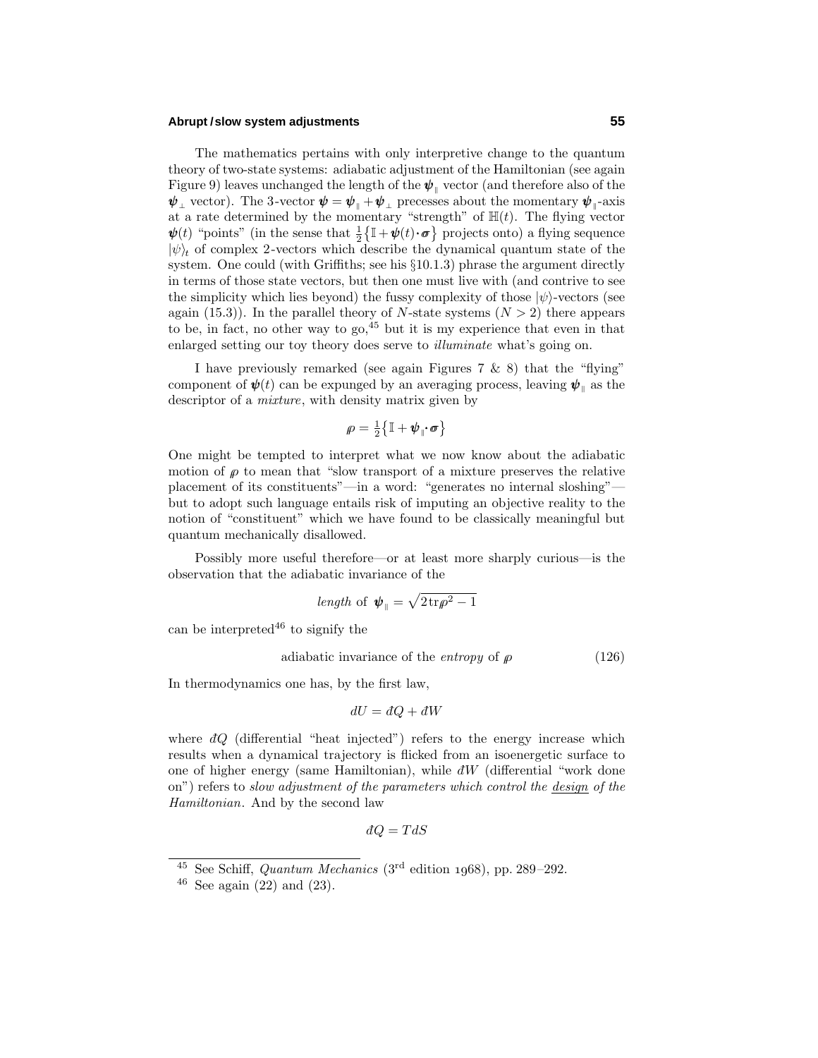The mathematics pertains with only interpretive change to the quantum theory of two-state systems: adiabatic adjustment of the Hamiltonian (see again Figure 9) leaves unchanged the length of the $\boldsymbol{\psi}_{\parallel}$ vector (and therefore also of the $\boldsymbol{\psi}_{\perp}$ vector). The 3-vector $\boldsymbol{\psi} = \boldsymbol{\psi}_{\parallel} + \boldsymbol{\psi}_{\perp}$ precesses about the momentary $\boldsymbol{\psi}_{\parallel}$-axis at a rate determined by the momentary "strength" of $\mathbb{H}(t)$. The flying vector $\boldsymbol{\psi}(t)$ "points" (in the sense that $\frac{1}{2}\{\mathbb{I} + \boldsymbol{\psi}(t)\cdot\boldsymbol{\sigma}\}$ projects onto) a flying sequence $|\psi)_t$ of complex 2-vectors which describe the dynamical quantum state of the system. One could (with Griffiths; see his §10.1.3) phrase the argument directly in terms of those state vectors, but then one must live with (and contrive to see the simplicity which lies beyond) the fussy complexity of those $|\psi)$-vectors (see again (15.3)). In the parallel theory of $N$-state systems ($N > 2$) there appears to be, in fact, no other way to go,[45] but it is my experience that even in that enlarged setting our toy theory does serve to *illuminate* what's going on.

I have previously remarked (see again Figures 7 & 8) that the "flying" component of $\boldsymbol{\psi}(t)$ can be expunged by an averaging process, leaving $\boldsymbol{\psi}_{\parallel}$ as the descriptor of a *mixture*, with density matrix given by

$$\rho = \tfrac{1}{2}\{\mathbb{I} + \boldsymbol{\psi}_{\parallel}\cdot\boldsymbol{\sigma}\}$$

One might be tempted to interpret what we now know about the adiabatic motion of $\rho$ to mean that "slow transport of a mixture preserves the relative placement of its constituents"—in a word: "generates no internal sloshing"—but to adopt such language entails risk of imputing an objective reality to the notion of "constituent" which we have found to be classically meaningful but quantum mechanically disallowed.

Possibly more useful therefore—or at least more sharply curious—is the observation that the adiabatic invariance of the

$$\textit{length of } \boldsymbol{\psi}_{\parallel} = \sqrt{2\,\mathrm{tr}\rho^2 - 1}$$

can be interpreted[46] to signify the

$$\text{adiabatic invariance of the } \textit{entropy} \text{ of } \rho \tag{126}$$

In thermodynamics one has, by the first law,

$$dU = đQ + đW$$

where $đQ$ (differential "heat injected") refers to the energy increase which results when a dynamical trajectory is flicked from an isoenergetic surface to one of higher energy (same Hamiltonian), while $đW$ (differential "work done on") refers to *slow adjustment of the parameters which control the* <u>*design*</u> *of the Hamiltonian*. And by the second law

$$đQ = T\,dS$$

---

[45] See Schiff, *Quantum Mechanics* (3rd edition 1968), pp. 289–292.

[46] See again (22) and (23).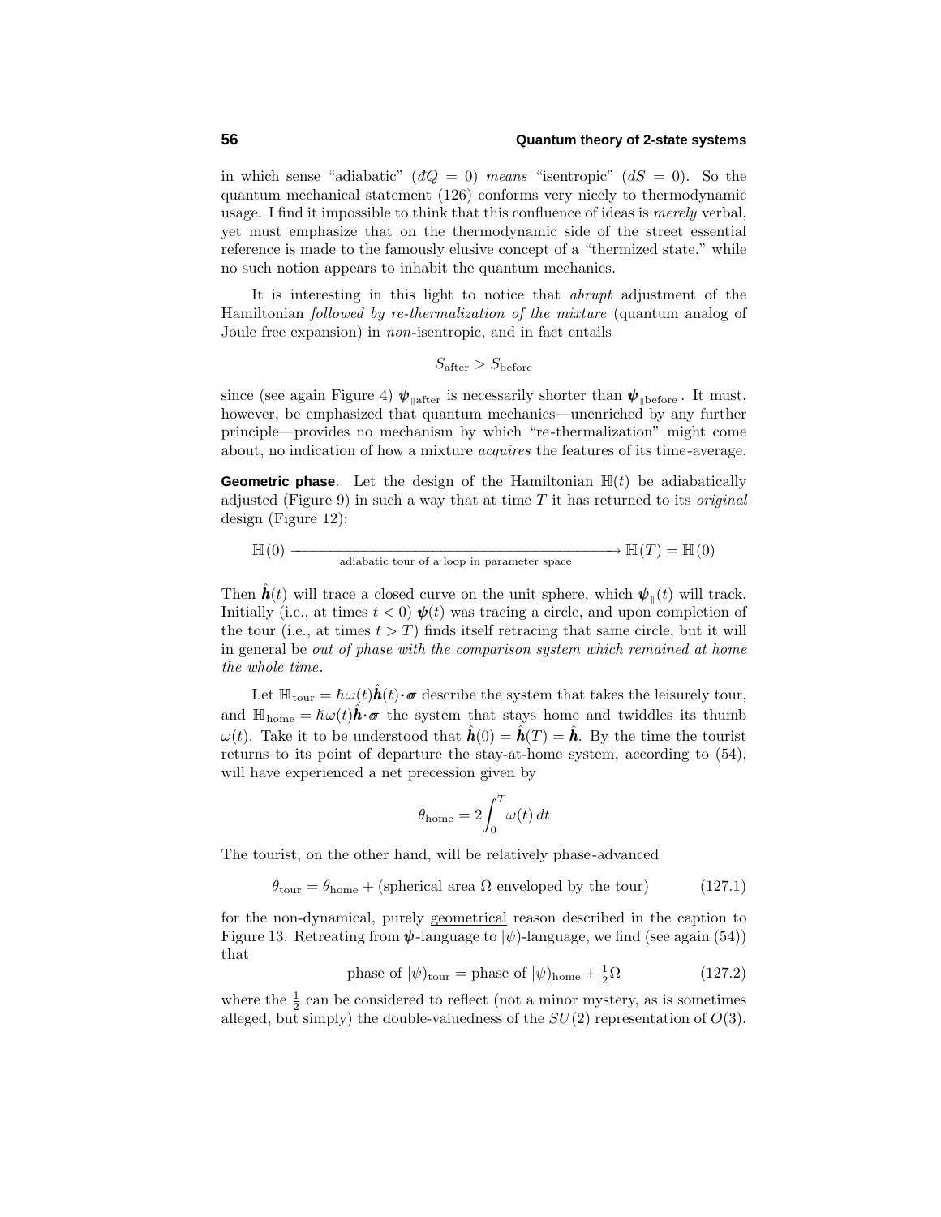in which sense "adiabatic" ($\delta Q = 0$) *means* "isentropic" ($dS = 0$). So the quantum mechanical statement (126) conforms very nicely to thermodynamic usage. I find it impossible to think that this confluence of ideas is *merely* verbal, yet must emphasize that on the thermodynamic side of the street essential reference is made to the famously elusive concept of a "thermized state," while no such notion appears to inhabit the quantum mechanics.

It is interesting in this light to notice that *abrupt* adjustment of the Hamiltonian *followed by re-thermalization of the mixture* (quantum analog of Joule free expansion) in *non*-isentropic, and in fact entails

$$S_{\text{after}} > S_{\text{before}}$$

since (see again Figure 4) $\boldsymbol{\psi}_{\parallel\text{after}}$ is necessarily shorter than $\boldsymbol{\psi}_{\parallel\text{before}}$. It must, however, be emphasized that quantum mechanics—unenriched by any further principle—provides no mechanism by which "re-thermalization" might come about, no indication of how a mixture *acquires* the features of its time-average.

**Geometric phase**. Let the design of the Hamiltonian $\mathbb{H}(t)$ be adiabatically adjusted (Figure 9) in such a way that at time $T$ it has returned to its *original* design (Figure 12):

$$\mathbb{H}(0) \xrightarrow[\text{adiabatic tour of a loop in parameter space}]{\hspace{10em}} \mathbb{H}(T) = \mathbb{H}(0)$$

Then $\hat{\boldsymbol{h}}(t)$ will trace a closed curve on the unit sphere, which $\boldsymbol{\psi}_{\parallel}(t)$ will track. Initially (i.e., at times $t < 0$) $\boldsymbol{\psi}(t)$ was tracing a circle, and upon completion of the tour (i.e., at times $t > T$) finds itself retracing that same circle, but it will in general be *out of phase with the comparison system which remained at home the whole time*.

Let $\mathbb{H}_{\text{tour}} = \hbar\omega(t)\hat{\boldsymbol{h}}(t)\boldsymbol{\cdot}\boldsymbol{\sigma}$ describe the system that takes the leisurely tour, and $\mathbb{H}_{\text{home}} = \hbar\omega(t)\hat{\boldsymbol{h}}\boldsymbol{\cdot}\boldsymbol{\sigma}$ the system that stays home and twiddles its thumb $\omega(t)$. Take it to be understood that $\hat{\boldsymbol{h}}(0) = \hat{\boldsymbol{h}}(T) = \hat{\boldsymbol{h}}$. By the time the tourist returns to its point of departure the stay-at-home system, according to (54), will have experienced a net precession given by

$$\theta_{\text{home}} = 2\int_0^T \omega(t)\,dt$$

The tourist, on the other hand, will be relatively phase-advanced

$$\theta_{\text{tour}} = \theta_{\text{home}} + (\text{spherical area } \Omega \text{ enveloped by the tour}) \tag{127.1}$$

for the non-dynamical, purely <u>geometrical</u> reason described in the caption to Figure 13. Retreating from $\boldsymbol{\psi}$-language to $|\psi)$-language, we find (see again (54)) that

$$\text{phase of } |\psi)_{\text{tour}} = \text{phase of } |\psi)_{\text{home}} + \tfrac{1}{2}\Omega \tag{127.2}$$

where the $\frac{1}{2}$ can be considered to reflect (not a minor mystery, as is sometimes alleged, but simply) the double-valuedness of the $SU(2)$ representation of $O(3)$.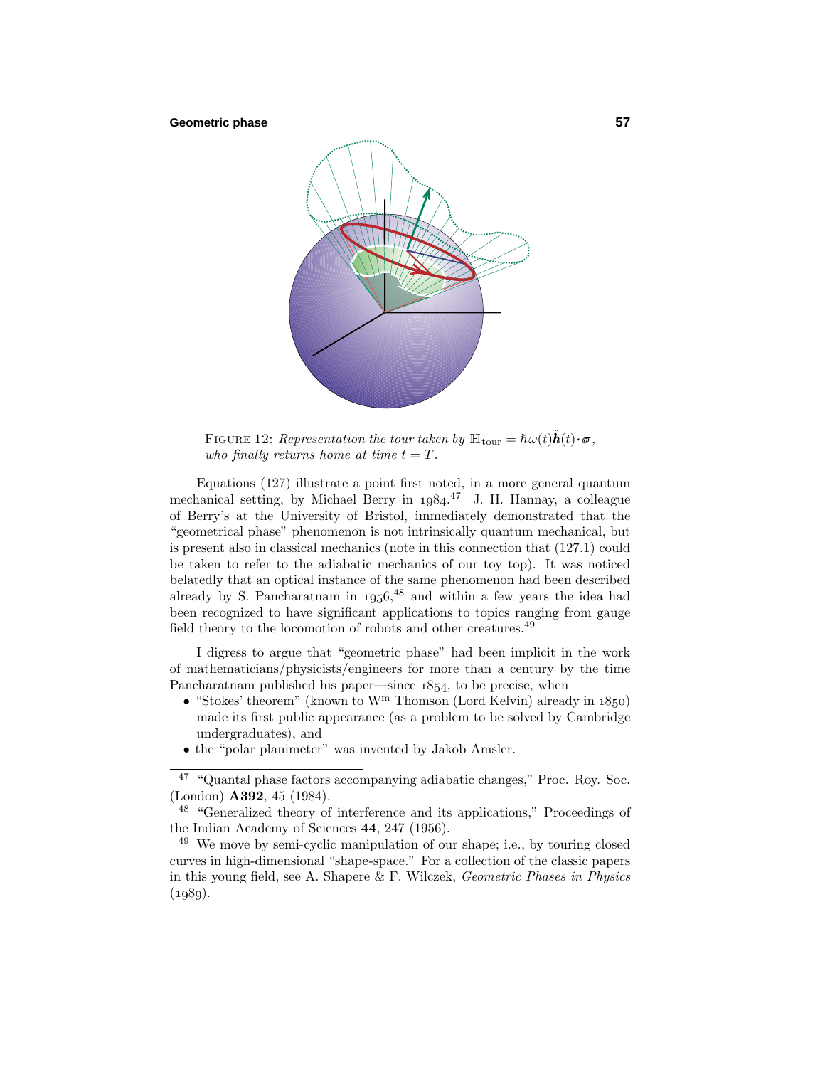FIGURE 12: *Representation the tour taken by* $\mathbb{H}_{\text{tour}} = \hbar\omega(t)\hat{\boldsymbol{h}}(t)\boldsymbol{\cdot}\boldsymbol{\sigma}$, *who finally returns home at time* $t = T$.

Equations (127) illustrate a point first noted, in a more general quantum mechanical setting, by Michael Berry in 1984.[47] J. H. Hannay, a colleague of Berry's at the University of Bristol, immediately demonstrated that the "geometrical phase" phenomenon is not intrinsically quantum mechanical, but is present also in classical mechanics (note in this connection that (127.1) could be taken to refer to the adiabatic mechanics of our toy top). It was noticed belatedly that an optical instance of the same phenomenon had been described already by S. Pancharatnam in 1956,[48] and within a few years the idea had been recognized to have significant applications to topics ranging from gauge field theory to the locomotion of robots and other creatures.[49]

I digress to argue that "geometric phase" had been implicit in the work of mathematicians/physicists/engineers for more than a century by the time Pancharatnam published his paper—since 1854, to be precise, when

- "Stokes' theorem" (known to W[m] Thomson (Lord Kelvin) already in 1850) made its first public appearance (as a problem to be solved by Cambridge undergraduates), and
- the "polar planimeter" was invented by Jakob Amsler.

---

[47] "Quantal phase factors accompanying adiabatic changes," Proc. Roy. Soc. (London) **A392**, 45 (1984).

[48] "Generalized theory of interference and its applications," Proceedings of the Indian Academy of Sciences **44**, 247 (1956).

[49] We move by semi-cyclic manipulation of our shape; i.e., by touring closed curves in high-dimensional "shape-space." For a collection of the classic papers in this young field, see A. Shapere & F. Wilczek, *Geometric Phases in Physics* (1989).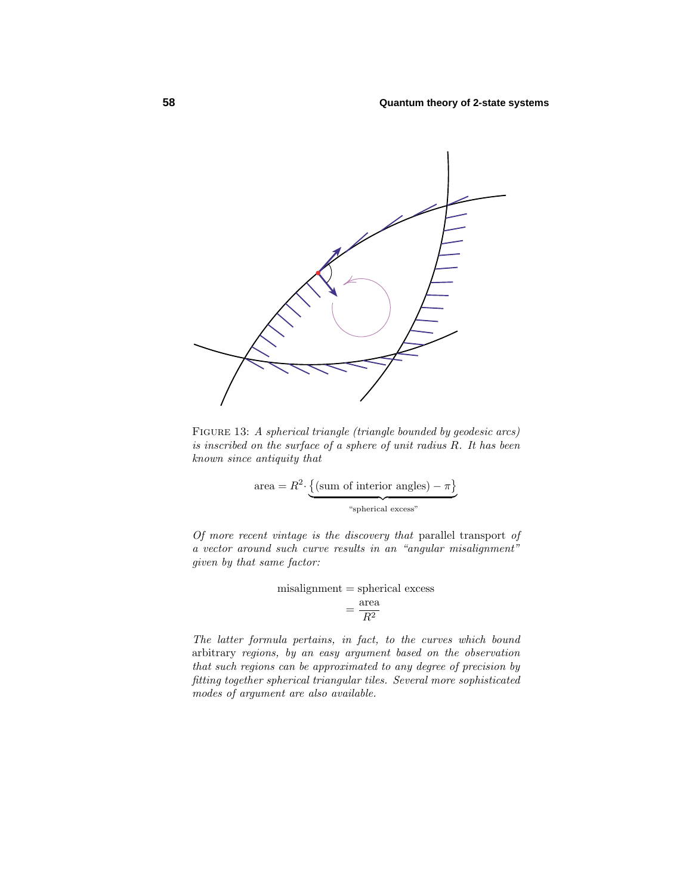FIGURE 13: *A spherical triangle (triangle bounded by geodesic arcs) is inscribed on the surface of a sphere of unit radius $R$. It has been known since antiquity that*

$$\text{area} = R^2 \cdot \underbrace{\big\{(\text{sum of interior angles}) - \pi\big\}}_{\text{"spherical excess"}}$$

*Of more recent vintage is the discovery that* parallel transport *of a vector around such curve results in an "angular misalignment" given by that same factor:*

$$\begin{aligned}\text{misalignment} &= \text{spherical excess}\\ &= \frac{\text{area}}{R^2}\end{aligned}$$

*The latter formula pertains, in fact, to the curves which bound* arbitrary *regions, by an easy argument based on the observation that such regions can be approximated to any degree of precision by fitting together spherical triangular tiles. Several more sophisticated modes of argument are also available.*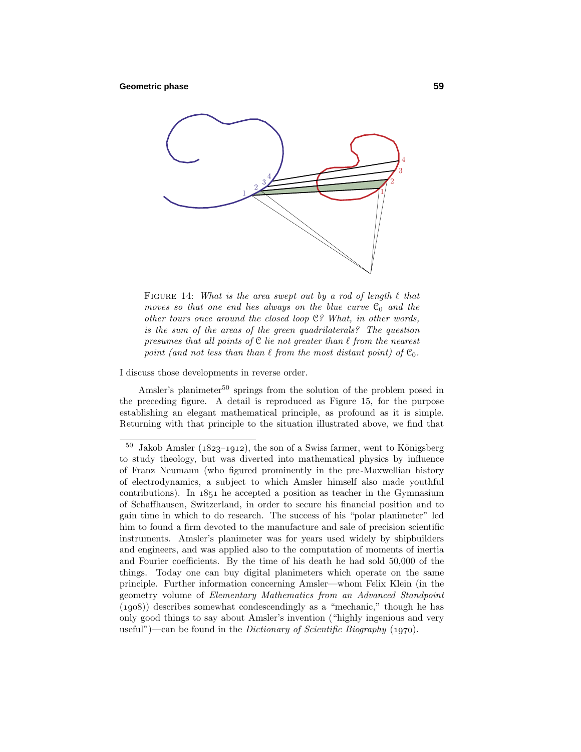FIGURE 14: *What is the area swept out by a rod of length $\ell$ that moves so that one end lies always on the blue curve $\mathcal{C}_0$ and the other tours once around the closed loop $\mathcal{C}$? What, in other words, is the sum of the areas of the green quadrilaterals? The question presumes that all points of $\mathcal{C}$ lie not greater than $\ell$ from the nearest point (and not less than than $\ell$ from the most distant point) of $\mathcal{C}_0$.*

I discuss those developments in reverse order.

Amsler's planimeter[50] springs from the solution of the problem posed in the preceding figure. A detail is reproduced as Figure 15, for the purpose establishing an elegant mathematical principle, as profound as it is simple. Returning with that principle to the situation illustrated above, we find that

---

[50] Jakob Amsler (1823–1912), the son of a Swiss farmer, went to Königsberg to study theology, but was diverted into mathematical physics by influence of Franz Neumann (who figured prominently in the pre-Maxwellian history of electrodynamics, a subject to which Amsler himself also made youthful contributions). In 1851 he accepted a position as teacher in the Gymnasium of Schaffhausen, Switzerland, in order to secure his financial position and to gain time in which to do research. The success of his "polar planimeter" led him to found a firm devoted to the manufacture and sale of precision scientific instruments. Amsler's planimeter was for years used widely by shipbuilders and engineers, and was applied also to the computation of moments of inertia and Fourier coefficients. By the time of his death he had sold 50,000 of the things. Today one can buy digital planimeters which operate on the same principle. Further information concerning Amsler—whom Felix Klein (in the geometry volume of *Elementary Mathematics from an Advanced Standpoint* (1908)) describes somewhat condescendingly as a "mechanic," though he has only good things to say about Amsler's invention ("highly ingenious and very useful")—can be found in the *Dictionary of Scientific Biography* (1970).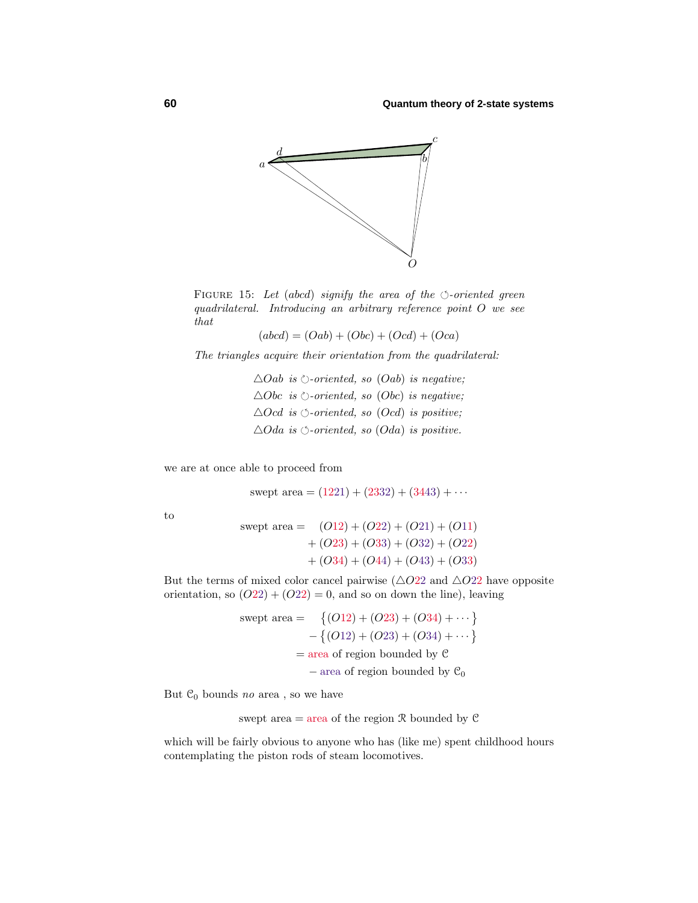FIGURE 15: *Let* $(abcd)$ *signify the area of the* ⟲*-oriented green quadrilateral. Introducing an arbitrary reference point* $O$ *we see that*

$$(abcd) = (Oab) + (Obc) + (Ocd) + (Oca)$$

*The triangles acquire their orientation from the quadrilateral:*

$\triangle Oab$ *is* ⟳*-oriented, so* $(Oab)$ *is negative;*
$\triangle Obc$ *is* ⟳*-oriented, so* $(Obc)$ *is negative;*
$\triangle Ocd$ *is* ⟲*-oriented, so* $(Ocd)$ *is positive;*
$\triangle Oda$ *is* ⟲*-oriented, so* $(Oda)$ *is positive.*

we are at once able to proceed from

$$\text{swept area} = (1221) + (2332) + (3443) + \cdots$$

to

$$\begin{aligned}\text{swept area} = \;& (O12) + (O22) + (O21) + (O11)\\ &+ (O23) + (O33) + (O32) + (O22)\\ &+ (O34) + (O44) + (O43) + (O33)\end{aligned}$$

But the terms of mixed color cancel pairwise ($\triangle O22$ and $\triangle O22$ have opposite orientation, so $(O22) + (O22) = 0$, and so on down the line), leaving

$$\begin{aligned}\text{swept area} = \;& \big\{(O12) + (O23) + (O34) + \cdots\big\}\\ &- \big\{(O12) + (O23) + (O34) + \cdots\big\}\\ =\;& \text{area of region bounded by } \mathcal{C}\\ &- \text{area of region bounded by } \mathcal{C}_0\end{aligned}$$

But $\mathcal{C}_0$ bounds *no* area , so we have

$$\text{swept area} = \text{area of the region } \mathcal{R} \text{ bounded by } \mathcal{C}$$

which will be fairly obvious to anyone who has (like me) spent childhood hours contemplating the piston rods of steam locomotives.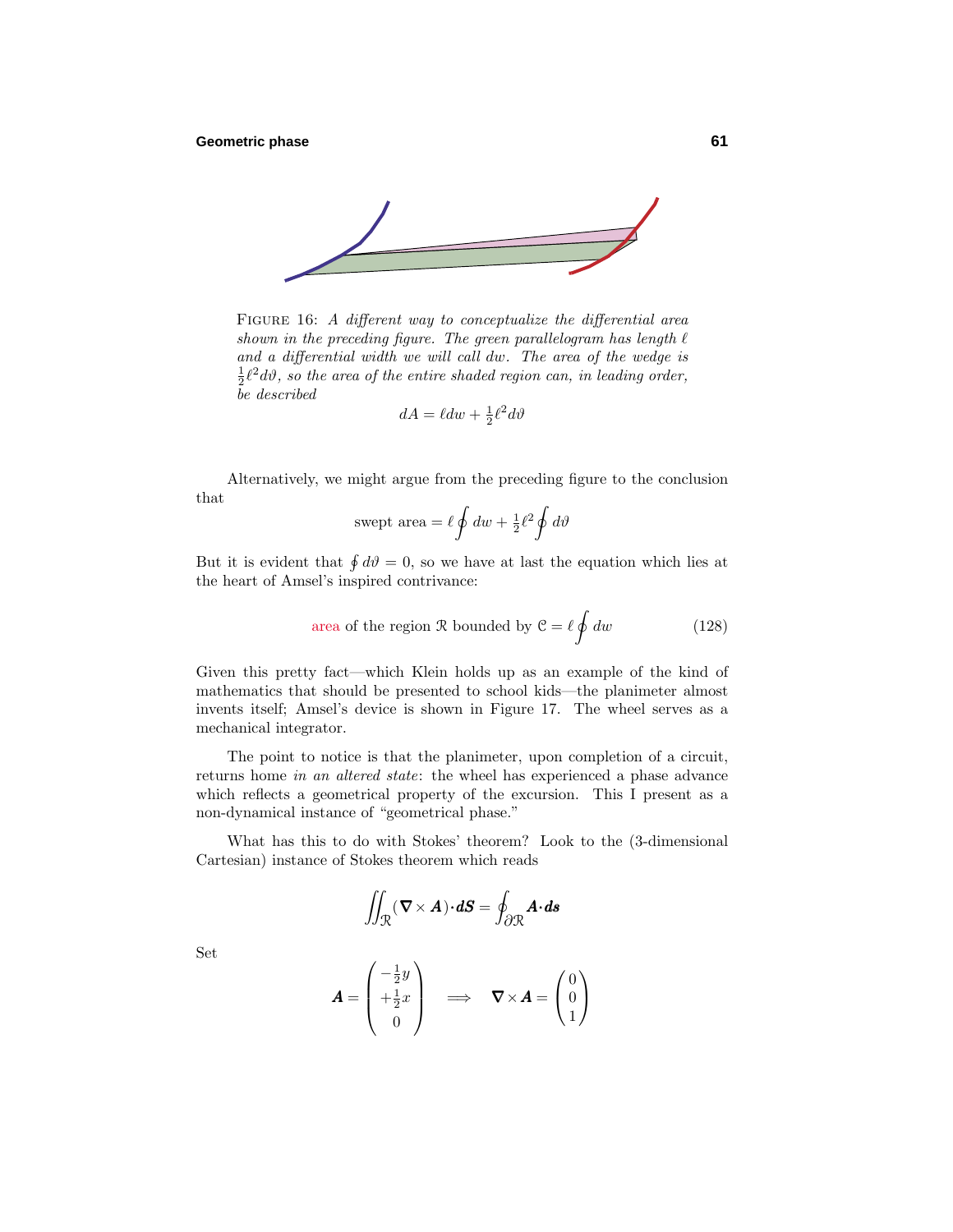FIGURE 16: *A different way to conceptualize the differential area shown in the preceding figure. The green parallelogram has length $\ell$ and a differential width we will call $dw$. The area of the wedge is $\frac{1}{2}\ell^2 d\vartheta$, so the area of the entire shaded region can, in leading order, be described*

$$dA = \ell dw + \tfrac{1}{2}\ell^2 d\vartheta$$

Alternatively, we might argue from the preceding figure to the conclusion that

$$\text{swept area} = \ell \oint dw + \tfrac{1}{2}\ell^2 \oint d\vartheta$$

But it is evident that $\oint d\vartheta = 0$, so we have at last the equation which lies at the heart of Amsel's inspired contrivance:

$$\text{area of the region } \mathcal{R} \text{ bounded by } \mathcal{C} = \ell \oint dw \tag{128}$$

Given this pretty fact—which Klein holds up as an example of the kind of mathematics that should be presented to school kids—the planimeter almost invents itself; Amsel's device is shown in Figure 17. The wheel serves as a mechanical integrator.

The point to notice is that the planimeter, upon completion of a circuit, returns home *in an altered state*: the wheel has experienced a phase advance which reflects a geometrical property of the excursion. This I present as a non-dynamical instance of "geometrical phase."

What has this to do with Stokes' theorem? Look to the (3-dimensional Cartesian) instance of Stokes theorem which reads

$$\iint_{\mathcal{R}} (\boldsymbol{\nabla} \times \boldsymbol{A}) \cdot \boldsymbol{dS} = \oint_{\partial\mathcal{R}} \boldsymbol{A} \cdot \boldsymbol{ds}$$

Set

$$\boldsymbol{A} = \begin{pmatrix} -\frac{1}{2}y \\ +\frac{1}{2}x \\ 0 \end{pmatrix} \quad \Longrightarrow \quad \boldsymbol{\nabla} \times \boldsymbol{A} = \begin{pmatrix} 0 \\ 0 \\ 1 \end{pmatrix}$$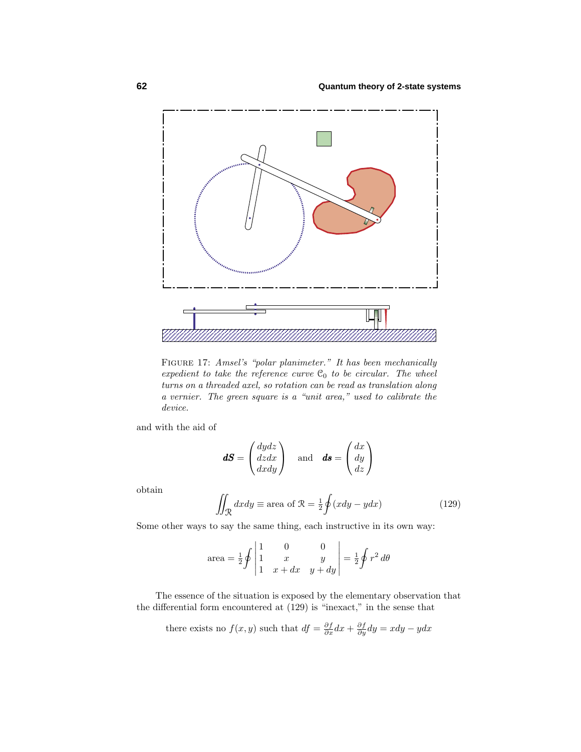FIGURE 17: *Amsel's "polar planimeter." It has been mechanically expedient to take the reference curve $\mathcal{C}_0$ to be circular. The wheel turns on a threaded axel, so rotation can be read as translation along a vernier. The green square is a "unit area," used to calibrate the device.*

and with the aid of

$$\boldsymbol{dS} = \begin{pmatrix} dydz \\ dzdx \\ dxdy \end{pmatrix} \quad \text{and} \quad \boldsymbol{ds} = \begin{pmatrix} dx \\ dy \\ dz \end{pmatrix}$$

obtain

$$\iint_{\mathcal{R}} dxdy \equiv \text{area of } \mathcal{R} = \tfrac{1}{2}\oint(xdy - ydx) \tag{129}$$

Some other ways to say the same thing, each instructive in its own way:

$$\text{area} = \tfrac{1}{2}\oint \begin{vmatrix} 1 & 0 & 0 \\ 1 & x & y \\ 1 & x+dx & y+dy \end{vmatrix} = \tfrac{1}{2}\oint r^2\,d\theta$$

The essence of the situation is exposed by the elementary observation that the differential form encountered at (129) is "inexact," in the sense that

$$\text{there exists no } f(x,y) \text{ such that } df = \tfrac{\partial f}{\partial x}dx + \tfrac{\partial f}{\partial y}dy = xdy - ydx$$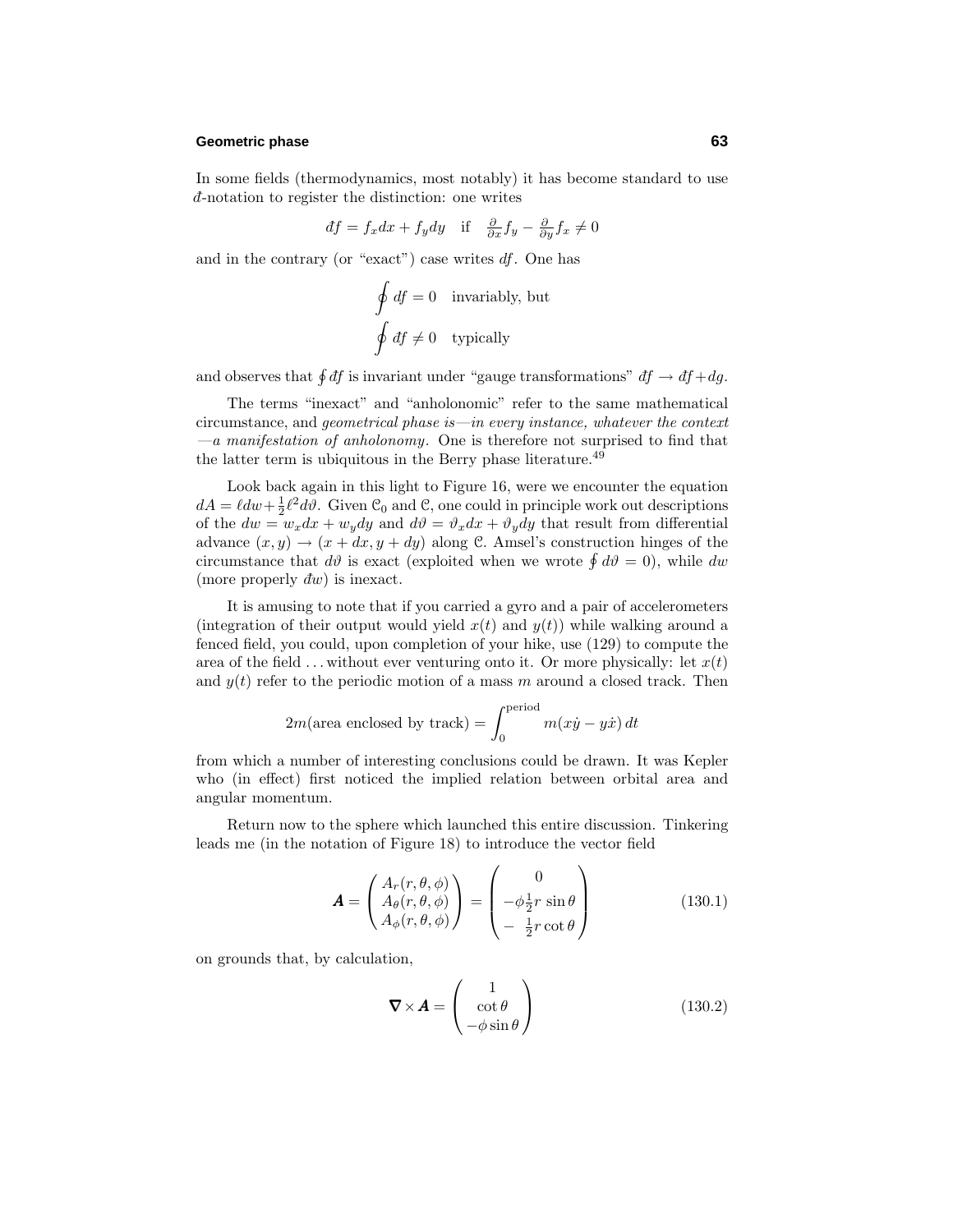In some fields (thermodynamics, most notably) it has become standard to use $đ$-notation to register the distinction: one writes

$$đf = f_x dx + f_y dy \quad \text{if} \quad \tfrac{\partial}{\partial x} f_y - \tfrac{\partial}{\partial y} f_x \neq 0$$

and in the contrary (or "exact") case writes $df$. One has

$$\begin{aligned} \oint df &= 0 \quad \text{invariably, but} \\ \oint đf &\neq 0 \quad \text{typically} \end{aligned}$$

and observes that $\oint đf$ is invariant under "gauge transformations" $đf \to đf + dg$.

The terms "inexact" and "anholonomic" refer to the same mathematical circumstance, and *geometrical phase is—in every instance, whatever the context—a manifestation of anholonomy*. One is therefore not surprised to find that the latter term is ubiquitous in the Berry phase literature.[49]

Look back again in this light to Figure 16, were we encounter the equation $dA = \ell dw + \frac{1}{2}\ell^2 d\vartheta$. Given $\mathcal{C}_0$ and $\mathcal{C}$, one could in principle work out descriptions of the $dw = w_x dx + w_y dy$ and $d\vartheta = \vartheta_x dx + \vartheta_y dy$ that result from differential advance $(x, y) \to (x + dx, y + dy)$ along $\mathcal{C}$. Amsel's construction hinges of the circumstance that $d\vartheta$ is exact (exploited when we wrote $\oint d\vartheta = 0$), while $dw$ (more properly $đw$) is inexact.

It is amusing to note that if you carried a gyro and a pair of accelerometers (integration of their output would yield $x(t)$ and $y(t)$) while walking around a fenced field, you could, upon completion of your hike, use (129) to compute the area of the field ... without ever venturing onto it. Or more physically: let $x(t)$ and $y(t)$ refer to the periodic motion of a mass $m$ around a closed track. Then

$$2m(\text{area enclosed by track}) = \int_0^{\text{period}} m(x\dot{y} - y\dot{x})\,dt$$

from which a number of interesting conclusions could be drawn. It was Kepler who (in effect) first noticed the implied relation between orbital area and angular momentum.

Return now to the sphere which launched this entire discussion. Tinkering leads me (in the notation of Figure 18) to introduce the vector field

$$\boldsymbol{A} = \begin{pmatrix} A_r(r,\theta,\phi) \\ A_\theta(r,\theta,\phi) \\ A_\phi(r,\theta,\phi) \end{pmatrix} = \begin{pmatrix} 0 \\ -\phi\frac{1}{2}r\,\sin\theta \\ -\ \frac{1}{2}r\cot\theta \end{pmatrix} \tag{130.1}$$

on grounds that, by calculation,

$$\boldsymbol{\nabla}\times\boldsymbol{A} = \begin{pmatrix} 1 \\ \cot\theta \\ -\phi\sin\theta \end{pmatrix} \tag{130.2}$$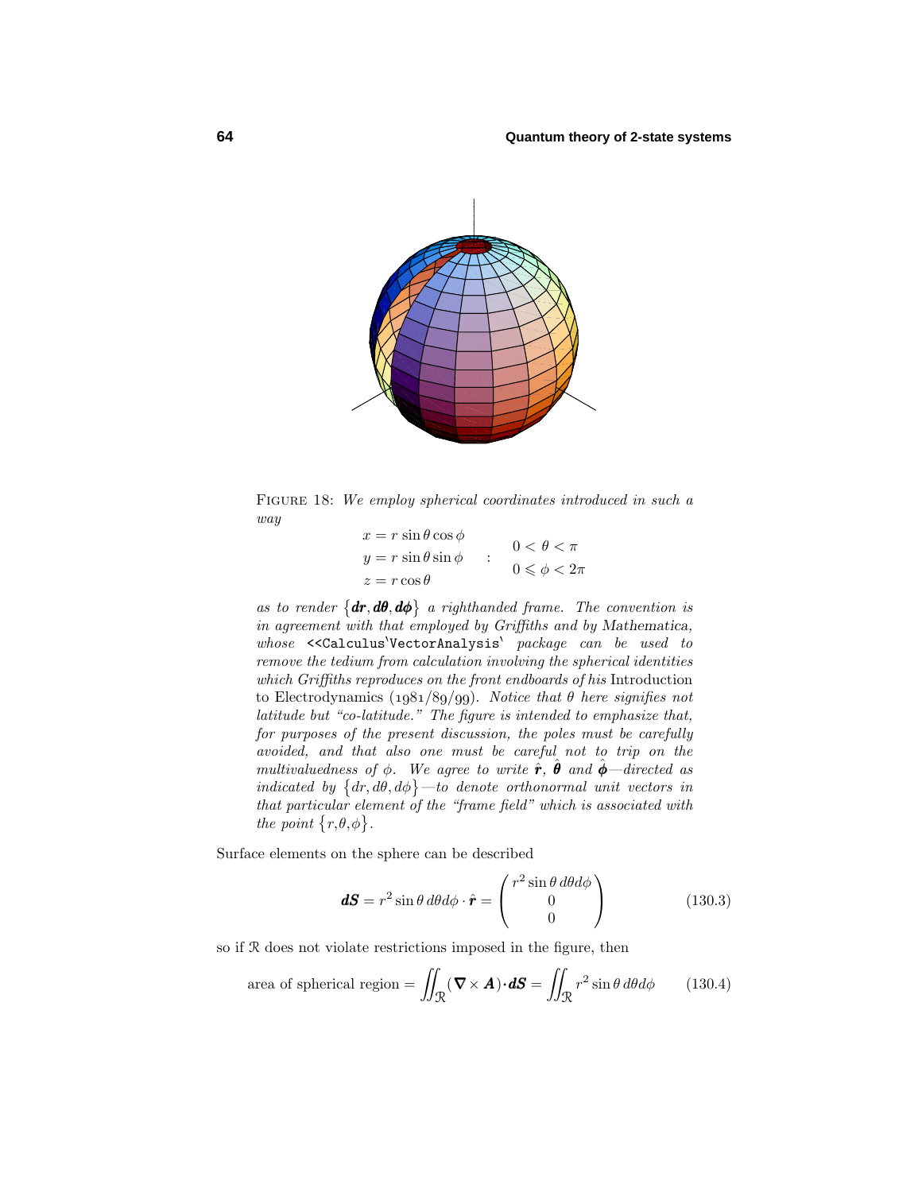FIGURE 18: *We employ spherical coordinates introduced in such a way*

$$
\begin{aligned}
x &= r\sin\theta\cos\phi \\
y &= r\sin\theta\sin\phi \\
z &= r\cos\theta
\end{aligned}
\quad : \quad
\begin{aligned}
0 &< \theta < \pi \\
0 &\leqslant \phi < 2\pi
\end{aligned}
$$

*as to render* $\{\boldsymbol{dr}, \boldsymbol{d\theta}, \boldsymbol{d\phi}\}$ *a righthanded frame. The convention is in agreement with that employed by Griffiths and by* Mathematica, *whose* `<<Calculus`VectorAnalysis`` *package can be used to remove the tedium from calculation involving the spherical identities which Griffiths reproduces on the front endboards of his* Introduction to Electrodynamics (1981/89/99). *Notice that* $\theta$ *here signifies not latitude but "co-latitude." The figure is intended to emphasize that, for purposes of the present discussion, the poles must be carefully avoided, and that also one must be careful not to trip on the multivaluedness of* $\phi$. *We agree to write* $\hat{\boldsymbol{r}}$, $\hat{\boldsymbol{\theta}}$ *and* $\hat{\boldsymbol{\phi}}$—*directed as indicated by* $\{dr, d\theta, d\phi\}$—*to denote orthonormal unit vectors in that particular element of the "frame field" which is associated with the point* $\{r,\theta,\phi\}$.

Surface elements on the sphere can be described

$$
\boldsymbol{dS} = r^2 \sin\theta\, d\theta d\phi \cdot \hat{\boldsymbol{r}} = \begin{pmatrix} r^2 \sin\theta\, d\theta d\phi \\ 0 \\ 0 \end{pmatrix} \tag{130.3}
$$

so if $\mathcal{R}$ does not violate restrictions imposed in the figure, then

$$
\text{area of spherical region} = \iint_{\mathcal{R}} (\boldsymbol{\nabla}\times\boldsymbol{A})\boldsymbol{\cdot}\boldsymbol{dS} = \iint_{\mathcal{R}} r^2 \sin\theta\, d\theta d\phi \tag{130.4}
$$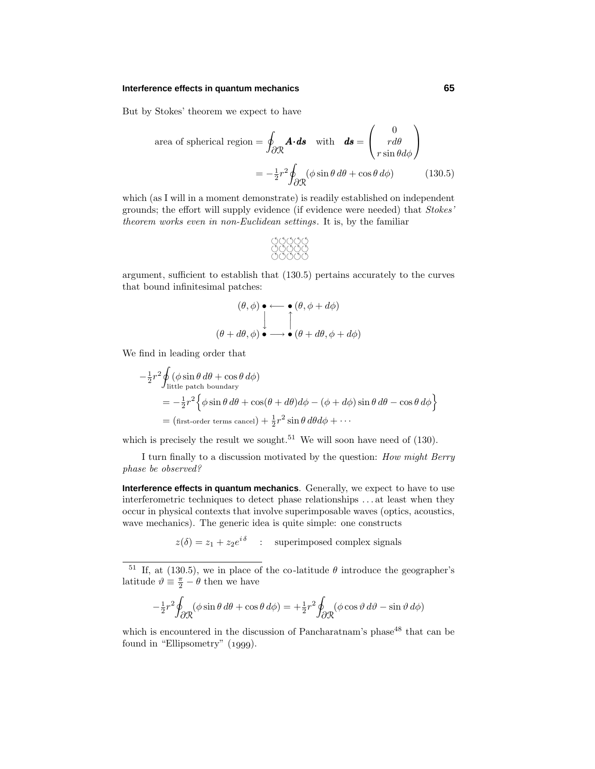But by Stokes' theorem we expect to have

$$\text{area of spherical region} = \oint_{\partial\mathcal{R}} \boldsymbol{A}\cdot d\boldsymbol{s} \quad \text{with} \quad d\boldsymbol{s} = \begin{pmatrix} 0 \\ r\,d\theta \\ r\sin\theta d\phi \end{pmatrix}$$

$$= -\tfrac{1}{2}r^2 \oint_{\partial\mathcal{R}} (\phi \sin\theta\, d\theta + \cos\theta\, d\phi) \tag{130.5}$$

which (as I will in a moment demonstrate) is readily established on independent grounds; the effort will supply evidence (if evidence were needed) that *Stokes' theorem works even in non-Euclidean settings*. It is, by the familiar

$$\begin{matrix} \circlearrowleft\circlearrowleft\circlearrowleft\circlearrowleft\circlearrowleft \\ \circlearrowleft\circlearrowleft\circlearrowleft\circlearrowleft\circlearrowleft \\ \circlearrowleft\circlearrowleft\circlearrowleft\circlearrowleft\circlearrowleft \end{matrix}$$

argument, sufficient to establish that (130.5) pertains accurately to the curves that bound infinitesimal patches:

$$\begin{array}{ccc} (\theta,\phi)\bullet & \longleftarrow & \bullet\,(\theta,\phi+d\phi) \\ \big\downarrow & & \big\uparrow \\ (\theta+d\theta,\phi)\bullet & \longrightarrow & \bullet\,(\theta+d\theta,\phi+d\phi) \end{array}$$

We find in leading order that

$$\begin{aligned} -\tfrac{1}{2}r^2 &\oint_{\text{little patch boundary}} (\phi\sin\theta\,d\theta + \cos\theta\,d\phi) \\ &= -\tfrac{1}{2}r^2\Big\{\phi\sin\theta\,d\theta + \cos(\theta+d\theta)d\phi - (\phi+d\phi)\sin\theta\,d\theta - \cos\theta\,d\phi\Big\} \\ &= \big(\text{first-order terms cancel}\big) + \tfrac{1}{2}r^2\sin\theta\,d\theta d\phi + \cdots \end{aligned}$$

which is precisely the result we sought.[51] We will soon have need of (130).

I turn finally to a discussion motivated by the question: *How might Berry phase be observed?*

**Interference effects in quantum mechanics**. Generally, we expect to have to use interferometric techniques to detect phase relationships . . . at least when they occur in physical contexts that involve superimposable waves (optics, acoustics, wave mechanics). The generic idea is quite simple: one constructs

$$z(\delta) = z_1 + z_2 e^{i\,\delta} \quad : \quad \text{superimposed complex signals}$$

---

[51] If, at (130.5), we in place of the co-latitude $\theta$ introduce the geographer's latitude $\vartheta \equiv \frac{\pi}{2} - \theta$ then we have

$$-\tfrac{1}{2}r^2\oint_{\partial\mathcal{R}}(\phi\sin\theta\,d\theta + \cos\theta\,d\phi) = +\tfrac{1}{2}r^2\oint_{\partial\mathcal{R}}(\phi\cos\vartheta\,d\vartheta - \sin\vartheta\,d\phi)$$

which is encountered in the discussion of Pancharatnam's phase[48] that can be found in "Ellipsometry" (1999).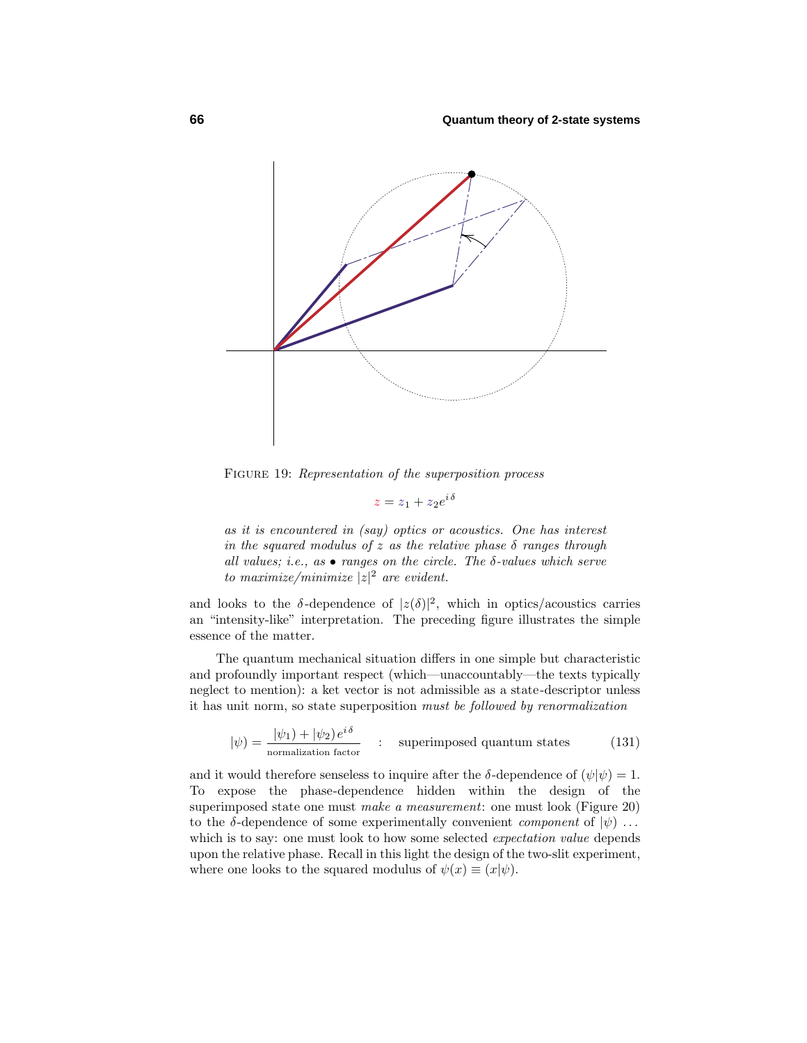FIGURE 19: *Representation of the superposition process*

$$z = z_1 + z_2 e^{i\delta}$$

*as it is encountered in (say) optics or acoustics. One has interest in the squared modulus of $z$ as the relative phase $\delta$ ranges through all values; i.e., as • ranges on the circle. The $\delta$-values which serve to maximize/minimize $|z|^2$ are evident.*

and looks to the $\delta$-dependence of $|z(\delta)|^2$, which in optics/acoustics carries an "intensity-like" interpretation. The preceding figure illustrates the simple essence of the matter.

The quantum mechanical situation differs in one simple but characteristic and profoundly important respect (which—unaccountably—the texts typically neglect to mention): a ket vector is not admissible as a state-descriptor unless it has unit norm, so state superposition *must be followed by renormalization*

$$|\psi) = \frac{|\psi_1) + |\psi_2)\, e^{i\delta}}{\text{normalization factor}} \quad : \quad \text{superimposed quantum states} \tag{131}$$

and it would therefore senseless to inquire after the $\delta$-dependence of $(\psi|\psi) = 1$. To expose the phase-dependence hidden within the design of the superimposed state one must *make a measurement*: one must look (Figure 20) to the $\delta$-dependence of some experimentally convenient *component* of $|\psi)$ ... which is to say: one must look to how some selected *expectation value* depends upon the relative phase. Recall in this light the design of the two-slit experiment, where one looks to the squared modulus of $\psi(x) \equiv (x|\psi)$.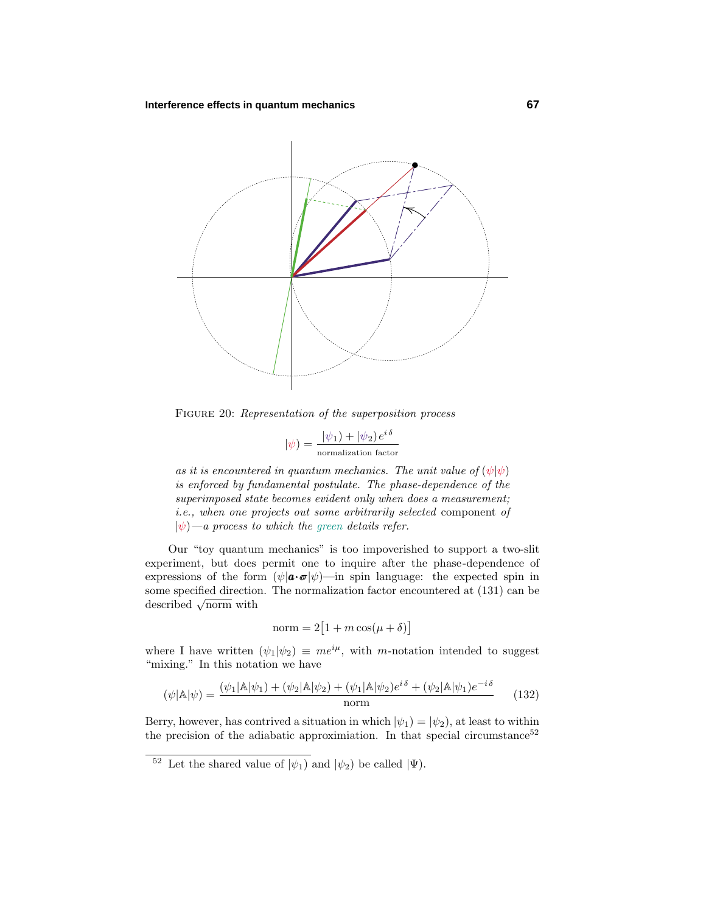FIGURE 20: *Representation of the superposition process*

$$|\psi) = \frac{|\psi_1) + |\psi_2)\,e^{i\,\delta}}{\text{normalization factor}}$$

*as it is encountered in quantum mechanics. The unit value of* $(\psi|\psi)$ *is enforced by fundamental postulate. The phase-dependence of the superimposed state becomes evident only when does a measurement; i.e., when one projects out some arbitrarily selected* component *of* $|\psi)$*—a process to which the green details refer.*

Our "toy quantum mechanics" is too impoverished to support a two-slit experiment, but does permit one to inquire after the phase-dependence of expressions of the form $(\psi|\boldsymbol{a}\cdot\boldsymbol{\sigma}|\psi)$—in spin language: the expected spin in some specified direction. The normalization factor encountered at (131) can be described $\sqrt{\text{norm}}$ with

$$\text{norm} = 2\big[1 + m\cos(\mu + \delta)\big]$$

where I have written $(\psi_1|\psi_2) \equiv me^{i\mu}$, with $m$-notation intended to suggest "mixing." In this notation we have

$$(\psi|\mathbb{A}|\psi) = \frac{(\psi_1|\mathbb{A}|\psi_1) + (\psi_2|\mathbb{A}|\psi_2) + (\psi_1|\mathbb{A}|\psi_2)e^{i\,\delta} + (\psi_2|\mathbb{A}|\psi_1)e^{-i\,\delta}}{\text{norm}} \tag{132}$$

Berry, however, has contrived a situation in which $|\psi_1) = |\psi_2)$, at least to within the precision of the adiabatic approximiation. In that special circumstance[52]

[52] Let the shared value of $|\psi_1)$ and $|\psi_2)$ be called $|\Psi)$.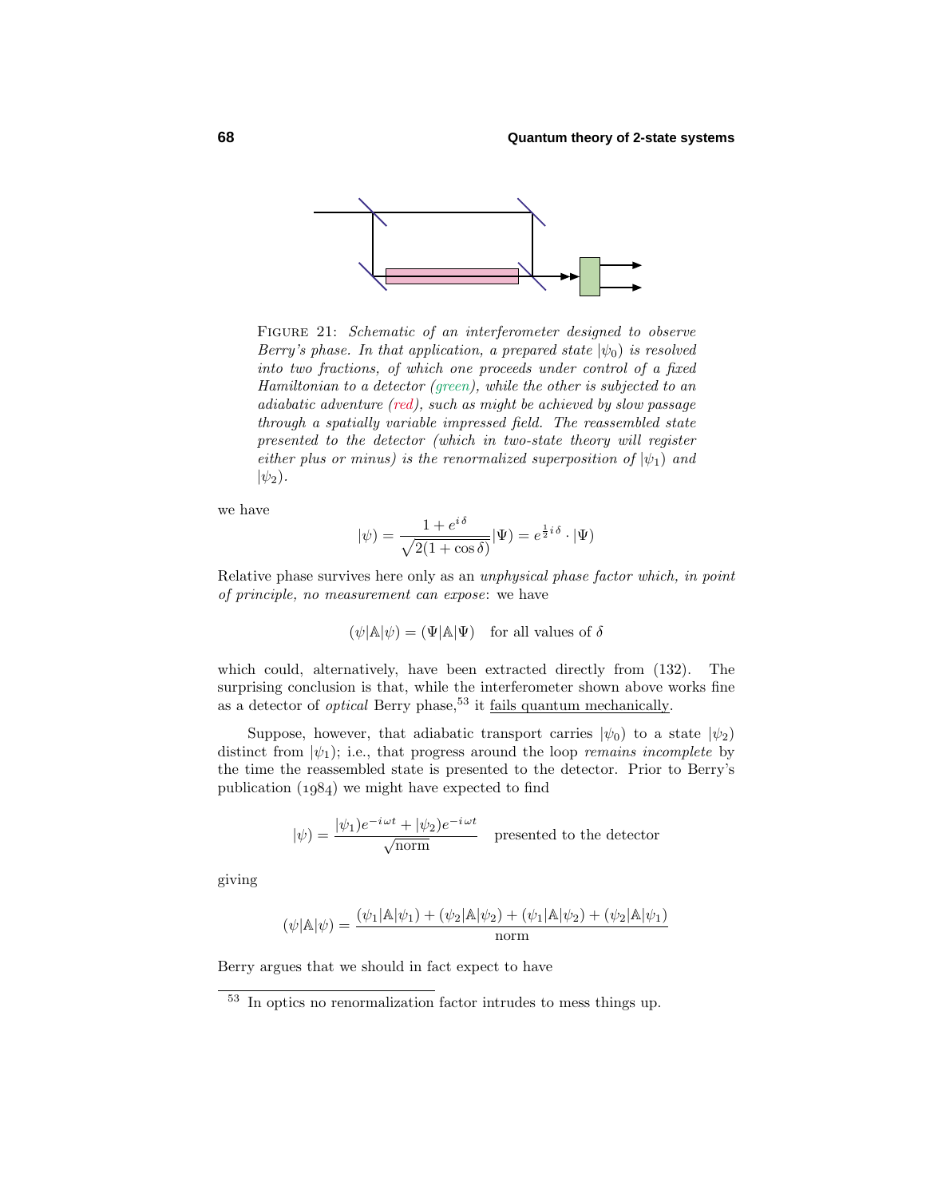FIGURE 21: *Schematic of an interferometer designed to observe Berry's phase. In that application, a prepared state $|\psi_0)$ is resolved into two fractions, of which one proceeds under control of a fixed Hamiltonian to a detector (green), while the other is subjected to an adiabatic adventure (red), such as might be achieved by slow passage through a spatially variable impressed field. The reassembled state presented to the detector (which in two-state theory will register either plus or minus) is the renormalized superposition of $|\psi_1)$ and $|\psi_2)$.*

we have

$$|\psi) = \frac{1+e^{i\,\delta}}{\sqrt{2(1+\cos\delta)}}|\Psi) = e^{\frac{1}{2}i\,\delta}\cdot|\Psi)$$

Relative phase survives here only as an *unphysical phase factor which, in point of principle, no measurement can expose*: we have

$$(\psi|\mathbb{A}|\psi) = (\Psi|\mathbb{A}|\Psi) \quad \text{for all values of } \delta$$

which could, alternatively, have been extracted directly from (132). The surprising conclusion is that, while the interferometer shown above works fine as a detector of *optical* Berry phase,[53] it fails quantum mechanically.

Suppose, however, that adiabatic transport carries $|\psi_0)$ to a state $|\psi_2)$ distinct from $|\psi_1)$; i.e., that progress around the loop *remains incomplete* by the time the reassembled state is presented to the detector. Prior to Berry's publication (1984) we might have expected to find

$$|\psi) = \frac{|\psi_1)e^{-i\,\omega t} + |\psi_2)e^{-i\,\omega t}}{\sqrt{\text{norm}}} \quad \text{presented to the detector}$$

giving

$$(\psi|\mathbb{A}|\psi) = \frac{(\psi_1|\mathbb{A}|\psi_1) + (\psi_2|\mathbb{A}|\psi_2) + (\psi_1|\mathbb{A}|\psi_2) + (\psi_2|\mathbb{A}|\psi_1)}{\text{norm}}$$

Berry argues that we should in fact expect to have

[53] In optics no renormalization factor intrudes to mess things up.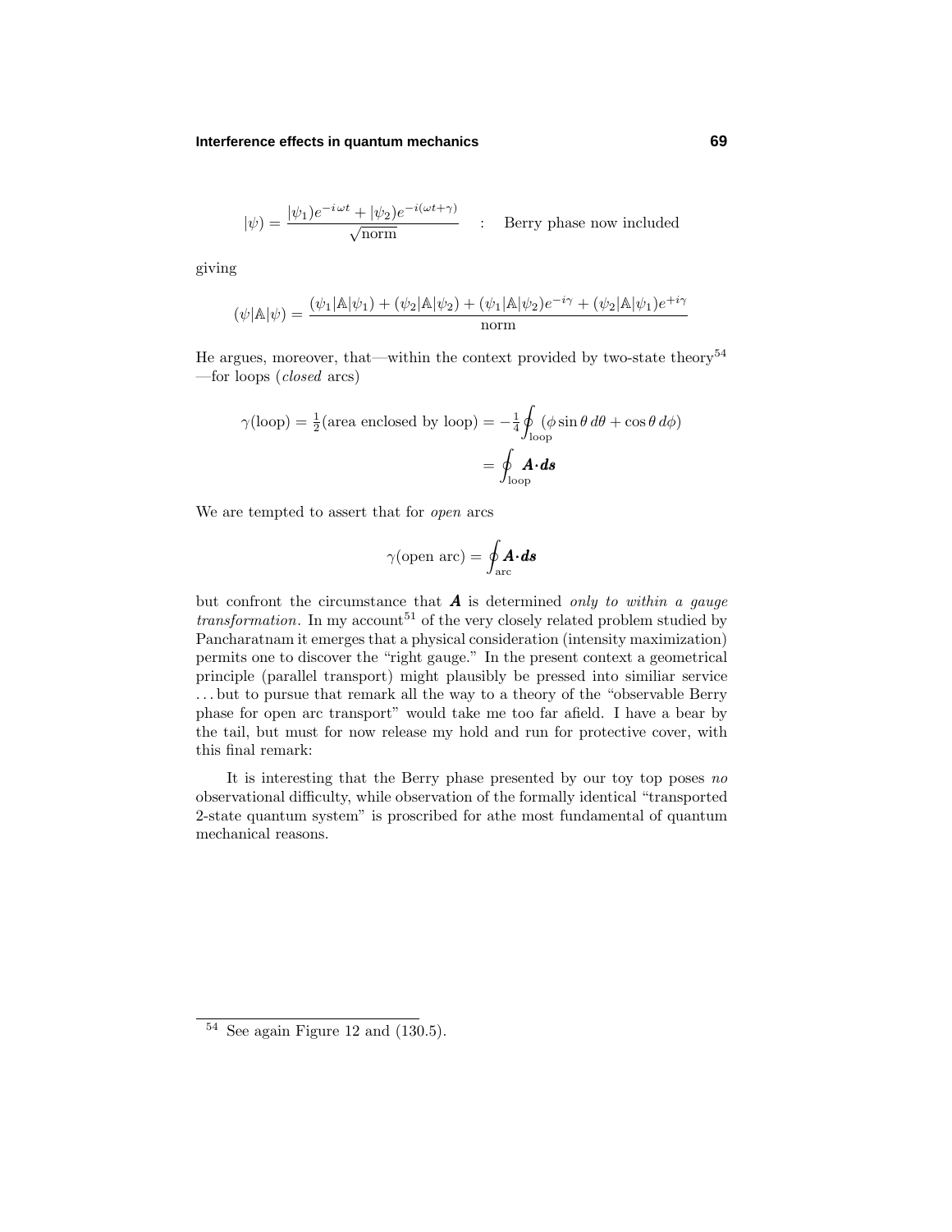$$|\psi) = \frac{|\psi_1)e^{-i\,\omega t} + |\psi_2)e^{-i(\omega t+\gamma)}}{\sqrt{\text{norm}}} \quad : \quad \text{Berry phase now included}$$

giving

$$(\psi|\mathbb{A}|\psi) = \frac{(\psi_1|\mathbb{A}|\psi_1) + (\psi_2|\mathbb{A}|\psi_2) + (\psi_1|\mathbb{A}|\psi_2)e^{-i\gamma} + (\psi_2|\mathbb{A}|\psi_1)e^{+i\gamma}}{\text{norm}}$$

He argues, moreover, that—within the context provided by two-state theory[54] —for loops (*closed* arcs)

$$\begin{aligned}\gamma(\text{loop}) = \tfrac{1}{2}(\text{area enclosed by loop}) &= -\tfrac{1}{4}\oint_{\text{loop}} (\phi \sin\theta\, d\theta + \cos\theta\, d\phi) \\ &= \oint_{\text{loop}} \boldsymbol{A}\boldsymbol{\cdot}\boldsymbol{ds}\end{aligned}$$

We are tempted to assert that for *open* arcs

$$\gamma(\text{open arc}) = \oint_{\text{arc}} \boldsymbol{A}\boldsymbol{\cdot}\boldsymbol{ds}$$

but confront the circumstance that $\boldsymbol{A}$ is determined *only to within a gauge transformation*. In my account[51] of the very closely related problem studied by Pancharatnam it emerges that a physical consideration (intensity maximization) permits one to discover the "right gauge." In the present context a geometrical principle (parallel transport) might plausibly be pressed into similiar service . . . but to pursue that remark all the way to a theory of the "observable Berry phase for open arc transport" would take me too far afield. I have a bear by the tail, but must for now release my hold and run for protective cover, with this final remark:

It is interesting that the Berry phase presented by our toy top poses *no* observational difficulty, while observation of the formally identical "transported 2-state quantum system" is proscribed for athe most fundamental of quantum mechanical reasons.

---

[54] See again Figure 12 and (130.5).